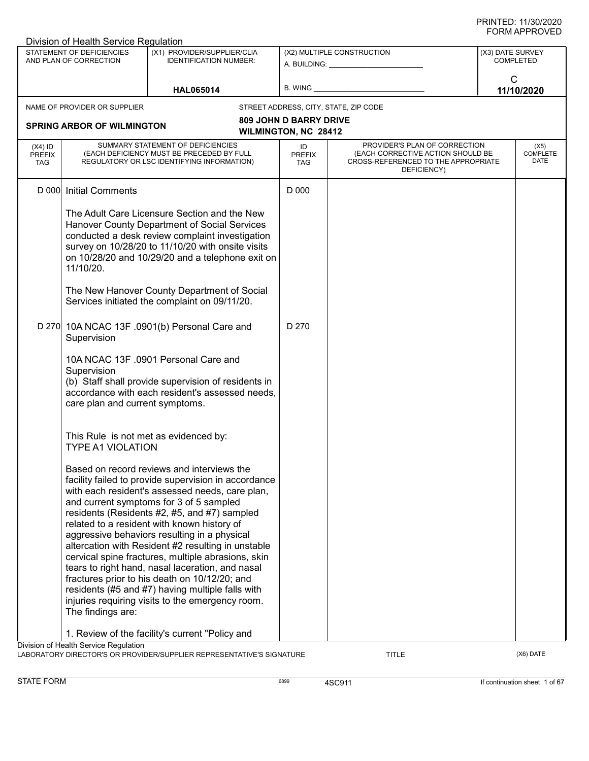PRINTED: 11/30/2020
FORM APPROVED

Division of Health Service Regulation

| STATEMENT OF DEFICIENCIES AND PLAN OF CORRECTION | (X1) PROVIDER/SUPPLIER/CLIA IDENTIFICATION NUMBER: | (X2) MULTIPLE CONSTRUCTION | (X3) DATE SURVEY COMPLETED |
|---|---|---|---|
| | HAL065014 | A. BUILDING: ______ B. WING ______ | C 11/10/2020 |

| NAME OF PROVIDER OR SUPPLIER | STREET ADDRESS, CITY, STATE, ZIP CODE |
|---|---|
| SPRING ARBOR OF WILMINGTON | 809 JOHN D BARRY DRIVE WILMINGTON, NC 28412 |

| (X4) ID PREFIX TAG | SUMMARY STATEMENT OF DEFICIENCIES (EACH DEFICIENCY MUST BE PRECEDED BY FULL REGULATORY OR LSC IDENTIFYING INFORMATION) | ID PREFIX TAG | PROVIDER'S PLAN OF CORRECTION (EACH CORRECTIVE ACTION SHOULD BE CROSS-REFERENCED TO THE APPROPRIATE DEFICIENCY) | (X5) COMPLETE DATE |
|---|---|---|---|---|
| D 000 | Initial Comments<br><br>The Adult Care Licensure Section and the New Hanover County Department of Social Services conducted a desk review complaint investigation survey on 10/28/20 to 11/10/20 with onsite visits on 10/28/20 and 10/29/20 and a telephone exit on 11/10/20.<br><br>The New Hanover County Department of Social Services initiated the complaint on 09/11/20. | D 000 | | |
| D 270 | 10A NCAC 13F .0901(b) Personal Care and Supervision<br><br>10A NCAC 13F .0901 Personal Care and Supervision<br>(b) Staff shall provide supervision of residents in accordance with each resident's assessed needs, care plan and current symptoms.<br><br>This Rule is not met as evidenced by:<br>TYPE A1 VIOLATION<br><br>Based on record reviews and interviews the facility failed to provide supervision in accordance with each resident's assessed needs, care plan, and current symptoms for 3 of 5 sampled residents (Residents #2, #5, and #7) sampled related to a resident with known history of aggressive behaviors resulting in a physical altercation with Resident #2 resulting in unstable cervical spine fractures, multiple abrasions, skin tears to right hand, nasal laceration, and nasal fractures prior to his death on 10/12/20; and residents (#5 and #7) having multiple falls with injuries requiring visits to the emergency room. The findings are:<br><br>1. Review of the facility's current "Policy and | D 270 | | |

Division of Health Service Regulation
LABORATORY DIRECTOR'S OR PROVIDER/SUPPLIER REPRESENTATIVE'S SIGNATURE | TITLE | (X6) DATE

STATE FORM 6899 4SC911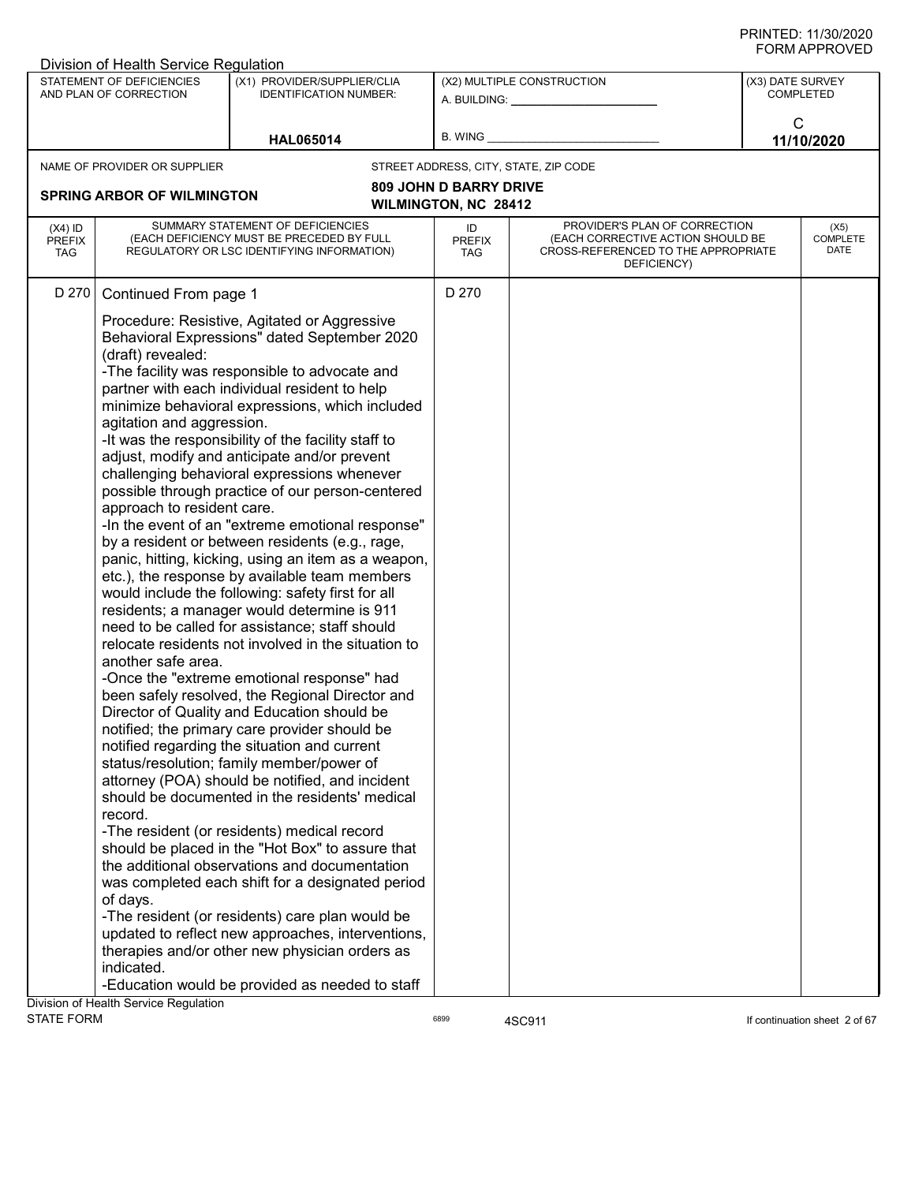PRINTED: 11/30/2020
FORM APPROVED

Division of Health Service Regulation

| STATEMENT OF DEFICIENCIES AND PLAN OF CORRECTION | (X1) PROVIDER/SUPPLIER/CLIA IDENTIFICATION NUMBER: | (X2) MULTIPLE CONSTRUCTION | (X3) DATE SURVEY COMPLETED |
|---|---|---|---|
| | HAL065014 | A. BUILDING: ______ B. WING ______ | C 11/10/2020 |

NAME OF PROVIDER OR SUPPLIER: **SPRING ARBOR OF WILMINGTON**

STREET ADDRESS, CITY, STATE, ZIP CODE: **809 JOHN D BARRY DRIVE, WILMINGTON, NC 28412**

| (X4) ID PREFIX TAG | SUMMARY STATEMENT OF DEFICIENCIES (EACH DEFICIENCY MUST BE PRECEDED BY FULL REGULATORY OR LSC IDENTIFYING INFORMATION) | ID PREFIX TAG | PROVIDER'S PLAN OF CORRECTION (EACH CORRECTIVE ACTION SHOULD BE CROSS-REFERENCED TO THE APPROPRIATE DEFICIENCY) | (X5) COMPLETE DATE |
|---|---|---|---|---|
| D 270 | Continued From page 1<br><br>Procedure: Resistive, Agitated or Aggressive Behavioral Expressions" dated September 2020 (draft) revealed:<br>-The facility was responsible to advocate and partner with each individual resident to help minimize behavioral expressions, which included agitation and aggression.<br>-It was the responsibility of the facility staff to adjust, modify and anticipate and/or prevent challenging behavioral expressions whenever possible through practice of our person-centered approach to resident care.<br>-In the event of an "extreme emotional response" by a resident or between residents (e.g., rage, panic, hitting, kicking, using an item as a weapon, etc.), the response by available team members would include the following: safety first for all residents; a manager would determine is 911 need to be called for assistance; staff should relocate residents not involved in the situation to another safe area.<br>-Once the "extreme emotional response" had been safely resolved, the Regional Director and Director of Quality and Education should be notified; the primary care provider should be notified regarding the situation and current status/resolution; family member/power of attorney (POA) should be notified, and incident should be documented in the residents' medical record.<br>-The resident (or residents) medical record should be placed in the "Hot Box" to assure that the additional observations and documentation was completed each shift for a designated period of days.<br>-The resident (or residents) care plan would be updated to reflect new approaches, interventions, therapies and/or other new physician orders as indicated.<br>-Education would be provided as needed to staff | D 270 | | |

Division of Health Service Regulation
STATE FORM 6899 4SC911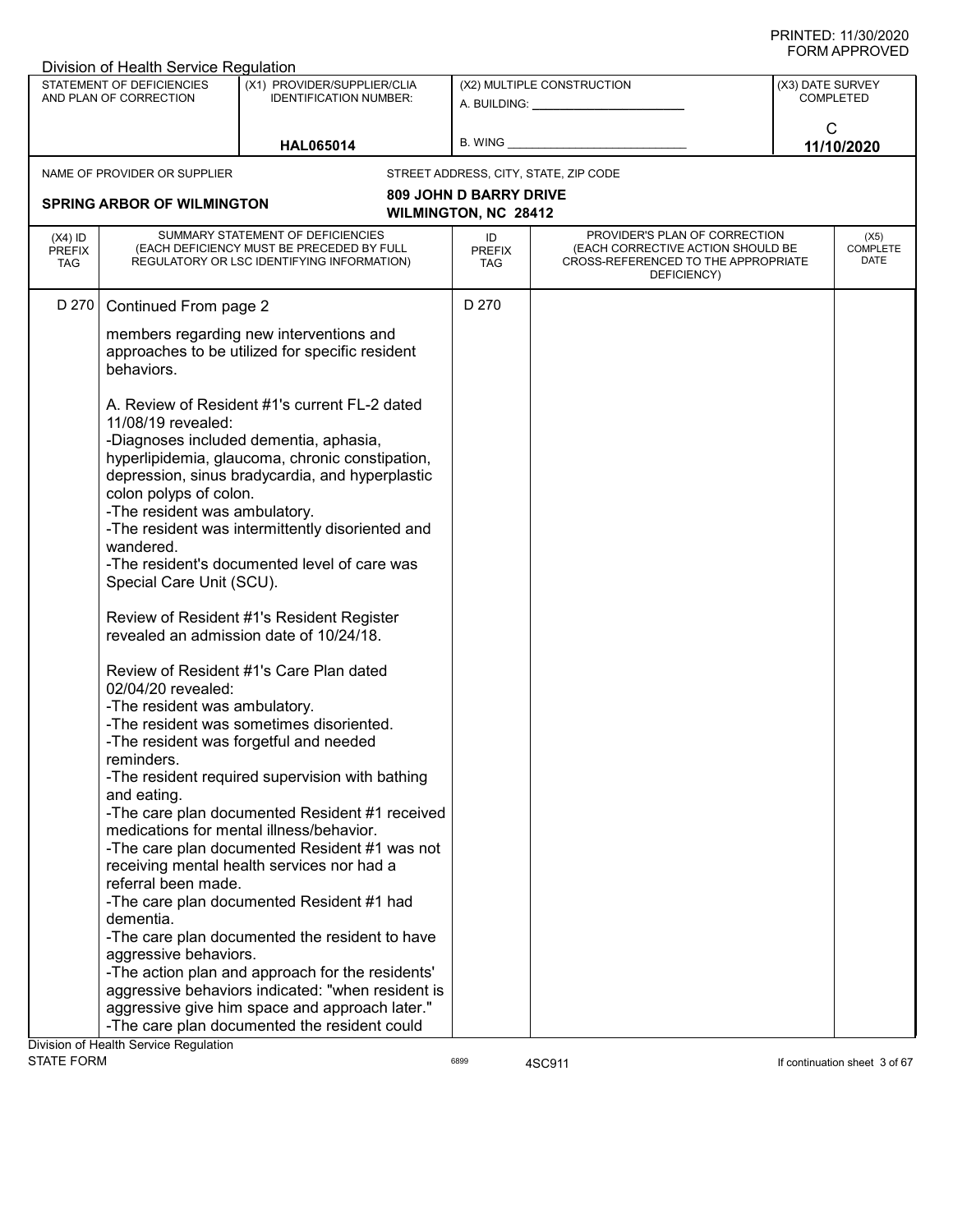Division of Health Service Regulation

| STATEMENT OF DEFICIENCIES AND PLAN OF CORRECTION | (X1) PROVIDER/SUPPLIER/CLIA IDENTIFICATION NUMBER: | (X2) MULTIPLE CONSTRUCTION | (X3) DATE SURVEY COMPLETED |
|---|---|---|---|
| | HAL065014 | A. BUILDING: ______ B. WING ______ | C 11/10/2020 |

NAME OF PROVIDER OR SUPPLIER: **SPRING ARBOR OF WILMINGTON**

STREET ADDRESS, CITY, STATE, ZIP CODE: **809 JOHN D BARRY DRIVE, WILMINGTON, NC 28412**

| (X4) ID PREFIX TAG | SUMMARY STATEMENT OF DEFICIENCIES (EACH DEFICIENCY MUST BE PRECEDED BY FULL REGULATORY OR LSC IDENTIFYING INFORMATION) | ID PREFIX TAG | PROVIDER'S PLAN OF CORRECTION (EACH CORRECTIVE ACTION SHOULD BE CROSS-REFERENCED TO THE APPROPRIATE DEFICIENCY) | (X5) COMPLETE DATE |
|---|---|---|---|---|
| D 270 | Continued From page 2 | D 270 | | |

members regarding new interventions and approaches to be utilized for specific resident behaviors.

A. Review of Resident #1's current FL-2 dated 11/08/19 revealed:
-Diagnoses included dementia, aphasia, hyperlipidemia, glaucoma, chronic constipation, depression, sinus bradycardia, and hyperplastic colon polyps of colon.
-The resident was ambulatory.
-The resident was intermittently disoriented and wandered.
-The resident's documented level of care was Special Care Unit (SCU).

Review of Resident #1's Resident Register revealed an admission date of 10/24/18.

Review of Resident #1's Care Plan dated 02/04/20 revealed:
-The resident was ambulatory.
-The resident was sometimes disoriented.
-The resident was forgetful and needed reminders.
-The resident required supervision with bathing and eating.
-The care plan documented Resident #1 received medications for mental illness/behavior.
-The care plan documented Resident #1 was not receiving mental health services nor had a referral been made.
-The care plan documented Resident #1 had dementia.
-The care plan documented the resident to have aggressive behaviors.
-The action plan and approach for the residents' aggressive behaviors indicated: "when resident is aggressive give him space and approach later."
-The care plan documented the resident could

Division of Health Service Regulation
STATE FORM 6899 4SC911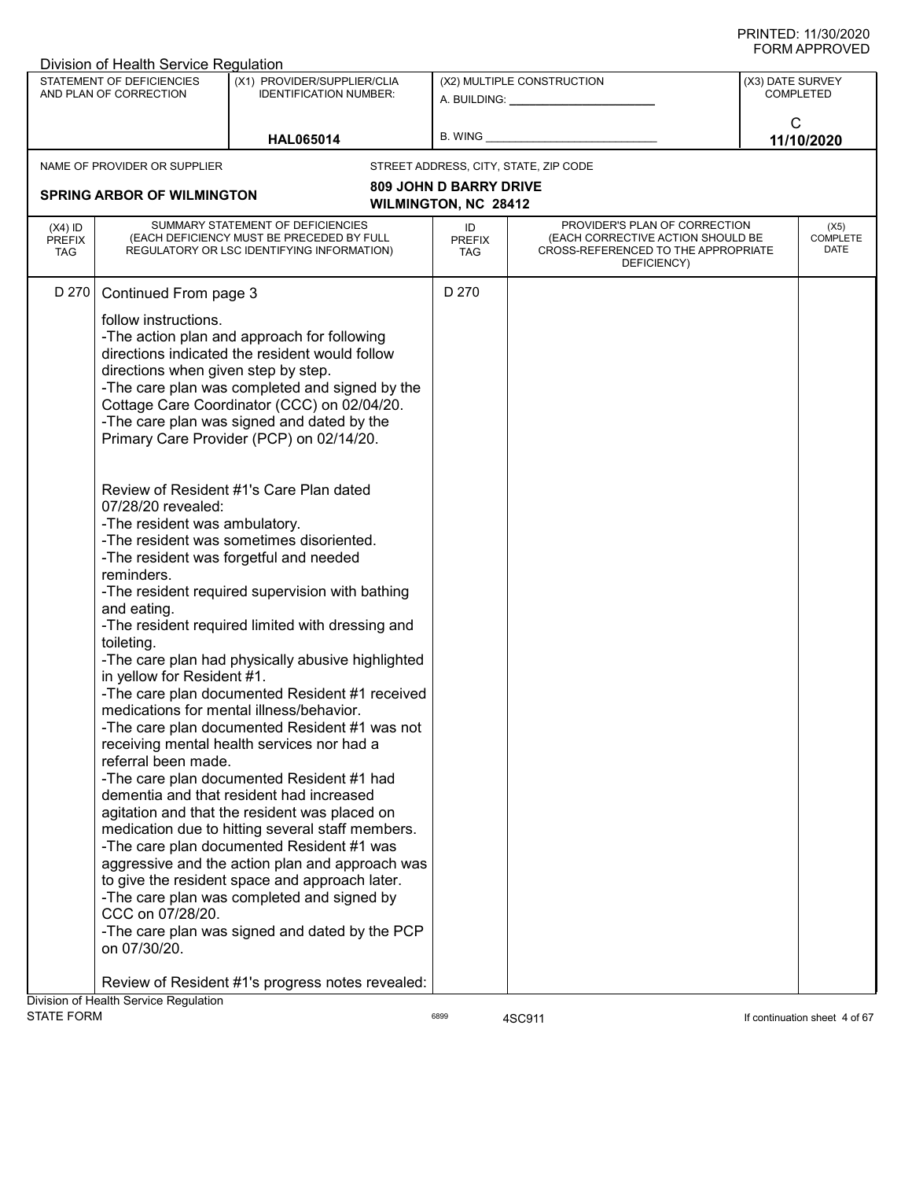Division of Health Service Regulation

| STATEMENT OF DEFICIENCIES AND PLAN OF CORRECTION | (X1) PROVIDER/SUPPLIER/CLIA IDENTIFICATION NUMBER: | (X2) MULTIPLE CONSTRUCTION | (X3) DATE SURVEY COMPLETED |
|---|---|---|---|
| | HAL065014 | A. BUILDING: ______ B. WING ______ | C 11/10/2020 |

| NAME OF PROVIDER OR SUPPLIER | STREET ADDRESS, CITY, STATE, ZIP CODE |
|---|---|
| SPRING ARBOR OF WILMINGTON | 809 JOHN D BARRY DRIVE WILMINGTON, NC 28412 |

| (X4) ID PREFIX TAG | SUMMARY STATEMENT OF DEFICIENCIES (EACH DEFICIENCY MUST BE PRECEDED BY FULL REGULATORY OR LSC IDENTIFYING INFORMATION) | ID PREFIX TAG | PROVIDER'S PLAN OF CORRECTION (EACH CORRECTIVE ACTION SHOULD BE CROSS-REFERENCED TO THE APPROPRIATE DEFICIENCY) | (X5) COMPLETE DATE |
|---|---|---|---|---|
| D 270 | Continued From page 3 | D 270 | | |

follow instructions.
-The action plan and approach for following directions indicated the resident would follow directions when given step by step.
-The care plan was completed and signed by the Cottage Care Coordinator (CCC) on 02/04/20.
-The care plan was signed and dated by the Primary Care Provider (PCP) on 02/14/20.

Review of Resident #1's Care Plan dated 07/28/20 revealed:
-The resident was ambulatory.
-The resident was sometimes disoriented.
-The resident was forgetful and needed reminders.
-The resident required supervision with bathing and eating.
-The resident required limited with dressing and toileting.
-The care plan had physically abusive highlighted in yellow for Resident #1.
-The care plan documented Resident #1 received medications for mental illness/behavior.
-The care plan documented Resident #1 was not receiving mental health services nor had a referral been made.
-The care plan documented Resident #1 had dementia and that resident had increased agitation and that the resident was placed on medication due to hitting several staff members.
-The care plan documented Resident #1 was aggressive and the action plan and approach was to give the resident space and approach later.
-The care plan was completed and signed by CCC on 07/28/20.
-The care plan was signed and dated by the PCP on 07/30/20.

Review of Resident #1's progress notes revealed:

Division of Health Service Regulation
STATE FORM 6899 4SC911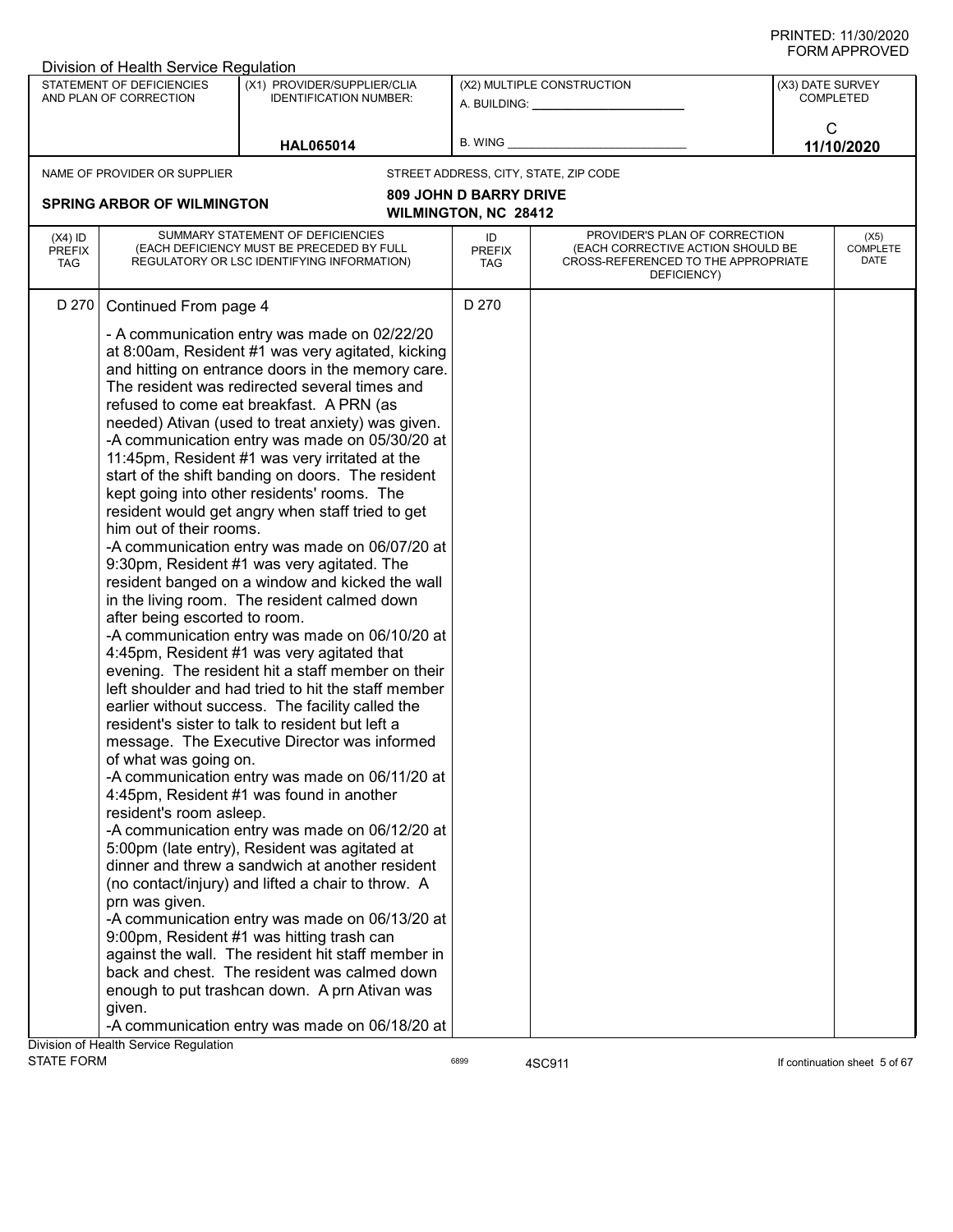Division of Health Service Regulation

| STATEMENT OF DEFICIENCIES AND PLAN OF CORRECTION | (X1) PROVIDER/SUPPLIER/CLIA IDENTIFICATION NUMBER: | (X2) MULTIPLE CONSTRUCTION | (X3) DATE SURVEY COMPLETED |
|---|---|---|---|
| | HAL065014 | A. BUILDING: ______ B. WING ______ | C 11/10/2020 |

NAME OF PROVIDER OR SUPPLIER: **SPRING ARBOR OF WILMINGTON**

STREET ADDRESS, CITY, STATE, ZIP CODE: **809 JOHN D BARRY DRIVE, WILMINGTON, NC 28412**

| (X4) ID PREFIX TAG | SUMMARY STATEMENT OF DEFICIENCIES (EACH DEFICIENCY MUST BE PRECEDED BY FULL REGULATORY OR LSC IDENTIFYING INFORMATION) | ID PREFIX TAG | PROVIDER'S PLAN OF CORRECTION (EACH CORRECTIVE ACTION SHOULD BE CROSS-REFERENCED TO THE APPROPRIATE DEFICIENCY) | (X5) COMPLETE DATE |
|---|---|---|---|---|
| D 270 | Continued From page 4<br><br>- A communication entry was made on 02/22/20 at 8:00am, Resident #1 was very agitated, kicking and hitting on entrance doors in the memory care. The resident was redirected several times and refused to come eat breakfast. A PRN (as needed) Ativan (used to treat anxiety) was given.<br>-A communication entry was made on 05/30/20 at 11:45pm, Resident #1 was very irritated at the start of the shift banding on doors. The resident kept going into other residents' rooms. The resident would get angry when staff tried to get him out of their rooms.<br>-A communication entry was made on 06/07/20 at 9:30pm, Resident #1 was very agitated. The resident banged on a window and kicked the wall in the living room. The resident calmed down after being escorted to room.<br>-A communication entry was made on 06/10/20 at 4:45pm, Resident #1 was very agitated that evening. The resident hit a staff member on their left shoulder and had tried to hit the staff member earlier without success. The facility called the resident's sister to talk to resident but left a message. The Executive Director was informed of what was going on.<br>-A communication entry was made on 06/11/20 at 4:45pm, Resident #1 was found in another resident's room asleep.<br>-A communication entry was made on 06/12/20 at 5:00pm (late entry), Resident was agitated at dinner and threw a sandwich at another resident (no contact/injury) and lifted a chair to throw. A prn was given.<br>-A communication entry was made on 06/13/20 at 9:00pm, Resident #1 was hitting trash can against the wall. The resident hit staff member in back and chest. The resident was calmed down enough to put trashcan down. A prn Ativan was given.<br>-A communication entry was made on 06/18/20 at | D 270 | | |

Division of Health Service Regulation

STATE FORM 6899 4SC911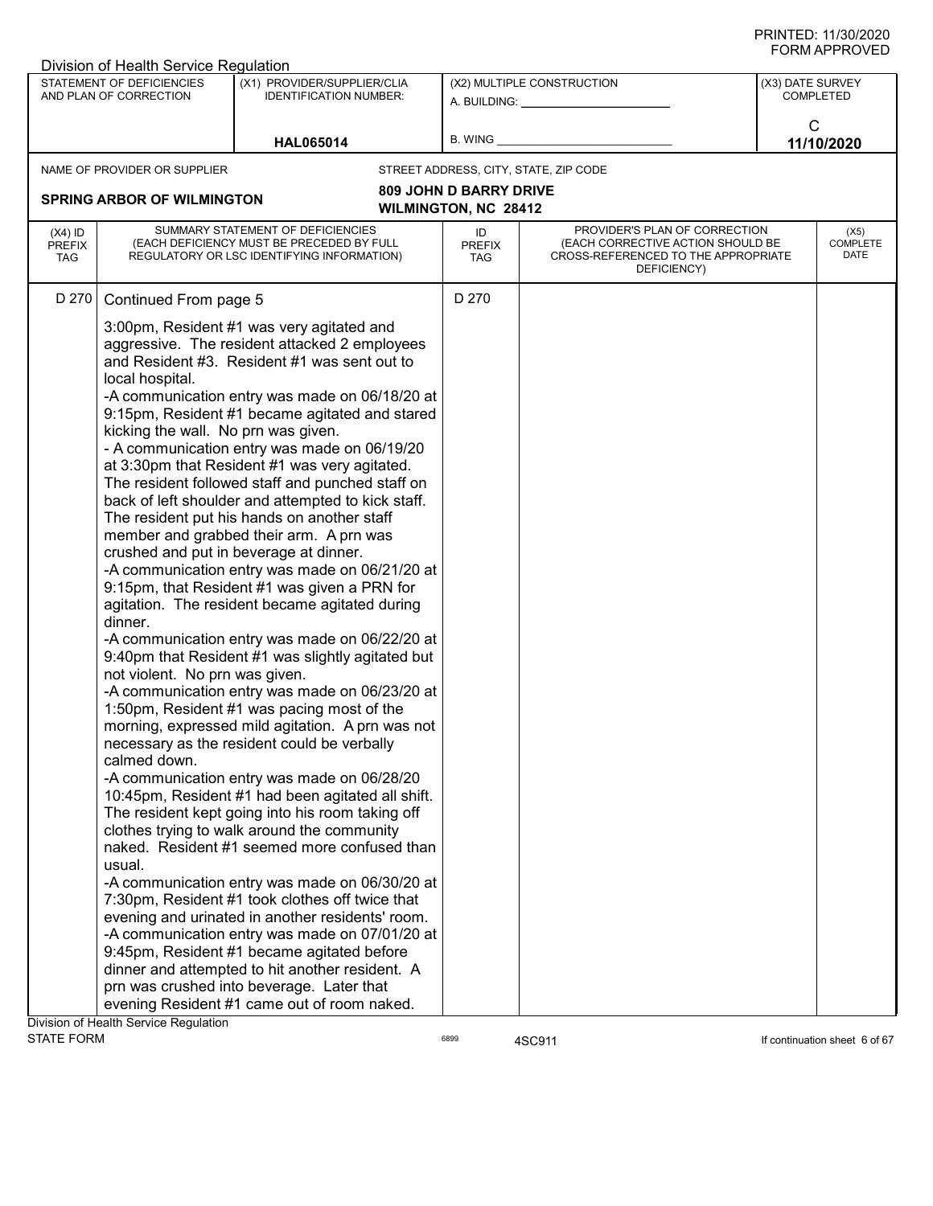Division of Health Service Regulation

| STATEMENT OF DEFICIENCIES AND PLAN OF CORRECTION | (X1) PROVIDER/SUPPLIER/CLIA IDENTIFICATION NUMBER: | (X2) MULTIPLE CONSTRUCTION | (X3) DATE SURVEY COMPLETED |
|---|---|---|---|
| | HAL065014 | A. BUILDING: ______ B. WING ______ | C 11/10/2020 |

NAME OF PROVIDER OR SUPPLIER: **SPRING ARBOR OF WILMINGTON**

STREET ADDRESS, CITY, STATE, ZIP CODE: **809 JOHN D BARRY DRIVE WILMINGTON, NC 28412**

| (X4) ID PREFIX TAG | SUMMARY STATEMENT OF DEFICIENCIES (EACH DEFICIENCY MUST BE PRECEDED BY FULL REGULATORY OR LSC IDENTIFYING INFORMATION) | ID PREFIX TAG | PROVIDER'S PLAN OF CORRECTION (EACH CORRECTIVE ACTION SHOULD BE CROSS-REFERENCED TO THE APPROPRIATE DEFICIENCY) | (X5) COMPLETE DATE |
|---|---|---|---|---|
| D 270 | Continued From page 5<br><br>3:00pm, Resident #1 was very agitated and aggressive. The resident attacked 2 employees and Resident #3. Resident #1 was sent out to local hospital.<br>-A communication entry was made on 06/18/20 at 9:15pm, Resident #1 became agitated and stared kicking the wall. No prn was given.<br>- A communication entry was made on 06/19/20 at 3:30pm that Resident #1 was very agitated. The resident followed staff and punched staff on back of left shoulder and attempted to kick staff. The resident put his hands on another staff member and grabbed their arm. A prn was crushed and put in beverage at dinner.<br>-A communication entry was made on 06/21/20 at 9:15pm, that Resident #1 was given a PRN for agitation. The resident became agitated during dinner.<br>-A communication entry was made on 06/22/20 at 9:40pm that Resident #1 was slightly agitated but not violent. No prn was given.<br>-A communication entry was made on 06/23/20 at 1:50pm, Resident #1 was pacing most of the morning, expressed mild agitation. A prn was not necessary as the resident could be verbally calmed down.<br>-A communication entry was made on 06/28/20 10:45pm, Resident #1 had been agitated all shift. The resident kept going into his room taking off clothes trying to walk around the community naked. Resident #1 seemed more confused than usual.<br>-A communication entry was made on 06/30/20 at 7:30pm, Resident #1 took clothes off twice that evening and urinated in another residents' room.<br>-A communication entry was made on 07/01/20 at 9:45pm, Resident #1 became agitated before dinner and attempted to hit another resident. A prn was crushed into beverage. Later that evening Resident #1 came out of room naked. | D 270 | | |

Division of Health Service Regulation
STATE FORM 6899 4SC911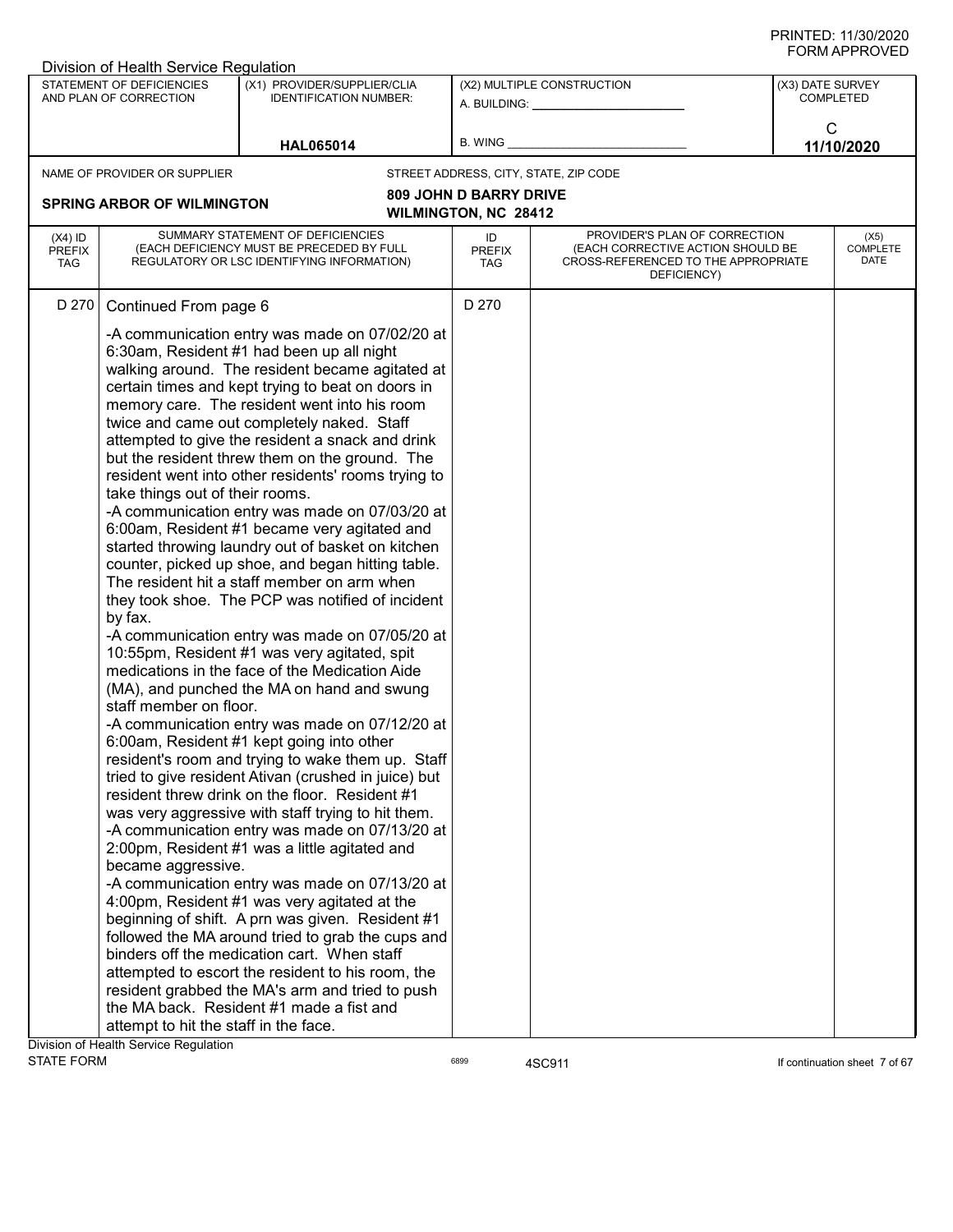Division of Health Service Regulation

| STATEMENT OF DEFICIENCIES AND PLAN OF CORRECTION | (X1) PROVIDER/SUPPLIER/CLIA IDENTIFICATION NUMBER: | (X2) MULTIPLE CONSTRUCTION | (X3) DATE SURVEY COMPLETED |
|---|---|---|---|
| | HAL065014 | A. BUILDING: ______ B. WING ______ | C 11/10/2020 |

NAME OF PROVIDER OR SUPPLIER: **SPRING ARBOR OF WILMINGTON**

STREET ADDRESS, CITY, STATE, ZIP CODE: **809 JOHN D BARRY DRIVE, WILMINGTON, NC 28412**

| (X4) ID PREFIX TAG | SUMMARY STATEMENT OF DEFICIENCIES (EACH DEFICIENCY MUST BE PRECEDED BY FULL REGULATORY OR LSC IDENTIFYING INFORMATION) | ID PREFIX TAG | PROVIDER'S PLAN OF CORRECTION (EACH CORRECTIVE ACTION SHOULD BE CROSS-REFERENCED TO THE APPROPRIATE DEFICIENCY) | (X5) COMPLETE DATE |
|---|---|---|---|---|
| D 270 | Continued From page 6 | D 270 | | |

-A communication entry was made on 07/02/20 at 6:30am, Resident #1 had been up all night walking around. The resident became agitated at certain times and kept trying to beat on doors in memory care. The resident went into his room twice and came out completely naked. Staff attempted to give the resident a snack and drink but the resident threw them on the ground. The resident went into other residents' rooms trying to take things out of their rooms.
-A communication entry was made on 07/03/20 at 6:00am, Resident #1 became very agitated and started throwing laundry out of basket on kitchen counter, picked up shoe, and began hitting table. The resident hit a staff member on arm when they took shoe. The PCP was notified of incident by fax.
-A communication entry was made on 07/05/20 at 10:55pm, Resident #1 was very agitated, spit medications in the face of the Medication Aide (MA), and punched the MA on hand and swung staff member on floor.
-A communication entry was made on 07/12/20 at 6:00am, Resident #1 kept going into other resident's room and trying to wake them up. Staff tried to give resident Ativan (crushed in juice) but resident threw drink on the floor. Resident #1 was very aggressive with staff trying to hit them.
-A communication entry was made on 07/13/20 at 2:00pm, Resident #1 was a little agitated and became aggressive.
-A communication entry was made on 07/13/20 at 4:00pm, Resident #1 was very agitated at the beginning of shift. A prn was given. Resident #1 followed the MA around tried to grab the cups and binders off the medication cart. When staff attempted to escort the resident to his room, the resident grabbed the MA's arm and tried to push the MA back. Resident #1 made a fist and attempt to hit the staff in the face.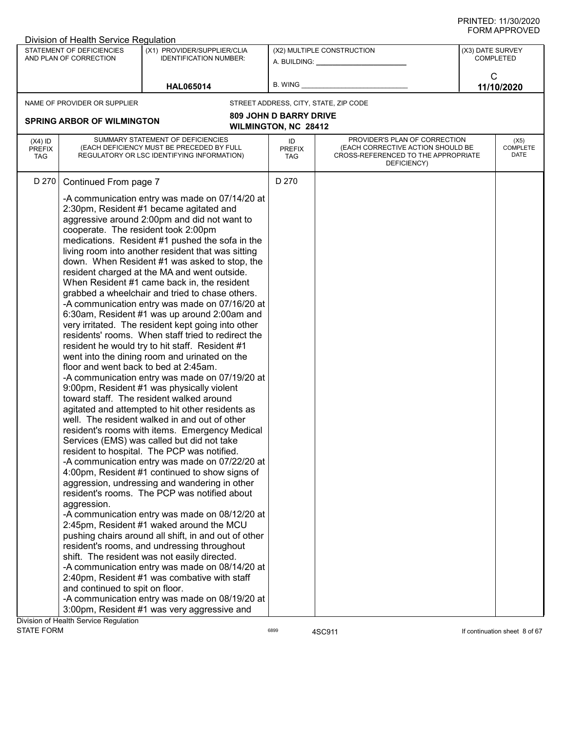PRINTED: 11/30/2020
FORM APPROVED

Division of Health Service Regulation

| STATEMENT OF DEFICIENCIES AND PLAN OF CORRECTION | (X1) PROVIDER/SUPPLIER/CLIA IDENTIFICATION NUMBER: | (X2) MULTIPLE CONSTRUCTION | (X3) DATE SURVEY COMPLETED |
|---|---|---|---|
| | HAL065014 | A. BUILDING: ______ B. WING ______ | C 11/10/2020 |

| NAME OF PROVIDER OR SUPPLIER | STREET ADDRESS, CITY, STATE, ZIP CODE |
|---|---|
| SPRING ARBOR OF WILMINGTON | 809 JOHN D BARRY DRIVE WILMINGTON, NC 28412 |

| (X4) ID PREFIX TAG | SUMMARY STATEMENT OF DEFICIENCIES (EACH DEFICIENCY MUST BE PRECEDED BY FULL REGULATORY OR LSC IDENTIFYING INFORMATION) | ID PREFIX TAG | PROVIDER'S PLAN OF CORRECTION (EACH CORRECTIVE ACTION SHOULD BE CROSS-REFERENCED TO THE APPROPRIATE DEFICIENCY) | (X5) COMPLETE DATE |
|---|---|---|---|---|
| D 270 | Continued From page 7 | D 270 | | |

-A communication entry was made on 07/14/20 at 2:30pm, Resident #1 became agitated and aggressive around 2:00pm and did not want to cooperate. The resident took 2:00pm medications. Resident #1 pushed the sofa in the living room into another resident that was sitting down. When Resident #1 was asked to stop, the resident charged at the MA and went outside. When Resident #1 came back in, the resident grabbed a wheelchair and tried to chase others.
-A communication entry was made on 07/16/20 at 6:30am, Resident #1 was up around 2:00am and very irritated. The resident kept going into other residents' rooms. When staff tried to redirect the resident he would try to hit staff. Resident #1 went into the dining room and urinated on the floor and went back to bed at 2:45am.
-A communication entry was made on 07/19/20 at 9:00pm, Resident #1 was physically violent toward staff. The resident walked around agitated and attempted to hit other residents as well. The resident walked in and out of other resident's rooms with items. Emergency Medical Services (EMS) was called but did not take resident to hospital. The PCP was notified.
-A communication entry was made on 07/22/20 at 4:00pm, Resident #1 continued to show signs of aggression, undressing and wandering in other resident's rooms. The PCP was notified about aggression.
-A communication entry was made on 08/12/20 at 2:45pm, Resident #1 waked around the MCU pushing chairs around all shift, in and out of other resident's rooms, and undressing throughout shift. The resident was not easily directed.
-A communication entry was made on 08/14/20 at 2:40pm, Resident #1 was combative with staff and continued to spit on floor.
-A communication entry was made on 08/19/20 at 3:00pm, Resident #1 was very aggressive and

Division of Health Service Regulation
STATE FORM 6899 4SC911 If continuation sheet 8 of 67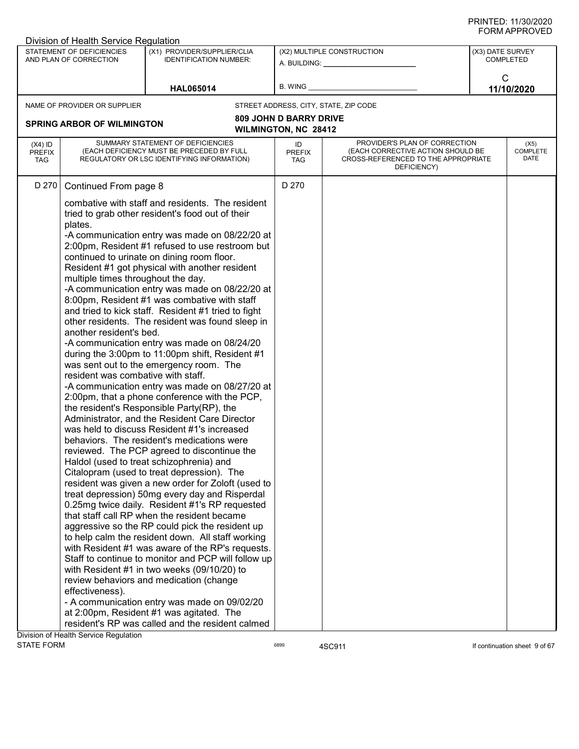Division of Health Service Regulation

| STATEMENT OF DEFICIENCIES AND PLAN OF CORRECTION | (X1) PROVIDER/SUPPLIER/CLIA IDENTIFICATION NUMBER: | (X2) MULTIPLE CONSTRUCTION | (X3) DATE SURVEY COMPLETED |
|---|---|---|---|
| | HAL065014 | A. BUILDING: ______ B. WING ______ | C 11/10/2020 |

NAME OF PROVIDER OR SUPPLIER: **SPRING ARBOR OF WILMINGTON**

STREET ADDRESS, CITY, STATE, ZIP CODE: **809 JOHN D BARRY DRIVE, WILMINGTON, NC 28412**

| (X4) ID PREFIX TAG | SUMMARY STATEMENT OF DEFICIENCIES (EACH DEFICIENCY MUST BE PRECEDED BY FULL REGULATORY OR LSC IDENTIFYING INFORMATION) | ID PREFIX TAG | PROVIDER'S PLAN OF CORRECTION (EACH CORRECTIVE ACTION SHOULD BE CROSS-REFERENCED TO THE APPROPRIATE DEFICIENCY) | (X5) COMPLETE DATE |
|---|---|---|---|---|
| D 270 | Continued From page 8 | D 270 | | |

combative with staff and residents. The resident tried to grab other resident's food out of their plates.

-A communication entry was made on 08/22/20 at 2:00pm, Resident #1 refused to use restroom but continued to urinate on dining room floor. Resident #1 got physical with another resident multiple times throughout the day.

-A communication entry was made on 08/22/20 at 8:00pm, Resident #1 was combative with staff and tried to kick staff. Resident #1 tried to fight other residents. The resident was found sleep in another resident's bed.

-A communication entry was made on 08/24/20 during the 3:00pm to 11:00pm shift, Resident #1 was sent out to the emergency room. The resident was combative with staff.

-A communication entry was made on 08/27/20 at 2:00pm, that a phone conference with the PCP, the resident's Responsible Party(RP), the Administrator, and the Resident Care Director was held to discuss Resident #1's increased behaviors. The resident's medications were reviewed. The PCP agreed to discontinue the Haldol (used to treat schizophrenia) and Citalopram (used to treat depression). The resident was given a new order for Zoloft (used to treat depression) 50mg every day and Risperdal 0.25mg twice daily. Resident #1's RP requested that staff call RP when the resident became aggressive so the RP could pick the resident up to help calm the resident down. All staff working with Resident #1 was aware of the RP's requests. Staff to continue to monitor and PCP will follow up with Resident #1 in two weeks (09/10/20) to review behaviors and medication (change effectiveness).

- A communication entry was made on 09/02/20 at 2:00pm, Resident #1 was agitated. The resident's RP was called and the resident calmed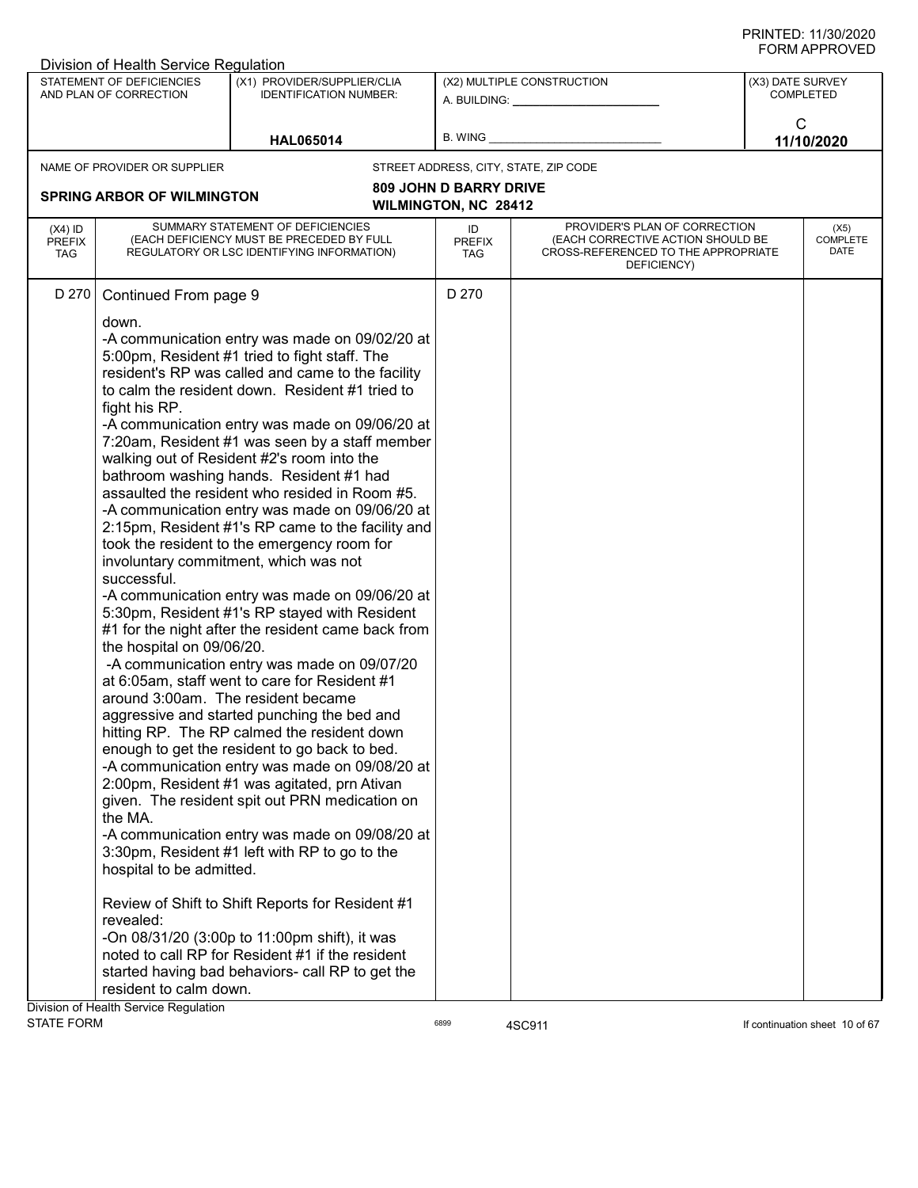PRINTED: 11/30/2020
FORM APPROVED

Division of Health Service Regulation

| STATEMENT OF DEFICIENCIES AND PLAN OF CORRECTION | (X1) PROVIDER/SUPPLIER/CLIA IDENTIFICATION NUMBER: | (X2) MULTIPLE CONSTRUCTION | (X3) DATE SURVEY COMPLETED |
|---|---|---|---|
| | HAL065014 | A. BUILDING: ______ B. WING ______ | C 11/10/2020 |

NAME OF PROVIDER OR SUPPLIER: **SPRING ARBOR OF WILMINGTON**

STREET ADDRESS, CITY, STATE, ZIP CODE: **809 JOHN D BARRY DRIVE, WILMINGTON, NC 28412**

| (X4) ID PREFIX TAG | SUMMARY STATEMENT OF DEFICIENCIES (EACH DEFICIENCY MUST BE PRECEDED BY FULL REGULATORY OR LSC IDENTIFYING INFORMATION) | ID PREFIX TAG | PROVIDER'S PLAN OF CORRECTION (EACH CORRECTIVE ACTION SHOULD BE CROSS-REFERENCED TO THE APPROPRIATE DEFICIENCY) | (X5) COMPLETE DATE |
|---|---|---|---|---|
| D 270 | Continued From page 9 | D 270 | | |

down.
-A communication entry was made on 09/02/20 at 5:00pm, Resident #1 tried to fight staff. The resident's RP was called and came to the facility to calm the resident down. Resident #1 tried to fight his RP.
-A communication entry was made on 09/06/20 at 7:20am, Resident #1 was seen by a staff member walking out of Resident #2's room into the bathroom washing hands. Resident #1 had assaulted the resident who resided in Room #5.
-A communication entry was made on 09/06/20 at 2:15pm, Resident #1's RP came to the facility and took the resident to the emergency room for involuntary commitment, which was not successful.
-A communication entry was made on 09/06/20 at 5:30pm, Resident #1's RP stayed with Resident #1 for the night after the resident came back from the hospital on 09/06/20.
-A communication entry was made on 09/07/20 at 6:05am, staff went to care for Resident #1 around 3:00am. The resident became aggressive and started punching the bed and hitting RP. The RP calmed the resident down enough to get the resident to go back to bed.
-A communication entry was made on 09/08/20 at 2:00pm, Resident #1 was agitated, prn Ativan given. The resident spit out PRN medication on the MA.
-A communication entry was made on 09/08/20 at 3:30pm, Resident #1 left with RP to go to the hospital to be admitted.

Review of Shift to Shift Reports for Resident #1 revealed:
-On 08/31/20 (3:00p to 11:00pm shift), it was noted to call RP for Resident #1 if the resident started having bad behaviors- call RP to get the resident to calm down.

Division of Health Service Regulation
STATE FORM 6899 4SC911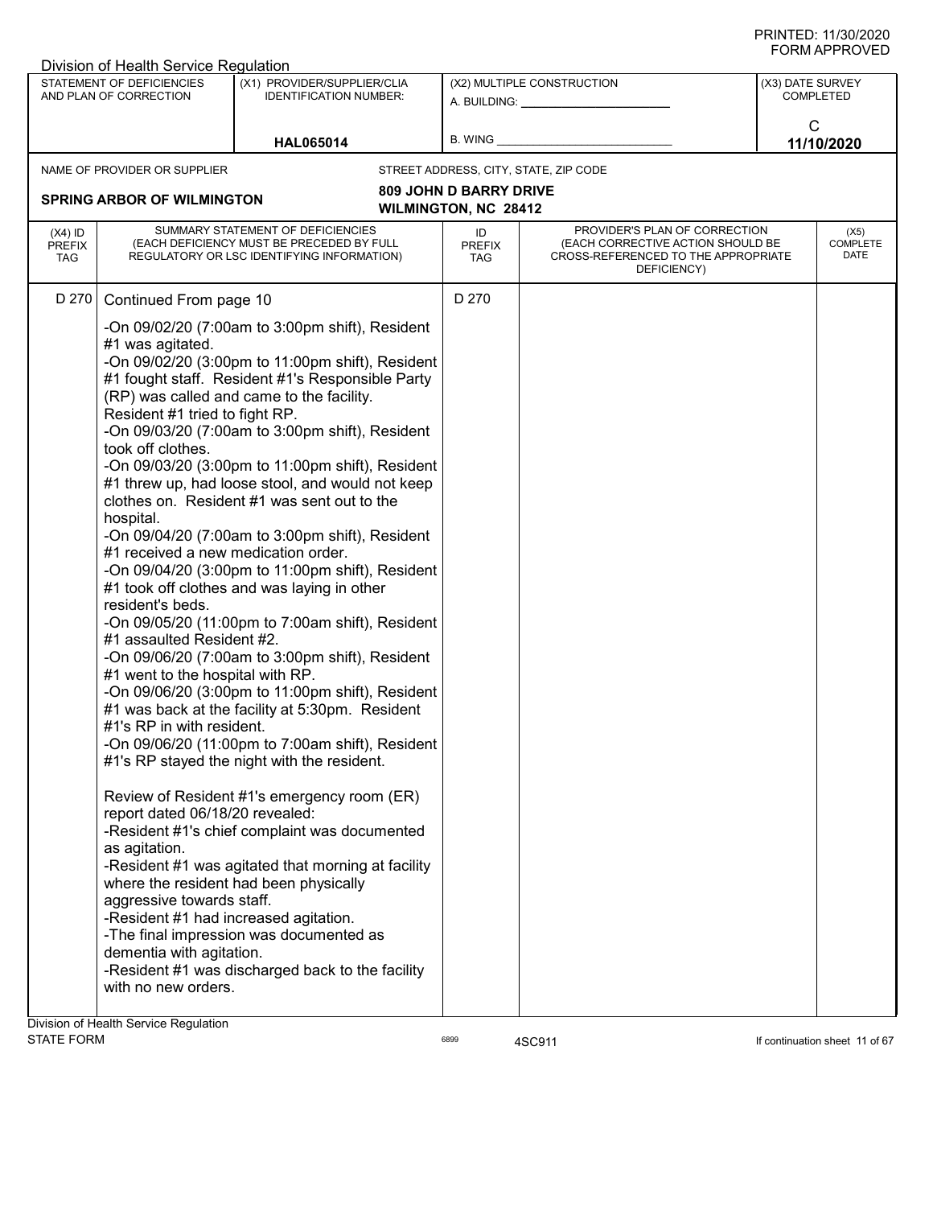Division of Health Service Regulation

| STATEMENT OF DEFICIENCIES AND PLAN OF CORRECTION | (X1) PROVIDER/SUPPLIER/CLIA IDENTIFICATION NUMBER: | (X2) MULTIPLE CONSTRUCTION | (X3) DATE SURVEY COMPLETED |
|---|---|---|---|
| | HAL065014 | A. BUILDING: ______ B. WING ______ | C 11/10/2020 |

NAME OF PROVIDER OR SUPPLIER: **SPRING ARBOR OF WILMINGTON**

STREET ADDRESS, CITY, STATE, ZIP CODE: **809 JOHN D BARRY DRIVE WILMINGTON, NC 28412**

| (X4) ID PREFIX TAG | SUMMARY STATEMENT OF DEFICIENCIES (EACH DEFICIENCY MUST BE PRECEDED BY FULL REGULATORY OR LSC IDENTIFYING INFORMATION) | ID PREFIX TAG | PROVIDER'S PLAN OF CORRECTION (EACH CORRECTIVE ACTION SHOULD BE CROSS-REFERENCED TO THE APPROPRIATE DEFICIENCY) | (X5) COMPLETE DATE |
|---|---|---|---|---|
| D 270 | Continued From page 10 | D 270 | | |

-On 09/02/20 (7:00am to 3:00pm shift), Resident #1 was agitated.
-On 09/02/20 (3:00pm to 11:00pm shift), Resident #1 fought staff. Resident #1's Responsible Party (RP) was called and came to the facility. Resident #1 tried to fight RP.
-On 09/03/20 (7:00am to 3:00pm shift), Resident took off clothes.
-On 09/03/20 (3:00pm to 11:00pm shift), Resident #1 threw up, had loose stool, and would not keep clothes on. Resident #1 was sent out to the hospital.
-On 09/04/20 (7:00am to 3:00pm shift), Resident #1 received a new medication order.
-On 09/04/20 (3:00pm to 11:00pm shift), Resident #1 took off clothes and was laying in other resident's beds.
-On 09/05/20 (11:00pm to 7:00am shift), Resident #1 assaulted Resident #2.
-On 09/06/20 (7:00am to 3:00pm shift), Resident #1 went to the hospital with RP.
-On 09/06/20 (3:00pm to 11:00pm shift), Resident #1 was back at the facility at 5:30pm. Resident #1's RP in with resident.
-On 09/06/20 (11:00pm to 7:00am shift), Resident #1's RP stayed the night with the resident.

Review of Resident #1's emergency room (ER) report dated 06/18/20 revealed:
-Resident #1's chief complaint was documented as agitation.
-Resident #1 was agitated that morning at facility where the resident had been physically aggressive towards staff.
-Resident #1 had increased agitation.
-The final impression was documented as dementia with agitation.
-Resident #1 was discharged back to the facility with no new orders.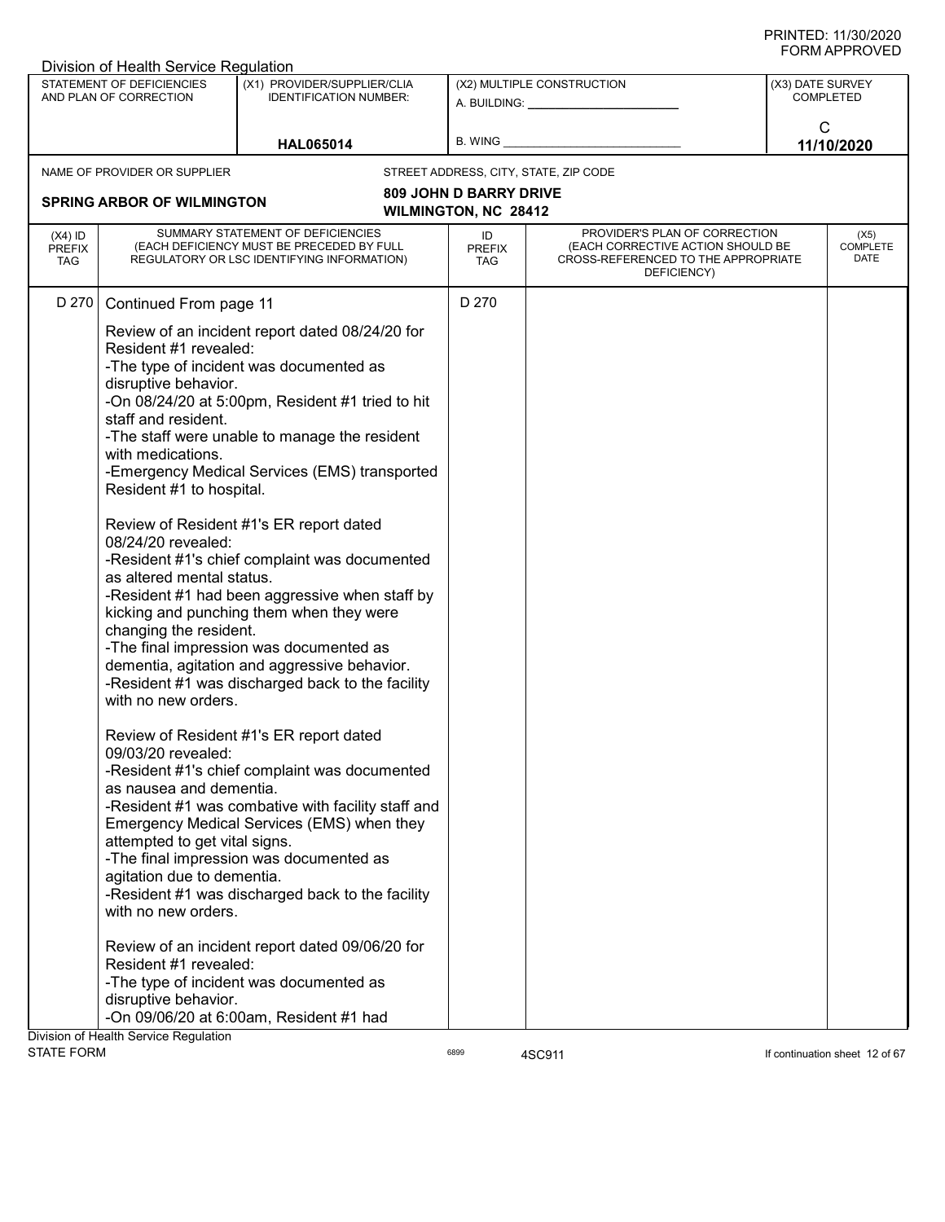Division of Health Service Regulation

| STATEMENT OF DEFICIENCIES AND PLAN OF CORRECTION | (X1) PROVIDER/SUPPLIER/CLIA IDENTIFICATION NUMBER: | (X2) MULTIPLE CONSTRUCTION | (X3) DATE SURVEY COMPLETED |
|---|---|---|---|
| | HAL065014 | A. BUILDING: ______ B. WING ______ | C 11/10/2020 |

NAME OF PROVIDER OR SUPPLIER: **SPRING ARBOR OF WILMINGTON**

STREET ADDRESS, CITY, STATE, ZIP CODE: **809 JOHN D BARRY DRIVE, WILMINGTON, NC 28412**

| (X4) ID PREFIX TAG | SUMMARY STATEMENT OF DEFICIENCIES (EACH DEFICIENCY MUST BE PRECEDED BY FULL REGULATORY OR LSC IDENTIFYING INFORMATION) | ID PREFIX TAG | PROVIDER'S PLAN OF CORRECTION (EACH CORRECTIVE ACTION SHOULD BE CROSS-REFERENCED TO THE APPROPRIATE DEFICIENCY) | (X5) COMPLETE DATE |
|---|---|---|---|---|
| D 270 | Continued From page 11 | D 270 | | |

Review of an incident report dated 08/24/20 for Resident #1 revealed:
-The type of incident was documented as disruptive behavior.
-On 08/24/20 at 5:00pm, Resident #1 tried to hit staff and resident.
-The staff were unable to manage the resident with medications.
-Emergency Medical Services (EMS) transported Resident #1 to hospital.

Review of Resident #1's ER report dated 08/24/20 revealed:
-Resident #1's chief complaint was documented as altered mental status.
-Resident #1 had been aggressive when staff by kicking and punching them when they were changing the resident.
-The final impression was documented as dementia, agitation and aggressive behavior.
-Resident #1 was discharged back to the facility with no new orders.

Review of Resident #1's ER report dated 09/03/20 revealed:
-Resident #1's chief complaint was documented as nausea and dementia.
-Resident #1 was combative with facility staff and Emergency Medical Services (EMS) when they attempted to get vital signs.
-The final impression was documented as agitation due to dementia.
-Resident #1 was discharged back to the facility with no new orders.

Review of an incident report dated 09/06/20 for Resident #1 revealed:
-The type of incident was documented as disruptive behavior.
-On 09/06/20 at 6:00am, Resident #1 had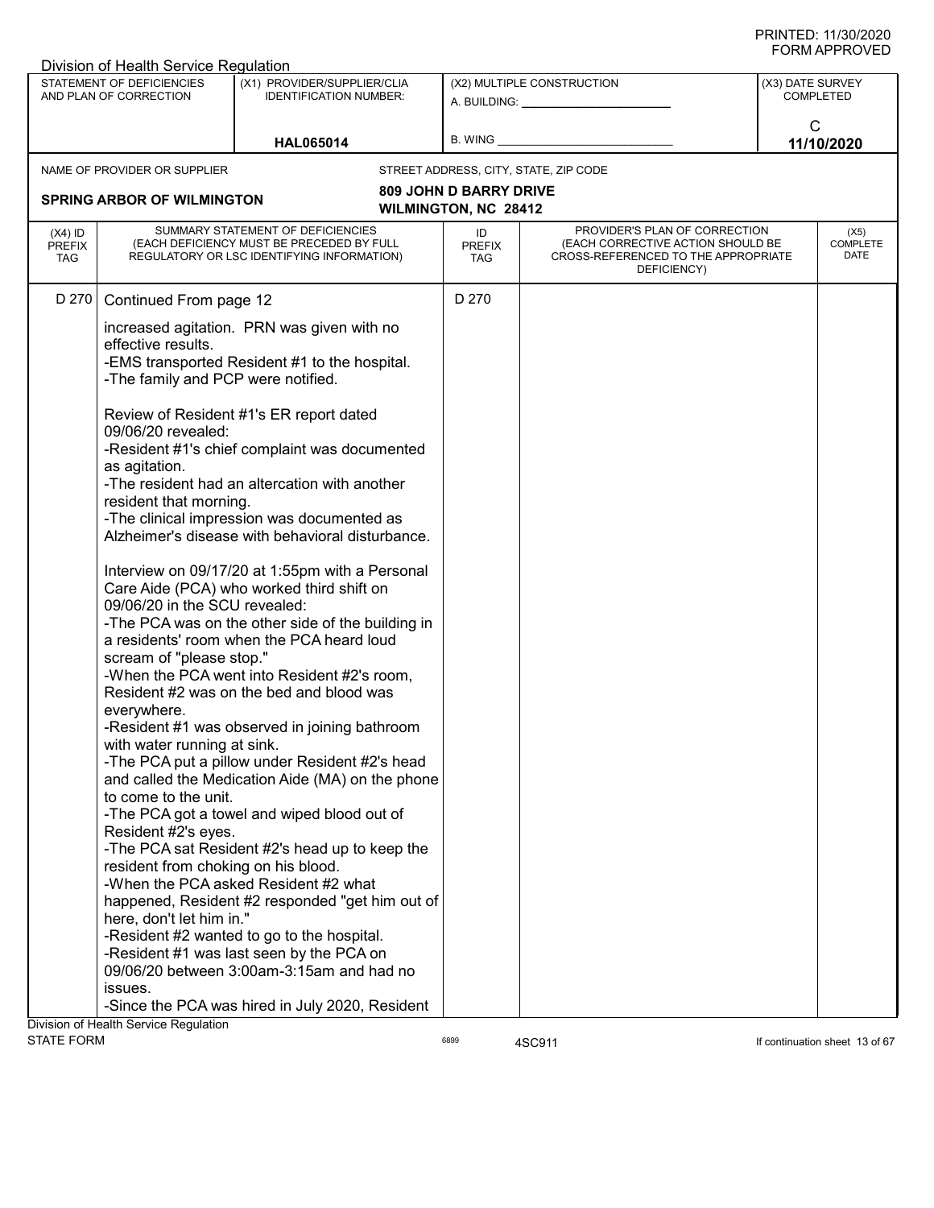Division of Health Service Regulation

| STATEMENT OF DEFICIENCIES AND PLAN OF CORRECTION | (X1) PROVIDER/SUPPLIER/CLIA IDENTIFICATION NUMBER: | (X2) MULTIPLE CONSTRUCTION | (X3) DATE SURVEY COMPLETED |
|---|---|---|---|
| | HAL065014 | A. BUILDING: ______ B. WING ______ | C 11/10/2020 |

NAME OF PROVIDER OR SUPPLIER: **SPRING ARBOR OF WILMINGTON**

STREET ADDRESS, CITY, STATE, ZIP CODE: **809 JOHN D BARRY DRIVE WILMINGTON, NC 28412**

| (X4) ID PREFIX TAG | SUMMARY STATEMENT OF DEFICIENCIES (EACH DEFICIENCY MUST BE PRECEDED BY FULL REGULATORY OR LSC IDENTIFYING INFORMATION) | ID PREFIX TAG | PROVIDER'S PLAN OF CORRECTION (EACH CORRECTIVE ACTION SHOULD BE CROSS-REFERENCED TO THE APPROPRIATE DEFICIENCY) | (X5) COMPLETE DATE |
|---|---|---|---|---|
| D 270 | Continued From page 12 | D 270 | | |

increased agitation. PRN was given with no effective results.
-EMS transported Resident #1 to the hospital.
-The family and PCP were notified.

Review of Resident #1's ER report dated 09/06/20 revealed:
-Resident #1's chief complaint was documented as agitation.
-The resident had an altercation with another resident that morning.
-The clinical impression was documented as Alzheimer's disease with behavioral disturbance.

Interview on 09/17/20 at 1:55pm with a Personal Care Aide (PCA) who worked third shift on 09/06/20 in the SCU revealed:
-The PCA was on the other side of the building in a residents' room when the PCA heard loud scream of "please stop."
-When the PCA went into Resident #2's room, Resident #2 was on the bed and blood was everywhere.
-Resident #1 was observed in joining bathroom with water running at sink.
-The PCA put a pillow under Resident #2's head and called the Medication Aide (MA) on the phone to come to the unit.
-The PCA got a towel and wiped blood out of Resident #2's eyes.
-The PCA sat Resident #2's head up to keep the resident from choking on his blood.
-When the PCA asked Resident #2 what happened, Resident #2 responded "get him out of here, don't let him in."
-Resident #2 wanted to go to the hospital.
-Resident #1 was last seen by the PCA on 09/06/20 between 3:00am-3:15am and had no issues.
-Since the PCA was hired in July 2020, Resident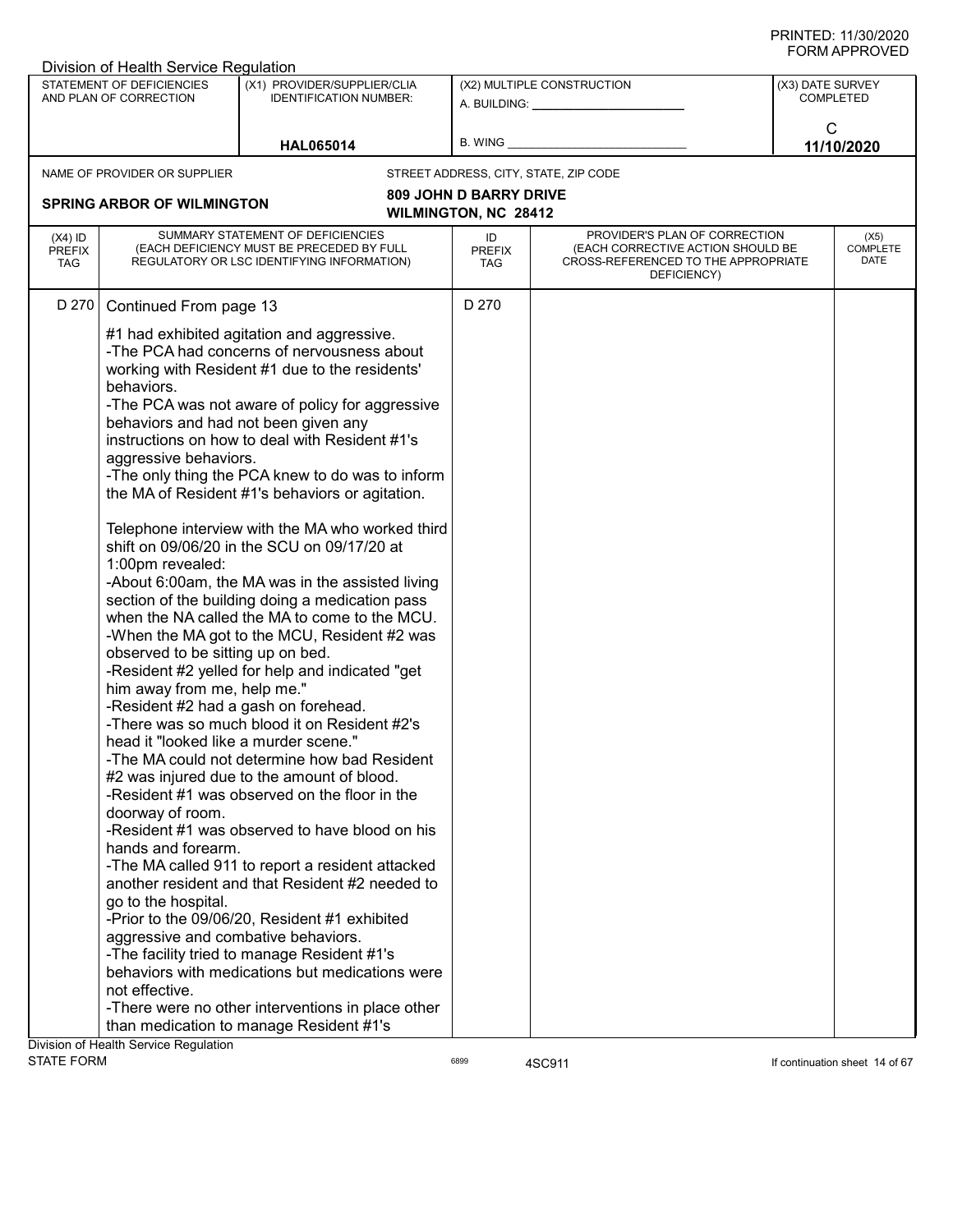Division of Health Service Regulation

| STATEMENT OF DEFICIENCIES AND PLAN OF CORRECTION | (X1) PROVIDER/SUPPLIER/CLIA IDENTIFICATION NUMBER: | (X2) MULTIPLE CONSTRUCTION | (X3) DATE SURVEY COMPLETED |
|---|---|---|---|
| | HAL065014 | A. BUILDING: ______ B. WING ______ | C 11/10/2020 |

NAME OF PROVIDER OR SUPPLIER: **SPRING ARBOR OF WILMINGTON**

STREET ADDRESS, CITY, STATE, ZIP CODE: **809 JOHN D BARRY DRIVE, WILMINGTON, NC 28412**

| (X4) ID PREFIX TAG | SUMMARY STATEMENT OF DEFICIENCIES (EACH DEFICIENCY MUST BE PRECEDED BY FULL REGULATORY OR LSC IDENTIFYING INFORMATION) | ID PREFIX TAG | PROVIDER'S PLAN OF CORRECTION (EACH CORRECTIVE ACTION SHOULD BE CROSS-REFERENCED TO THE APPROPRIATE DEFICIENCY) | (X5) COMPLETE DATE |
|---|---|---|---|---|
| D 270 | Continued From page 13 | D 270 | | |

#1 had exhibited agitation and aggressive.
-The PCA had concerns of nervousness about working with Resident #1 due to the residents' behaviors.
-The PCA was not aware of policy for aggressive behaviors and had not been given any instructions on how to deal with Resident #1's aggressive behaviors.
-The only thing the PCA knew to do was to inform the MA of Resident #1's behaviors or agitation.

Telephone interview with the MA who worked third shift on 09/06/20 in the SCU on 09/17/20 at 1:00pm revealed:
-About 6:00am, the MA was in the assisted living section of the building doing a medication pass when the NA called the MA to come to the MCU.
-When the MA got to the MCU, Resident #2 was observed to be sitting up on bed.
-Resident #2 yelled for help and indicated "get him away from me, help me."
-Resident #2 had a gash on forehead.
-There was so much blood it on Resident #2's head it "looked like a murder scene."
-The MA could not determine how bad Resident #2 was injured due to the amount of blood.
-Resident #1 was observed on the floor in the doorway of room.
-Resident #1 was observed to have blood on his hands and forearm.
-The MA called 911 to report a resident attacked another resident and that Resident #2 needed to go to the hospital.
-Prior to the 09/06/20, Resident #1 exhibited aggressive and combative behaviors.
-The facility tried to manage Resident #1's behaviors with medications but medications were not effective.
-There were no other interventions in place other than medication to manage Resident #1's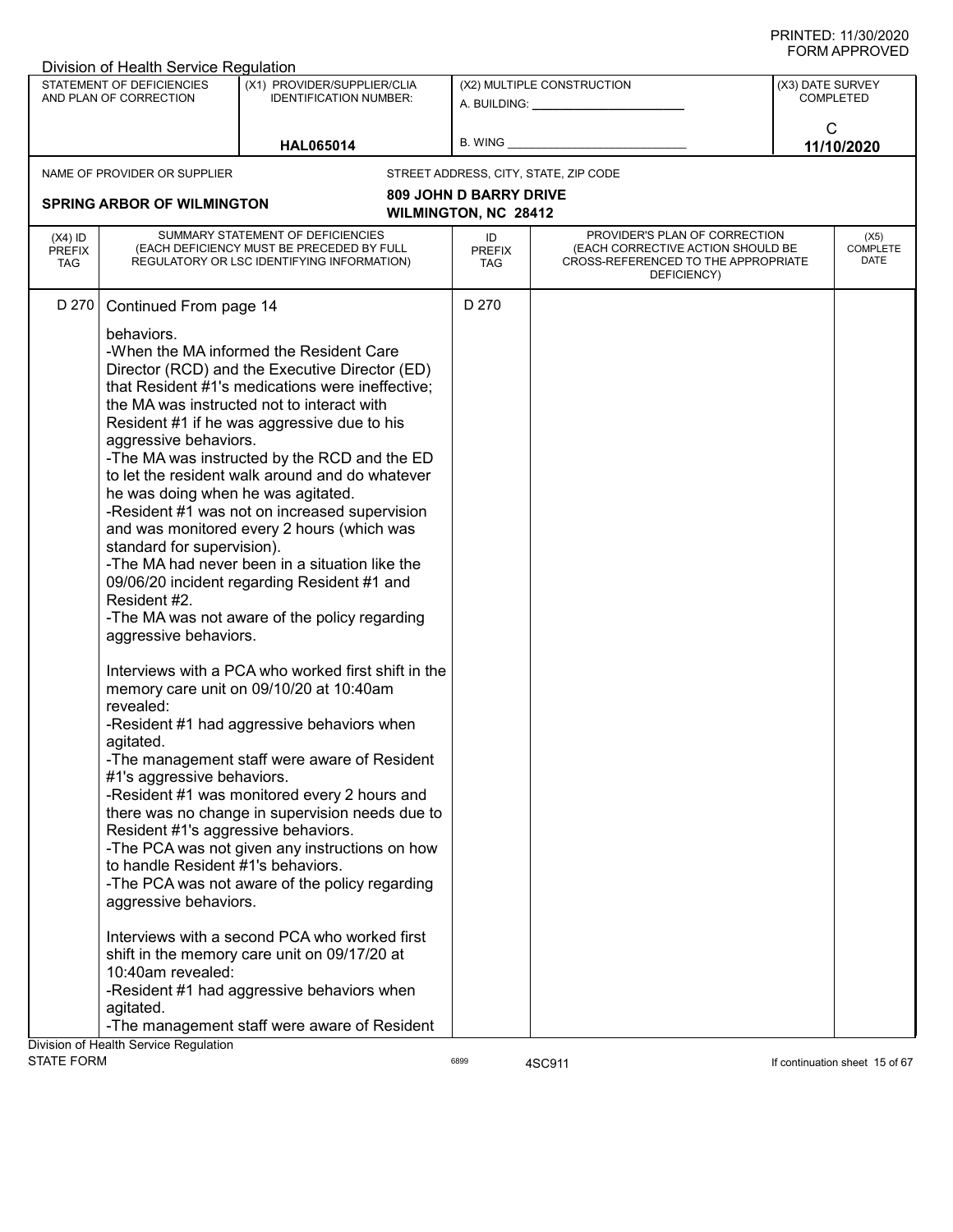Division of Health Service Regulation

| STATEMENT OF DEFICIENCIES AND PLAN OF CORRECTION | (X1) PROVIDER/SUPPLIER/CLIA IDENTIFICATION NUMBER: | (X2) MULTIPLE CONSTRUCTION | (X3) DATE SURVEY COMPLETED |
|---|---|---|---|
| | HAL065014 | A. BUILDING: ______ B. WING ______ | C 11/10/2020 |

NAME OF PROVIDER OR SUPPLIER: **SPRING ARBOR OF WILMINGTON**

STREET ADDRESS, CITY, STATE, ZIP CODE: **809 JOHN D BARRY DRIVE, WILMINGTON, NC 28412**

| (X4) ID PREFIX TAG | SUMMARY STATEMENT OF DEFICIENCIES (EACH DEFICIENCY MUST BE PRECEDED BY FULL REGULATORY OR LSC IDENTIFYING INFORMATION) | ID PREFIX TAG | PROVIDER'S PLAN OF CORRECTION (EACH CORRECTIVE ACTION SHOULD BE CROSS-REFERENCED TO THE APPROPRIATE DEFICIENCY) | (X5) COMPLETE DATE |
|---|---|---|---|---|
| D 270 | Continued From page 14 | D 270 | | |

behaviors.
-When the MA informed the Resident Care Director (RCD) and the Executive Director (ED) that Resident #1's medications were ineffective; the MA was instructed not to interact with Resident #1 if he was aggressive due to his aggressive behaviors.
-The MA was instructed by the RCD and the ED to let the resident walk around and do whatever he was doing when he was agitated.
-Resident #1 was not on increased supervision and was monitored every 2 hours (which was standard for supervision).
-The MA had never been in a situation like the 09/06/20 incident regarding Resident #1 and Resident #2.
-The MA was not aware of the policy regarding aggressive behaviors.

Interviews with a PCA who worked first shift in the memory care unit on 09/10/20 at 10:40am revealed:
-Resident #1 had aggressive behaviors when agitated.
-The management staff were aware of Resident #1's aggressive behaviors.
-Resident #1 was monitored every 2 hours and there was no change in supervision needs due to Resident #1's aggressive behaviors.
-The PCA was not given any instructions on how to handle Resident #1's behaviors.
-The PCA was not aware of the policy regarding aggressive behaviors.

Interviews with a second PCA who worked first shift in the memory care unit on 09/17/20 at 10:40am revealed:
-Resident #1 had aggressive behaviors when agitated.
-The management staff were aware of Resident

Division of Health Service Regulation
STATE FORM 6899 4SC911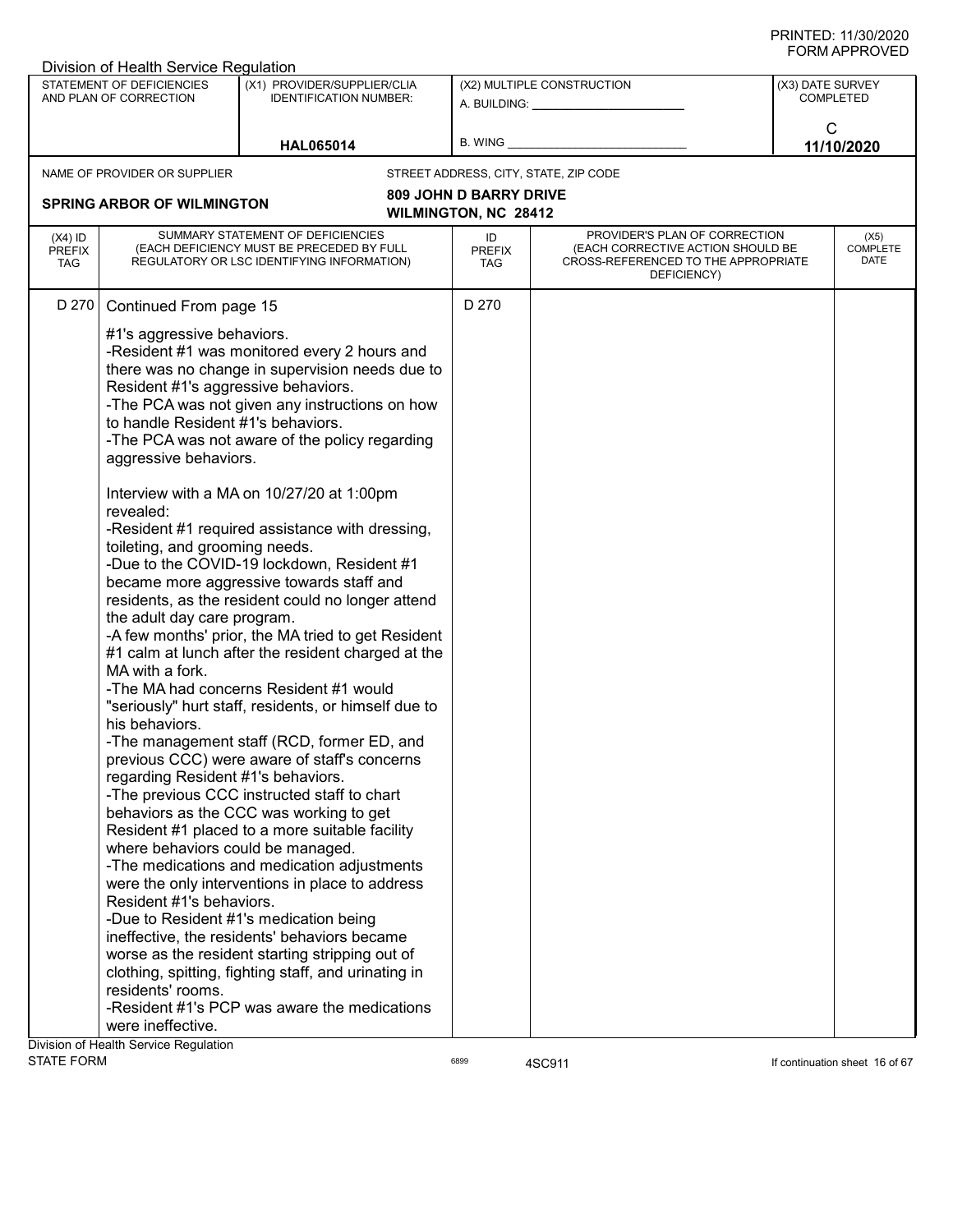Division of Health Service Regulation

| STATEMENT OF DEFICIENCIES AND PLAN OF CORRECTION | (X1) PROVIDER/SUPPLIER/CLIA IDENTIFICATION NUMBER: | (X2) MULTIPLE CONSTRUCTION | (X3) DATE SURVEY COMPLETED |
|---|---|---|---|
| | HAL065014 | A. BUILDING: ______ B. WING ______ | C 11/10/2020 |

NAME OF PROVIDER OR SUPPLIER: **SPRING ARBOR OF WILMINGTON**

STREET ADDRESS, CITY, STATE, ZIP CODE: **809 JOHN D BARRY DRIVE, WILMINGTON, NC 28412**

| (X4) ID PREFIX TAG | SUMMARY STATEMENT OF DEFICIENCIES (EACH DEFICIENCY MUST BE PRECEDED BY FULL REGULATORY OR LSC IDENTIFYING INFORMATION) | ID PREFIX TAG | PROVIDER'S PLAN OF CORRECTION (EACH CORRECTIVE ACTION SHOULD BE CROSS-REFERENCED TO THE APPROPRIATE DEFICIENCY) | (X5) COMPLETE DATE |
|---|---|---|---|---|
| D 270 | Continued From page 15 | D 270 | | |

#1's aggressive behaviors.
-Resident #1 was monitored every 2 hours and there was no change in supervision needs due to Resident #1's aggressive behaviors.
-The PCA was not given any instructions on how to handle Resident #1's behaviors.
-The PCA was not aware of the policy regarding aggressive behaviors.

Interview with a MA on 10/27/20 at 1:00pm revealed:
-Resident #1 required assistance with dressing, toileting, and grooming needs.
-Due to the COVID-19 lockdown, Resident #1 became more aggressive towards staff and residents, as the resident could no longer attend the adult day care program.
-A few months' prior, the MA tried to get Resident #1 calm at lunch after the resident charged at the MA with a fork.
-The MA had concerns Resident #1 would "seriously" hurt staff, residents, or himself due to his behaviors.
-The management staff (RCD, former ED, and previous CCC) were aware of staff's concerns regarding Resident #1's behaviors.
-The previous CCC instructed staff to chart behaviors as the CCC was working to get Resident #1 placed to a more suitable facility where behaviors could be managed.
-The medications and medication adjustments were the only interventions in place to address Resident #1's behaviors.
-Due to Resident #1's medication being ineffective, the residents' behaviors became worse as the resident starting stripping out of clothing, spitting, fighting staff, and urinating in residents' rooms.
-Resident #1's PCP was aware the medications were ineffective.

Division of Health Service Regulation
STATE FORM 6899 4SC911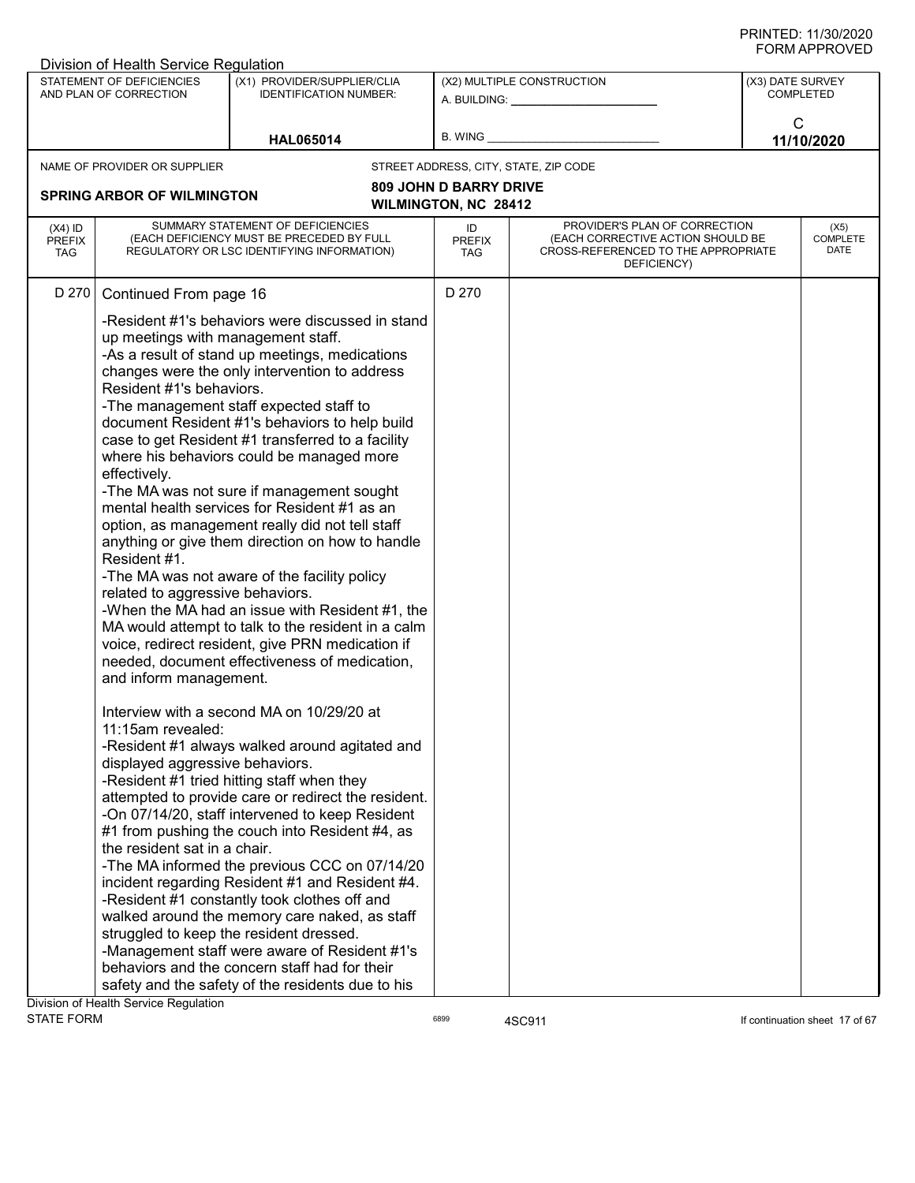Division of Health Service Regulation

| STATEMENT OF DEFICIENCIES AND PLAN OF CORRECTION | (X1) PROVIDER/SUPPLIER/CLIA IDENTIFICATION NUMBER: | (X2) MULTIPLE CONSTRUCTION | (X3) DATE SURVEY COMPLETED |
|---|---|---|---|
| | HAL065014 | A. BUILDING: ______ B. WING ______ | C 11/10/2020 |

NAME OF PROVIDER OR SUPPLIER: **SPRING ARBOR OF WILMINGTON**

STREET ADDRESS, CITY, STATE, ZIP CODE: **809 JOHN D BARRY DRIVE, WILMINGTON, NC 28412**

| (X4) ID PREFIX TAG | SUMMARY STATEMENT OF DEFICIENCIES (EACH DEFICIENCY MUST BE PRECEDED BY FULL REGULATORY OR LSC IDENTIFYING INFORMATION) | ID PREFIX TAG | PROVIDER'S PLAN OF CORRECTION (EACH CORRECTIVE ACTION SHOULD BE CROSS-REFERENCED TO THE APPROPRIATE DEFICIENCY) | (X5) COMPLETE DATE |
|---|---|---|---|---|
| D 270 | Continued From page 16 | D 270 | | |

-Resident #1's behaviors were discussed in stand up meetings with management staff.
-As a result of stand up meetings, medications changes were the only intervention to address Resident #1's behaviors.
-The management staff expected staff to document Resident #1's behaviors to help build case to get Resident #1 transferred to a facility where his behaviors could be managed more effectively.
-The MA was not sure if management sought mental health services for Resident #1 as an option, as management really did not tell staff anything or give them direction on how to handle Resident #1.
-The MA was not aware of the facility policy related to aggressive behaviors.
-When the MA had an issue with Resident #1, the MA would attempt to talk to the resident in a calm voice, redirect resident, give PRN medication if needed, document effectiveness of medication, and inform management.

Interview with a second MA on 10/29/20 at 11:15am revealed:
-Resident #1 always walked around agitated and displayed aggressive behaviors.
-Resident #1 tried hitting staff when they attempted to provide care or redirect the resident.
-On 07/14/20, staff intervened to keep Resident #1 from pushing the couch into Resident #4, as the resident sat in a chair.
-The MA informed the previous CCC on 07/14/20 incident regarding Resident #1 and Resident #4.
-Resident #1 constantly took clothes off and walked around the memory care naked, as staff struggled to keep the resident dressed.
-Management staff were aware of Resident #1's behaviors and the concern staff had for their safety and the safety of the residents due to his

Division of Health Service Regulation
STATE FORM 6899 4SC911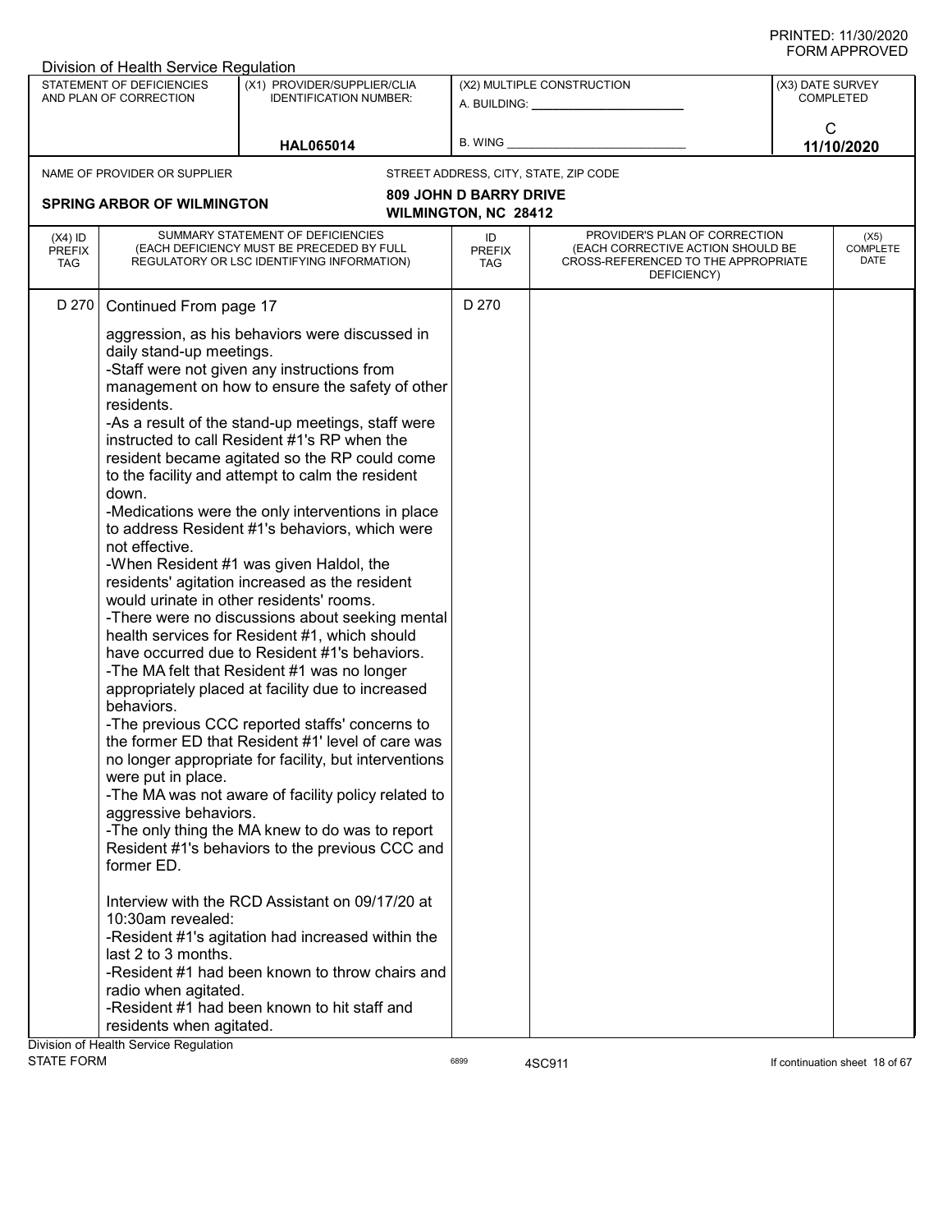Division of Health Service Regulation

| STATEMENT OF DEFICIENCIES AND PLAN OF CORRECTION | (X1) PROVIDER/SUPPLIER/CLIA IDENTIFICATION NUMBER: | (X2) MULTIPLE CONSTRUCTION | (X3) DATE SURVEY COMPLETED |
|---|---|---|---|
| | HAL065014 | A. BUILDING: ______ B. WING ______ | C 11/10/2020 |

NAME OF PROVIDER OR SUPPLIER: **SPRING ARBOR OF WILMINGTON**

STREET ADDRESS, CITY, STATE, ZIP CODE: **809 JOHN D BARRY DRIVE WILMINGTON, NC 28412**

| (X4) ID PREFIX TAG | SUMMARY STATEMENT OF DEFICIENCIES (EACH DEFICIENCY MUST BE PRECEDED BY FULL REGULATORY OR LSC IDENTIFYING INFORMATION) | ID PREFIX TAG | PROVIDER'S PLAN OF CORRECTION (EACH CORRECTIVE ACTION SHOULD BE CROSS-REFERENCED TO THE APPROPRIATE DEFICIENCY) | (X5) COMPLETE DATE |
|---|---|---|---|---|
| D 270 | Continued From page 17 | D 270 | | |

aggression, as his behaviors were discussed in daily stand-up meetings.
-Staff were not given any instructions from management on how to ensure the safety of other residents.
-As a result of the stand-up meetings, staff were instructed to call Resident #1's RP when the resident became agitated so the RP could come to the facility and attempt to calm the resident down.
-Medications were the only interventions in place to address Resident #1's behaviors, which were not effective.
-When Resident #1 was given Haldol, the residents' agitation increased as the resident would urinate in other residents' rooms.
-There were no discussions about seeking mental health services for Resident #1, which should have occurred due to Resident #1's behaviors.
-The MA felt that Resident #1 was no longer appropriately placed at facility due to increased behaviors.
-The previous CCC reported staffs' concerns to the former ED that Resident #1' level of care was no longer appropriate for facility, but interventions were put in place.
-The MA was not aware of facility policy related to aggressive behaviors.
-The only thing the MA knew to do was to report Resident #1's behaviors to the previous CCC and former ED.

Interview with the RCD Assistant on 09/17/20 at 10:30am revealed:
-Resident #1's agitation had increased within the last 2 to 3 months.
-Resident #1 had been known to throw chairs and radio when agitated.
-Resident #1 had been known to hit staff and residents when agitated.

Division of Health Service Regulation
STATE FORM 6899 4SC911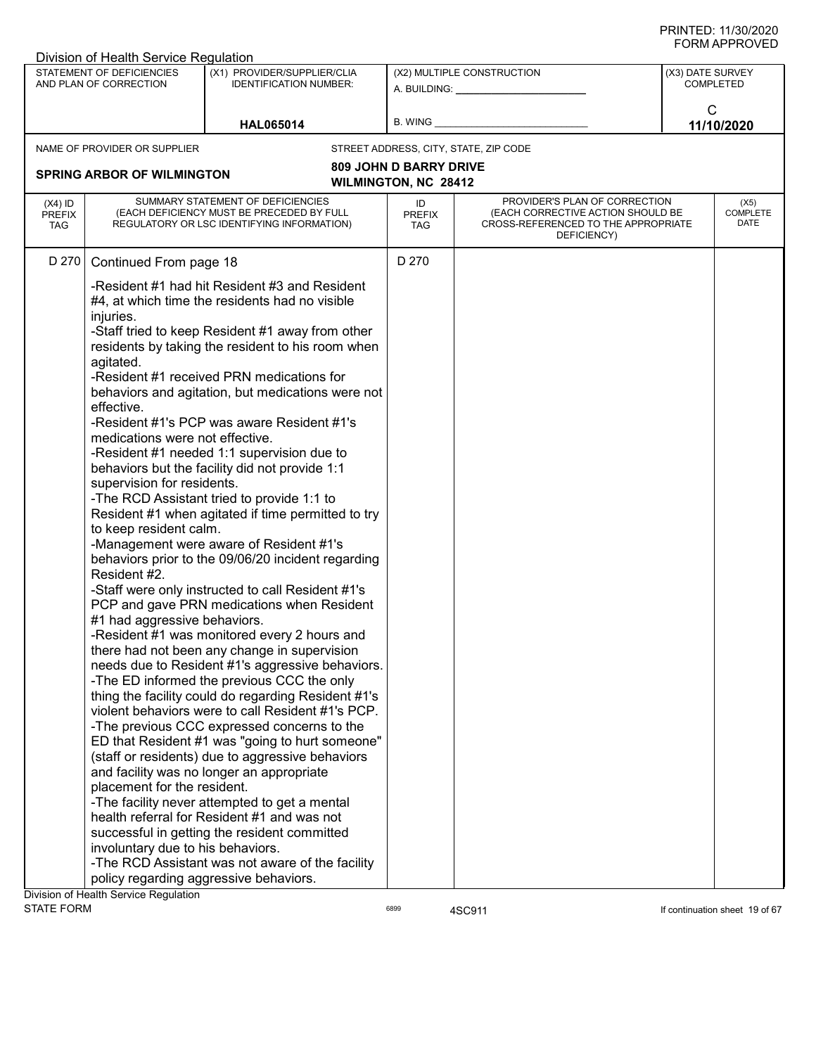| (X4) ID PREFIX TAG | SUMMARY STATEMENT OF DEFICIENCIES (EACH DEFICIENCY MUST BE PRECEDED BY FULL REGULATORY OR LSC IDENTIFYING INFORMATION) | ID PREFIX TAG | PROVIDER'S PLAN OF CORRECTION (EACH CORRECTIVE ACTION SHOULD BE CROSS-REFERENCED TO THE APPROPRIATE DEFICIENCY) | (X5) COMPLETE DATE |
|---|---|---|---|---|
| D 270 | Continued From page 18<br><br>-Resident #1 had hit Resident #3 and Resident #4, at which time the residents had no visible injuries.<br>-Staff tried to keep Resident #1 away from other residents by taking the resident to his room when agitated.<br>-Resident #1 received PRN medications for behaviors and agitation, but medications were not effective.<br>-Resident #1's PCP was aware Resident #1's medications were not effective.<br>-Resident #1 needed 1:1 supervision due to behaviors but the facility did not provide 1:1 supervision for residents.<br>-The RCD Assistant tried to provide 1:1 to Resident #1 when agitated if time permitted to try to keep resident calm.<br>-Management were aware of Resident #1's behaviors prior to the 09/06/20 incident regarding Resident #2.<br>-Staff were only instructed to call Resident #1's PCP and gave PRN medications when Resident #1 had aggressive behaviors.<br>-Resident #1 was monitored every 2 hours and there had not been any change in supervision needs due to Resident #1's aggressive behaviors.<br>-The ED informed the previous CCC the only thing the facility could do regarding Resident #1's violent behaviors were to call Resident #1's PCP.<br>-The previous CCC expressed concerns to the ED that Resident #1 was "going to hurt someone" (staff or residents) due to aggressive behaviors and facility was no longer an appropriate placement for the resident.<br>-The facility never attempted to get a mental health referral for Resident #1 and was not successful in getting the resident committed involuntary due to his behaviors.<br>-The RCD Assistant was not aware of the facility policy regarding aggressive behaviors. | D 270 | | |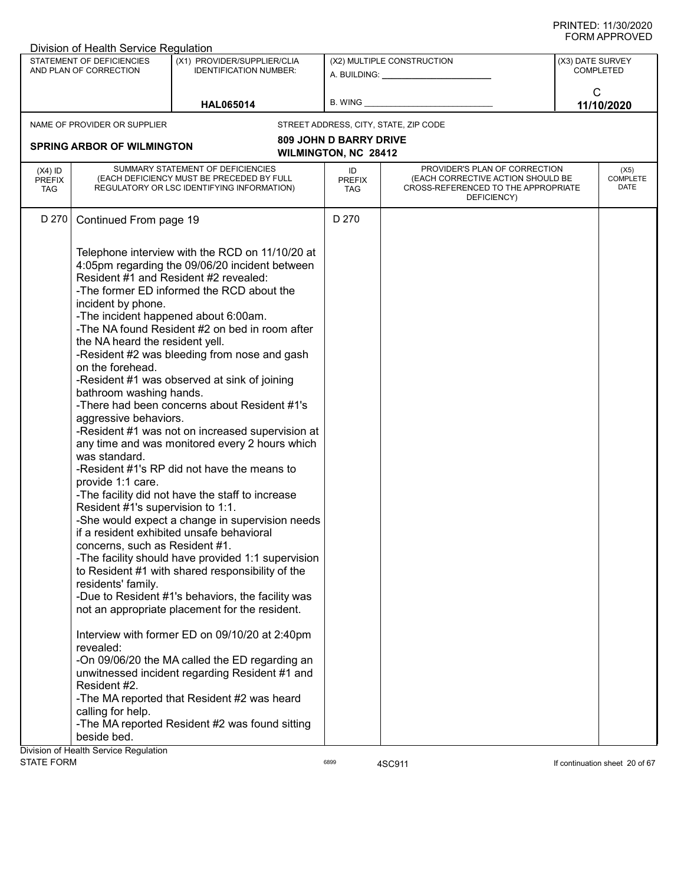Division of Health Service Regulation

| STATEMENT OF DEFICIENCIES AND PLAN OF CORRECTION | (X1) PROVIDER/SUPPLIER/CLIA IDENTIFICATION NUMBER: | (X2) MULTIPLE CONSTRUCTION | (X3) DATE SURVEY COMPLETED |
|---|---|---|---|
| | HAL065014 | A. BUILDING: ______ B. WING ______ | C 11/10/2020 |

NAME OF PROVIDER OR SUPPLIER: **SPRING ARBOR OF WILMINGTON**

STREET ADDRESS, CITY, STATE, ZIP CODE: **809 JOHN D BARRY DRIVE, WILMINGTON, NC 28412**

| (X4) ID PREFIX TAG | SUMMARY STATEMENT OF DEFICIENCIES (EACH DEFICIENCY MUST BE PRECEDED BY FULL REGULATORY OR LSC IDENTIFYING INFORMATION) | ID PREFIX TAG | PROVIDER'S PLAN OF CORRECTION (EACH CORRECTIVE ACTION SHOULD BE CROSS-REFERENCED TO THE APPROPRIATE DEFICIENCY) | (X5) COMPLETE DATE |
|---|---|---|---|---|
| D 270 | Continued From page 19 | D 270 | | |

Telephone interview with the RCD on 11/10/20 at 4:05pm regarding the 09/06/20 incident between Resident #1 and Resident #2 revealed:
-The former ED informed the RCD about the incident by phone.
-The incident happened about 6:00am.
-The NA found Resident #2 on bed in room after the NA heard the resident yell.
-Resident #2 was bleeding from nose and gash on the forehead.
-Resident #1 was observed at sink of joining bathroom washing hands.
-There had been concerns about Resident #1's aggressive behaviors.
-Resident #1 was not on increased supervision at any time and was monitored every 2 hours which was standard.
-Resident #1's RP did not have the means to provide 1:1 care.
-The facility did not have the staff to increase Resident #1's supervision to 1:1.
-She would expect a change in supervision needs if a resident exhibited unsafe behavioral concerns, such as Resident #1.
-The facility should have provided 1:1 supervision to Resident #1 with shared responsibility of the residents' family.
-Due to Resident #1's behaviors, the facility was not an appropriate placement for the resident.

Interview with former ED on 09/10/20 at 2:40pm revealed:
-On 09/06/20 the MA called the ED regarding an unwitnessed incident regarding Resident #1 and Resident #2.
-The MA reported that Resident #2 was heard calling for help.
-The MA reported Resident #2 was found sitting beside bed.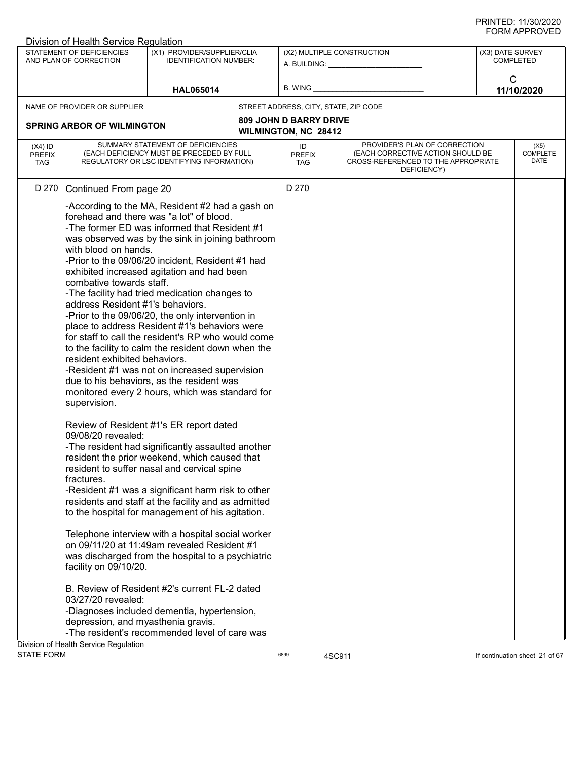| (X4) ID PREFIX TAG | SUMMARY STATEMENT OF DEFICIENCIES (EACH DEFICIENCY MUST BE PRECEDED BY FULL REGULATORY OR LSC IDENTIFYING INFORMATION) | ID PREFIX TAG | PROVIDER'S PLAN OF CORRECTION (EACH CORRECTIVE ACTION SHOULD BE CROSS-REFERENCED TO THE APPROPRIATE DEFICIENCY) | (X5) COMPLETE DATE |
|---|---|---|---|---|
| D 270 | Continued From page 20 | D 270 | | |

-According to the MA, Resident #2 had a gash on forehead and there was "a lot" of blood.
-The former ED was informed that Resident #1 was observed was by the sink in joining bathroom with blood on hands.
-Prior to the 09/06/20 incident, Resident #1 had exhibited increased agitation and had been combative towards staff.
-The facility had tried medication changes to address Resident #1's behaviors.
-Prior to the 09/06/20, the only intervention in place to address Resident #1's behaviors were for staff to call the resident's RP who would come to the facility to calm the resident down when the resident exhibited behaviors.
-Resident #1 was not on increased supervision due to his behaviors, as the resident was monitored every 2 hours, which was standard for supervision.

Review of Resident #1's ER report dated 09/08/20 revealed:
-The resident had significantly assaulted another resident the prior weekend, which caused that resident to suffer nasal and cervical spine fractures.
-Resident #1 was a significant harm risk to other residents and staff at the facility and as admitted to the hospital for management of his agitation.

Telephone interview with a hospital social worker on 09/11/20 at 11:49am revealed Resident #1 was discharged from the hospital to a psychiatric facility on 09/10/20.

B. Review of Resident #2's current FL-2 dated 03/27/20 revealed:
-Diagnoses included dementia, hypertension, depression, and myasthenia gravis.
-The resident's recommended level of care was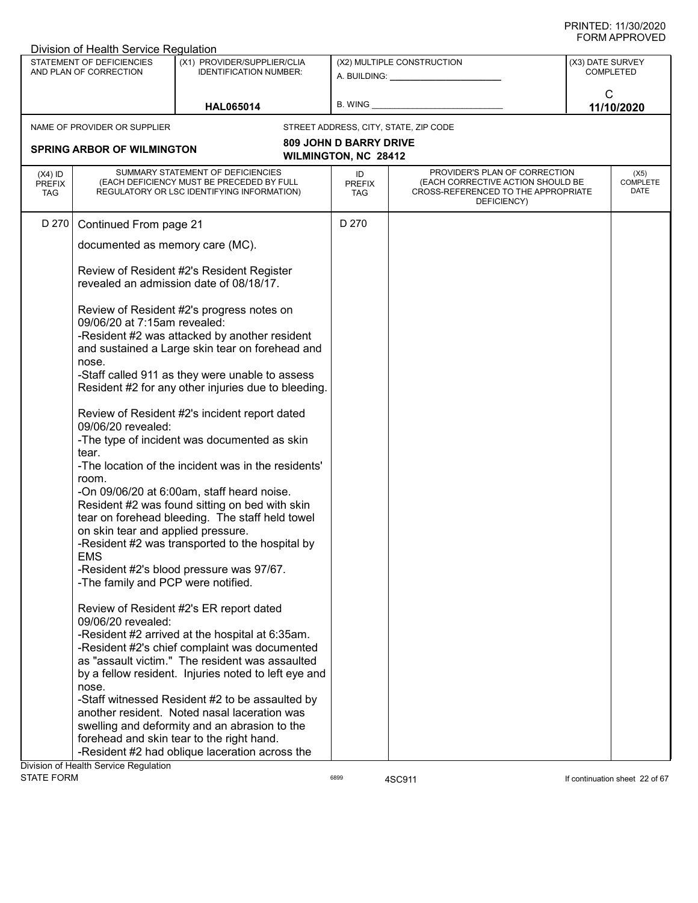Division of Health Service Regulation

| STATEMENT OF DEFICIENCIES AND PLAN OF CORRECTION | (X1) PROVIDER/SUPPLIER/CLIA IDENTIFICATION NUMBER: | (X2) MULTIPLE CONSTRUCTION | (X3) DATE SURVEY COMPLETED |
|---|---|---|---|
| | HAL065014 | A. BUILDING: ______ B. WING ______ | C 11/10/2020 |

NAME OF PROVIDER OR SUPPLIER: **SPRING ARBOR OF WILMINGTON**

STREET ADDRESS, CITY, STATE, ZIP CODE: **809 JOHN D BARRY DRIVE, WILMINGTON, NC 28412**

| (X4) ID PREFIX TAG | SUMMARY STATEMENT OF DEFICIENCIES (EACH DEFICIENCY MUST BE PRECEDED BY FULL REGULATORY OR LSC IDENTIFYING INFORMATION) | ID PREFIX TAG | PROVIDER'S PLAN OF CORRECTION (EACH CORRECTIVE ACTION SHOULD BE CROSS-REFERENCED TO THE APPROPRIATE DEFICIENCY) | (X5) COMPLETE DATE |
|---|---|---|---|---|
| D 270 | Continued From page 21 | D 270 | | |

documented as memory care (MC).

Review of Resident #2's Resident Register revealed an admission date of 08/18/17.

Review of Resident #2's progress notes on 09/06/20 at 7:15am revealed:
-Resident #2 was attacked by another resident and sustained a Large skin tear on forehead and nose.
-Staff called 911 as they were unable to assess Resident #2 for any other injuries due to bleeding.

Review of Resident #2's incident report dated 09/06/20 revealed:
-The type of incident was documented as skin tear.
-The location of the incident was in the residents' room.
-On 09/06/20 at 6:00am, staff heard noise. Resident #2 was found sitting on bed with skin tear on forehead bleeding. The staff held towel on skin tear and applied pressure.
-Resident #2 was transported to the hospital by EMS
-Resident #2's blood pressure was 97/67.
-The family and PCP were notified.

Review of Resident #2's ER report dated 09/06/20 revealed:
-Resident #2 arrived at the hospital at 6:35am.
-Resident #2's chief complaint was documented as "assault victim." The resident was assaulted by a fellow resident. Injuries noted to left eye and nose.
-Staff witnessed Resident #2 to be assaulted by another resident. Noted nasal laceration was swelling and deformity and an abrasion to the forehead and skin tear to the right hand.
-Resident #2 had oblique laceration across the

Division of Health Service Regulation
STATE FORM 6899 4SC911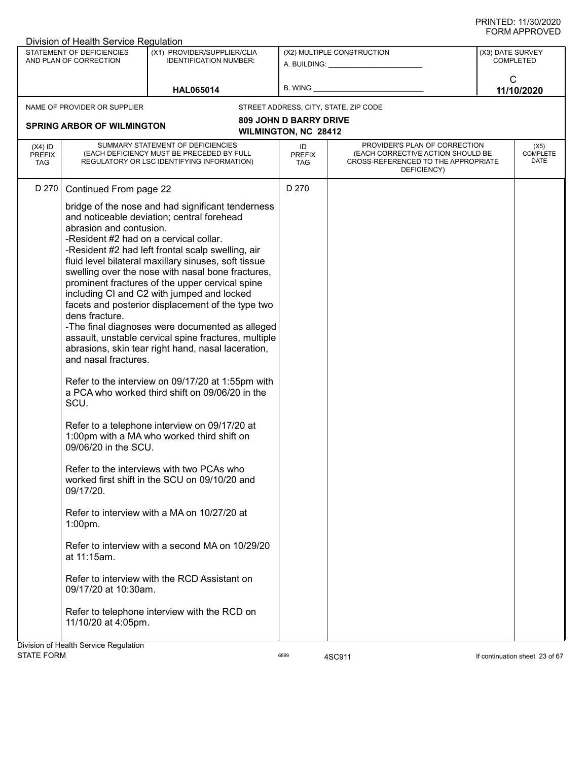PRINTED: 11/30/2020
FORM APPROVED

Division of Health Service Regulation

| STATEMENT OF DEFICIENCIES AND PLAN OF CORRECTION | (X1) PROVIDER/SUPPLIER/CLIA IDENTIFICATION NUMBER: | (X2) MULTIPLE CONSTRUCTION | (X3) DATE SURVEY COMPLETED |
|---|---|---|---|
| | HAL065014 | A. BUILDING: ______ B. WING ______ | C 11/10/2020 |

NAME OF PROVIDER OR SUPPLIER: **SPRING ARBOR OF WILMINGTON**

STREET ADDRESS, CITY, STATE, ZIP CODE: **809 JOHN D BARRY DRIVE WILMINGTON, NC 28412**

| (X4) ID PREFIX TAG | SUMMARY STATEMENT OF DEFICIENCIES (EACH DEFICIENCY MUST BE PRECEDED BY FULL REGULATORY OR LSC IDENTIFYING INFORMATION) | ID PREFIX TAG | PROVIDER'S PLAN OF CORRECTION (EACH CORRECTIVE ACTION SHOULD BE CROSS-REFERENCED TO THE APPROPRIATE DEFICIENCY) | (X5) COMPLETE DATE |
|---|---|---|---|---|
| D 270 | Continued From page 22 | D 270 | | |

bridge of the nose and had significant tenderness and noticeable deviation; central forehead abrasion and contusion.
-Resident #2 had on a cervical collar.
-Resident #2 had left frontal scalp swelling, air fluid level bilateral maxillary sinuses, soft tissue swelling over the nose with nasal bone fractures, prominent fractures of the upper cervical spine including CI and C2 with jumped and locked facets and posterior displacement of the type two dens fracture.
-The final diagnoses were documented as alleged assault, unstable cervical spine fractures, multiple abrasions, skin tear right hand, nasal laceration, and nasal fractures.

Refer to the interview on 09/17/20 at 1:55pm with a PCA who worked third shift on 09/06/20 in the SCU.

Refer to a telephone interview on 09/17/20 at 1:00pm with a MA who worked third shift on 09/06/20 in the SCU.

Refer to the interviews with two PCAs who worked first shift in the SCU on 09/10/20 and 09/17/20.

Refer to interview with a MA on 10/27/20 at 1:00pm.

Refer to interview with a second MA on 10/29/20 at 11:15am.

Refer to interview with the RCD Assistant on 09/17/20 at 10:30am.

Refer to telephone interview with the RCD on 11/10/20 at 4:05pm.

Division of Health Service Regulation
STATE FORM 6899 4SC911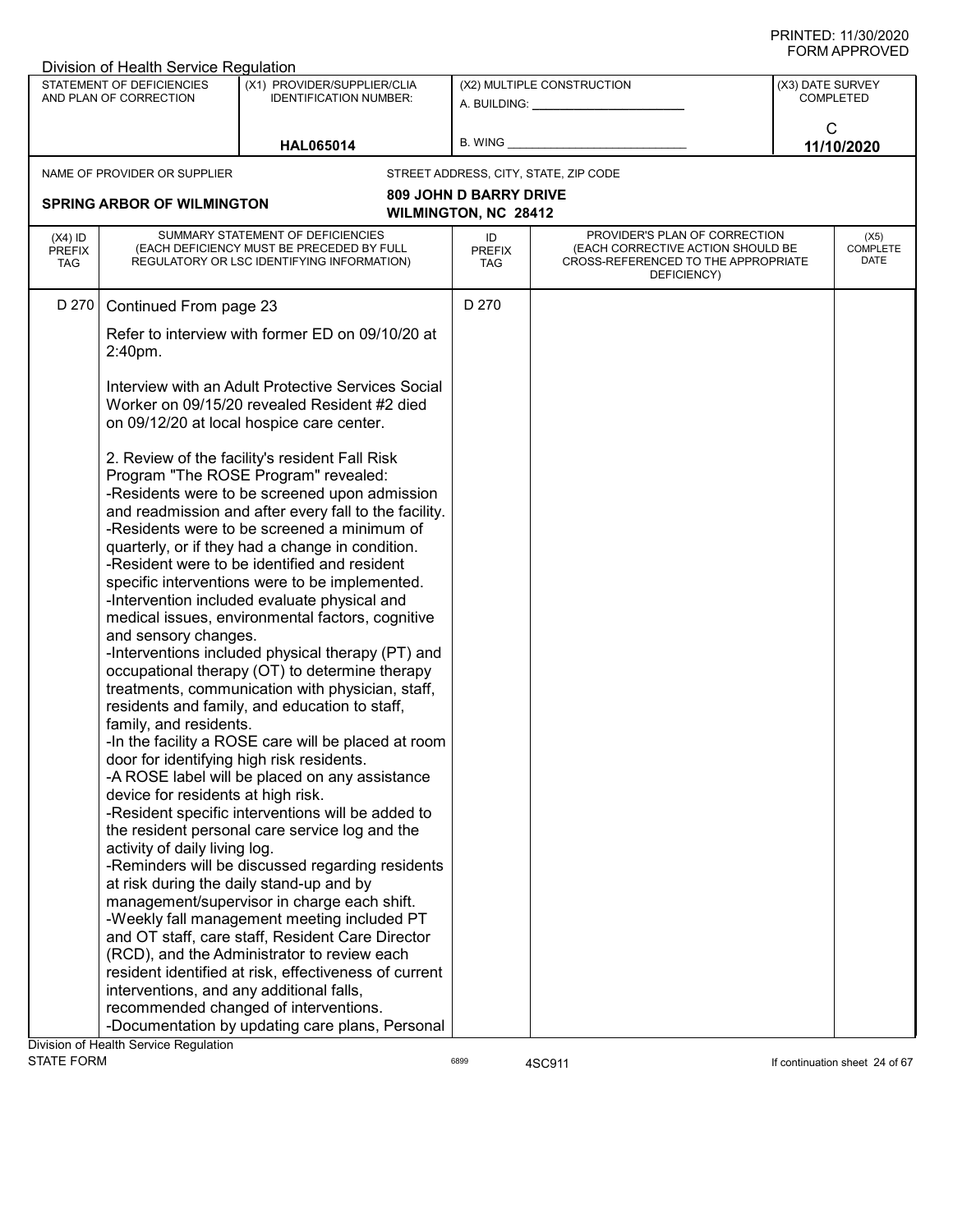Division of Health Service Regulation

| STATEMENT OF DEFICIENCIES AND PLAN OF CORRECTION | (X1) PROVIDER/SUPPLIER/CLIA IDENTIFICATION NUMBER: | (X2) MULTIPLE CONSTRUCTION | (X3) DATE SURVEY COMPLETED |
|---|---|---|---|
| | HAL065014 | A. BUILDING: ______ B. WING ______ | C 11/10/2020 |

NAME OF PROVIDER OR SUPPLIER: **SPRING ARBOR OF WILMINGTON**

STREET ADDRESS, CITY, STATE, ZIP CODE: **809 JOHN D BARRY DRIVE, WILMINGTON, NC 28412**

| (X4) ID PREFIX TAG | SUMMARY STATEMENT OF DEFICIENCIES (EACH DEFICIENCY MUST BE PRECEDED BY FULL REGULATORY OR LSC IDENTIFYING INFORMATION) | ID PREFIX TAG | PROVIDER'S PLAN OF CORRECTION (EACH CORRECTIVE ACTION SHOULD BE CROSS-REFERENCED TO THE APPROPRIATE DEFICIENCY) | (X5) COMPLETE DATE |
|---|---|---|---|---|
| D 270 | Continued From page 23 | D 270 | | |

Refer to interview with former ED on 09/10/20 at 2:40pm.

Interview with an Adult Protective Services Social Worker on 09/15/20 revealed Resident #2 died on 09/12/20 at local hospice care center.

2. Review of the facility's resident Fall Risk Program "The ROSE Program" revealed:
-Residents were to be screened upon admission and readmission and after every fall to the facility.
-Residents were to be screened a minimum of quarterly, or if they had a change in condition.
-Resident were to be identified and resident specific interventions were to be implemented.
-Intervention included evaluate physical and medical issues, environmental factors, cognitive and sensory changes.
-Interventions included physical therapy (PT) and occupational therapy (OT) to determine therapy treatments, communication with physician, staff, residents and family, and education to staff, family, and residents.
-In the facility a ROSE care will be placed at room door for identifying high risk residents.
-A ROSE label will be placed on any assistance device for residents at high risk.
-Resident specific interventions will be added to the resident personal care service log and the activity of daily living log.
-Reminders will be discussed regarding residents at risk during the daily stand-up and by management/supervisor in charge each shift.
-Weekly fall management meeting included PT and OT staff, care staff, Resident Care Director (RCD), and the Administrator to review each resident identified at risk, effectiveness of current interventions, and any additional falls, recommended changed of interventions.
-Documentation by updating care plans, Personal

Division of Health Service Regulation
STATE FORM 6899 4SC911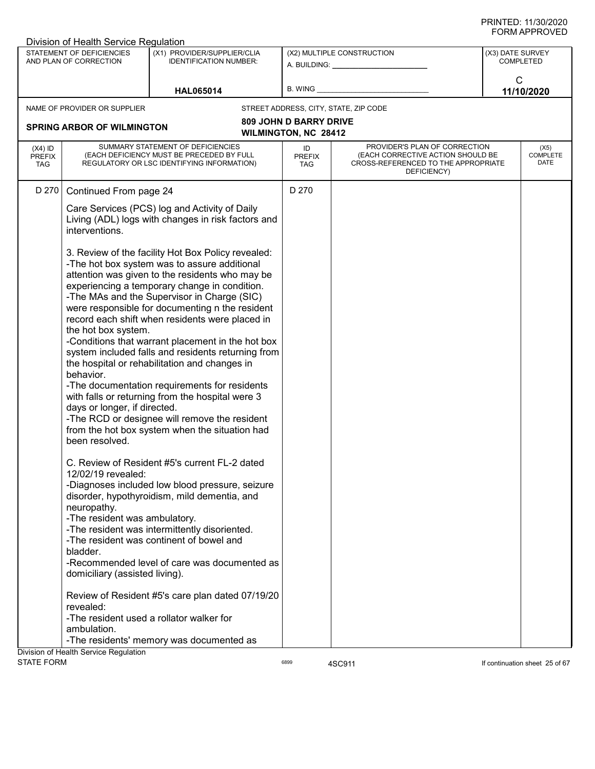PRINTED: 11/30/2020
FORM APPROVED

Division of Health Service Regulation

| STATEMENT OF DEFICIENCIES AND PLAN OF CORRECTION | (X1) PROVIDER/SUPPLIER/CLIA IDENTIFICATION NUMBER: | (X2) MULTIPLE CONSTRUCTION | (X3) DATE SURVEY COMPLETED |
|---|---|---|---|
| | HAL065014 | A. BUILDING: ______ B. WING ______ | C 11/10/2020 |

NAME OF PROVIDER OR SUPPLIER: **SPRING ARBOR OF WILMINGTON**

STREET ADDRESS, CITY, STATE, ZIP CODE: **809 JOHN D BARRY DRIVE, WILMINGTON, NC 28412**

| (X4) ID PREFIX TAG | SUMMARY STATEMENT OF DEFICIENCIES (EACH DEFICIENCY MUST BE PRECEDED BY FULL REGULATORY OR LSC IDENTIFYING INFORMATION) | ID PREFIX TAG | PROVIDER'S PLAN OF CORRECTION (EACH CORRECTIVE ACTION SHOULD BE CROSS-REFERENCED TO THE APPROPRIATE DEFICIENCY) | (X5) COMPLETE DATE |
|---|---|---|---|---|
| D 270 | Continued From page 24 | D 270 | | |

Care Services (PCS) log and Activity of Daily Living (ADL) logs with changes in risk factors and interventions.

3. Review of the facility Hot Box Policy revealed:
-The hot box system was to assure additional attention was given to the residents who may be experiencing a temporary change in condition.
-The MAs and the Supervisor in Charge (SIC) were responsible for documenting n the resident record each shift when residents were placed in the hot box system.
-Conditions that warrant placement in the hot box system included falls and residents returning from the hospital or rehabilitation and changes in behavior.
-The documentation requirements for residents with falls or returning from the hospital were 3 days or longer, if directed.
-The RCD or designee will remove the resident from the hot box system when the situation had been resolved.

C. Review of Resident #5's current FL-2 dated 12/02/19 revealed:
-Diagnoses included low blood pressure, seizure disorder, hypothyroidism, mild dementia, and neuropathy.
-The resident was ambulatory.
-The resident was intermittently disoriented.
-The resident was continent of bowel and bladder.
-Recommended level of care was documented as domiciliary (assisted living).

Review of Resident #5's care plan dated 07/19/20 revealed:
-The resident used a rollator walker for ambulation.
-The residents' memory was documented as

Division of Health Service Regulation
STATE FORM 6899 4SC911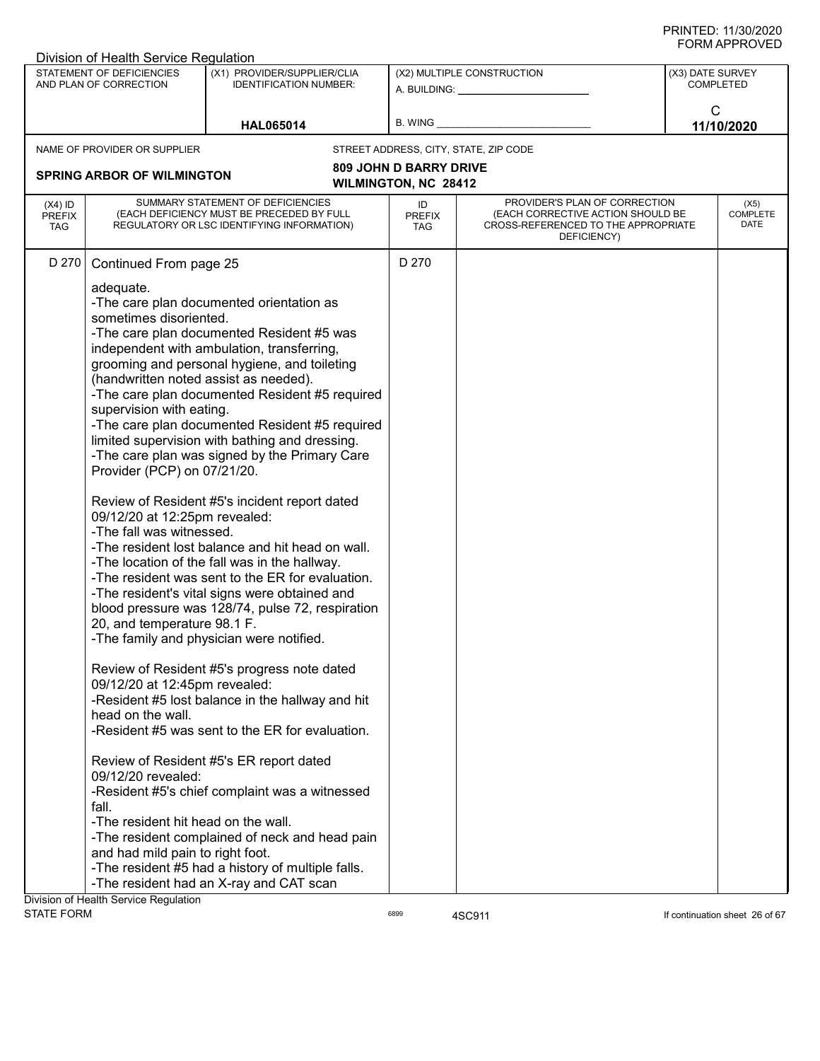Division of Health Service Regulation

| STATEMENT OF DEFICIENCIES AND PLAN OF CORRECTION | (X1) PROVIDER/SUPPLIER/CLIA IDENTIFICATION NUMBER: | (X2) MULTIPLE CONSTRUCTION | (X3) DATE SURVEY COMPLETED |
|---|---|---|---|
| | HAL065014 | A. BUILDING: ___ B. WING ___ | C 11/10/2020 |

NAME OF PROVIDER OR SUPPLIER: **SPRING ARBOR OF WILMINGTON**

STREET ADDRESS, CITY, STATE, ZIP CODE: **809 JOHN D BARRY DRIVE WILMINGTON, NC 28412**

| (X4) ID PREFIX TAG | SUMMARY STATEMENT OF DEFICIENCIES (EACH DEFICIENCY MUST BE PRECEDED BY FULL REGULATORY OR LSC IDENTIFYING INFORMATION) | ID PREFIX TAG | PROVIDER'S PLAN OF CORRECTION (EACH CORRECTIVE ACTION SHOULD BE CROSS-REFERENCED TO THE APPROPRIATE DEFICIENCY) | (X5) COMPLETE DATE |
|---|---|---|---|---|
| D 270 | Continued From page 25 | D 270 | | |

adequate.
-The care plan documented orientation as sometimes disoriented.
-The care plan documented Resident #5 was independent with ambulation, transferring, grooming and personal hygiene, and toileting (handwritten noted assist as needed).
-The care plan documented Resident #5 required supervision with eating.
-The care plan documented Resident #5 required limited supervision with bathing and dressing.
-The care plan was signed by the Primary Care Provider (PCP) on 07/21/20.

Review of Resident #5's incident report dated 09/12/20 at 12:25pm revealed:
-The fall was witnessed.
-The resident lost balance and hit head on wall.
-The location of the fall was in the hallway.
-The resident was sent to the ER for evaluation.
-The resident's vital signs were obtained and blood pressure was 128/74, pulse 72, respiration 20, and temperature 98.1 F.
-The family and physician were notified.

Review of Resident #5's progress note dated 09/12/20 at 12:45pm revealed:
-Resident #5 lost balance in the hallway and hit head on the wall.
-Resident #5 was sent to the ER for evaluation.

Review of Resident #5's ER report dated 09/12/20 revealed:
-Resident #5's chief complaint was a witnessed fall.
-The resident hit head on the wall.
-The resident complained of neck and head pain and had mild pain to right foot.
-The resident #5 had a history of multiple falls.
-The resident had an X-ray and CAT scan

Division of Health Service Regulation
STATE FORM 6899 4SC911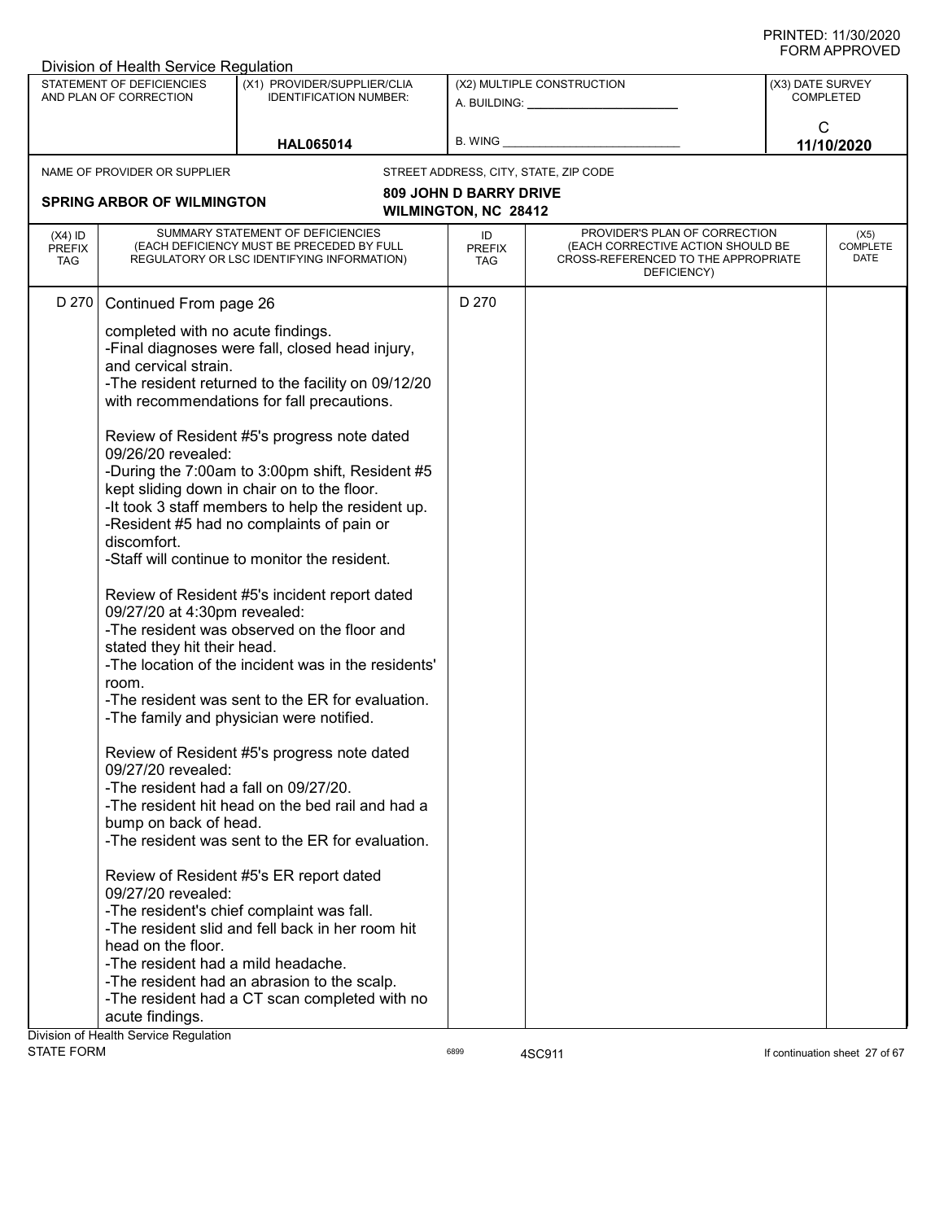| (X4) ID PREFIX TAG | SUMMARY STATEMENT OF DEFICIENCIES (EACH DEFICIENCY MUST BE PRECEDED BY FULL REGULATORY OR LSC IDENTIFYING INFORMATION) | ID PREFIX TAG | PROVIDER'S PLAN OF CORRECTION (EACH CORRECTIVE ACTION SHOULD BE CROSS-REFERENCED TO THE APPROPRIATE DEFICIENCY) | (X5) COMPLETE DATE |
|---|---|---|---|---|
| D 270 | Continued From page 26 | D 270 | | |

completed with no acute findings.
-Final diagnoses were fall, closed head injury, and cervical strain.
-The resident returned to the facility on 09/12/20 with recommendations for fall precautions.

Review of Resident #5's progress note dated 09/26/20 revealed:
-During the 7:00am to 3:00pm shift, Resident #5 kept sliding down in chair on to the floor.
-It took 3 staff members to help the resident up.
-Resident #5 had no complaints of pain or discomfort.
-Staff will continue to monitor the resident.

Review of Resident #5's incident report dated 09/27/20 at 4:30pm revealed:
-The resident was observed on the floor and stated they hit their head.
-The location of the incident was in the residents' room.
-The resident was sent to the ER for evaluation.
-The family and physician were notified.

Review of Resident #5's progress note dated 09/27/20 revealed:
-The resident had a fall on 09/27/20.
-The resident hit head on the bed rail and had a bump on back of head.
-The resident was sent to the ER for evaluation.

Review of Resident #5's ER report dated 09/27/20 revealed:
-The resident's chief complaint was fall.
-The resident slid and fell back in her room hit head on the floor.
-The resident had a mild headache.
-The resident had an abrasion to the scalp.
-The resident had a CT scan completed with no acute findings.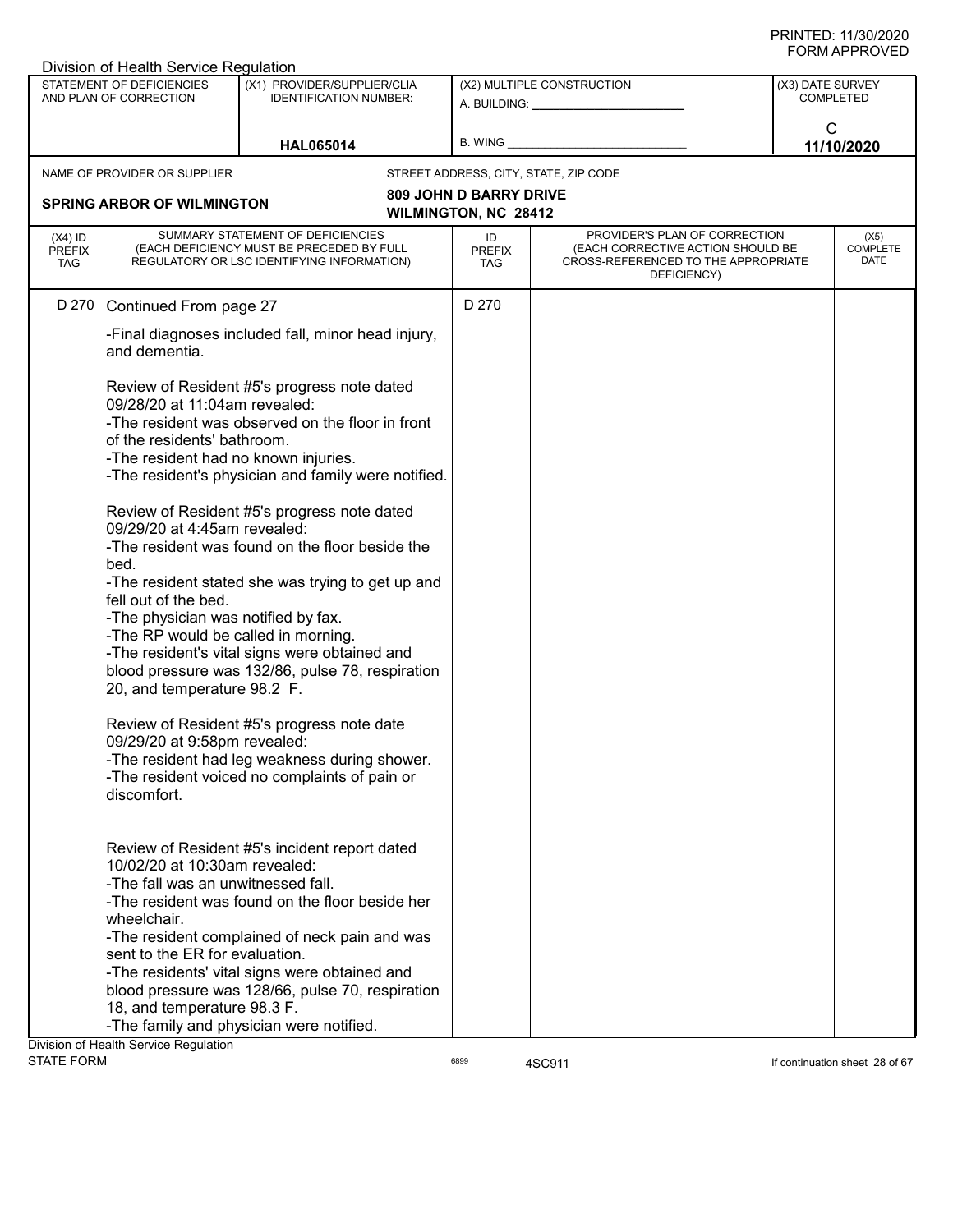Division of Health Service Regulation

| STATEMENT OF DEFICIENCIES AND PLAN OF CORRECTION | (X1) PROVIDER/SUPPLIER/CLIA IDENTIFICATION NUMBER: | (X2) MULTIPLE CONSTRUCTION | (X3) DATE SURVEY COMPLETED |
|---|---|---|---|
| | HAL065014 | A. BUILDING: ______ B. WING ______ | C 11/10/2020 |

NAME OF PROVIDER OR SUPPLIER: **SPRING ARBOR OF WILMINGTON**

STREET ADDRESS, CITY, STATE, ZIP CODE: **809 JOHN D BARRY DRIVE, WILMINGTON, NC 28412**

| (X4) ID PREFIX TAG | SUMMARY STATEMENT OF DEFICIENCIES (EACH DEFICIENCY MUST BE PRECEDED BY FULL REGULATORY OR LSC IDENTIFYING INFORMATION) | ID PREFIX TAG | PROVIDER'S PLAN OF CORRECTION (EACH CORRECTIVE ACTION SHOULD BE CROSS-REFERENCED TO THE APPROPRIATE DEFICIENCY) | (X5) COMPLETE DATE |
|---|---|---|---|---|
| D 270 | Continued From page 27 | D 270 | | |

-Final diagnoses included fall, minor head injury, and dementia.

Review of Resident #5's progress note dated 09/28/20 at 11:04am revealed:
-The resident was observed on the floor in front of the residents' bathroom.
-The resident had no known injuries.
-The resident's physician and family were notified.

Review of Resident #5's progress note dated 09/29/20 at 4:45am revealed:
-The resident was found on the floor beside the bed.
-The resident stated she was trying to get up and fell out of the bed.
-The physician was notified by fax.
-The RP would be called in morning.
-The resident's vital signs were obtained and blood pressure was 132/86, pulse 78, respiration 20, and temperature 98.2 F.

Review of Resident #5's progress note date 09/29/20 at 9:58pm revealed:
-The resident had leg weakness during shower.
-The resident voiced no complaints of pain or discomfort.

Review of Resident #5's incident report dated 10/02/20 at 10:30am revealed:
-The fall was an unwitnessed fall.
-The resident was found on the floor beside her wheelchair.
-The resident complained of neck pain and was sent to the ER for evaluation.
-The residents' vital signs were obtained and blood pressure was 128/66, pulse 70, respiration 18, and temperature 98.3 F.
-The family and physician were notified.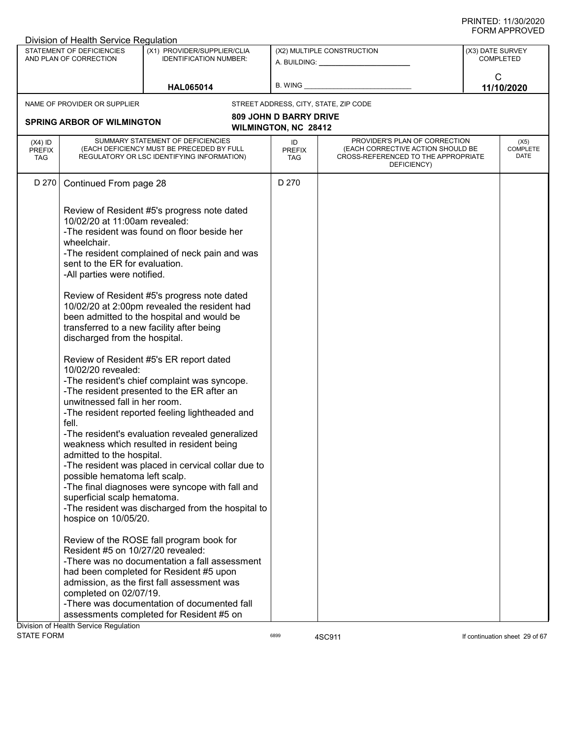Division of Health Service Regulation

| STATEMENT OF DEFICIENCIES AND PLAN OF CORRECTION | (X1) PROVIDER/SUPPLIER/CLIA IDENTIFICATION NUMBER: | (X2) MULTIPLE CONSTRUCTION | (X3) DATE SURVEY COMPLETED |
|---|---|---|---|
| | HAL065014 | A. BUILDING: ______ B. WING ______ | C 11/10/2020 |

| NAME OF PROVIDER OR SUPPLIER | STREET ADDRESS, CITY, STATE, ZIP CODE |
|---|---|
| SPRING ARBOR OF WILMINGTON | 809 JOHN D BARRY DRIVE WILMINGTON, NC 28412 |

| (X4) ID PREFIX TAG | SUMMARY STATEMENT OF DEFICIENCIES (EACH DEFICIENCY MUST BE PRECEDED BY FULL REGULATORY OR LSC IDENTIFYING INFORMATION) | ID PREFIX TAG | PROVIDER'S PLAN OF CORRECTION (EACH CORRECTIVE ACTION SHOULD BE CROSS-REFERENCED TO THE APPROPRIATE DEFICIENCY) | (X5) COMPLETE DATE |
|---|---|---|---|---|
| D 270 | Continued From page 28 | D 270 | | |

Review of Resident #5's progress note dated 10/02/20 at 11:00am revealed:
-The resident was found on floor beside her wheelchair.
-The resident complained of neck pain and was sent to the ER for evaluation.
-All parties were notified.

Review of Resident #5's progress note dated 10/02/20 at 2:00pm revealed the resident had been admitted to the hospital and would be transferred to a new facility after being discharged from the hospital.

Review of Resident #5's ER report dated 10/02/20 revealed:
-The resident's chief complaint was syncope.
-The resident presented to the ER after an unwitnessed fall in her room.
-The resident reported feeling lightheaded and fell.
-The resident's evaluation revealed generalized weakness which resulted in resident being admitted to the hospital.
-The resident was placed in cervical collar due to possible hematoma left scalp.
-The final diagnoses were syncope with fall and superficial scalp hematoma.
-The resident was discharged from the hospital to hospice on 10/05/20.

Review of the ROSE fall program book for Resident #5 on 10/27/20 revealed:
-There was no documentation a fall assessment had been completed for Resident #5 upon admission, as the first fall assessment was completed on 02/07/19.
-There was documentation of documented fall assessments completed for Resident #5 on

Division of Health Service Regulation
STATE FORM 6899 4SC911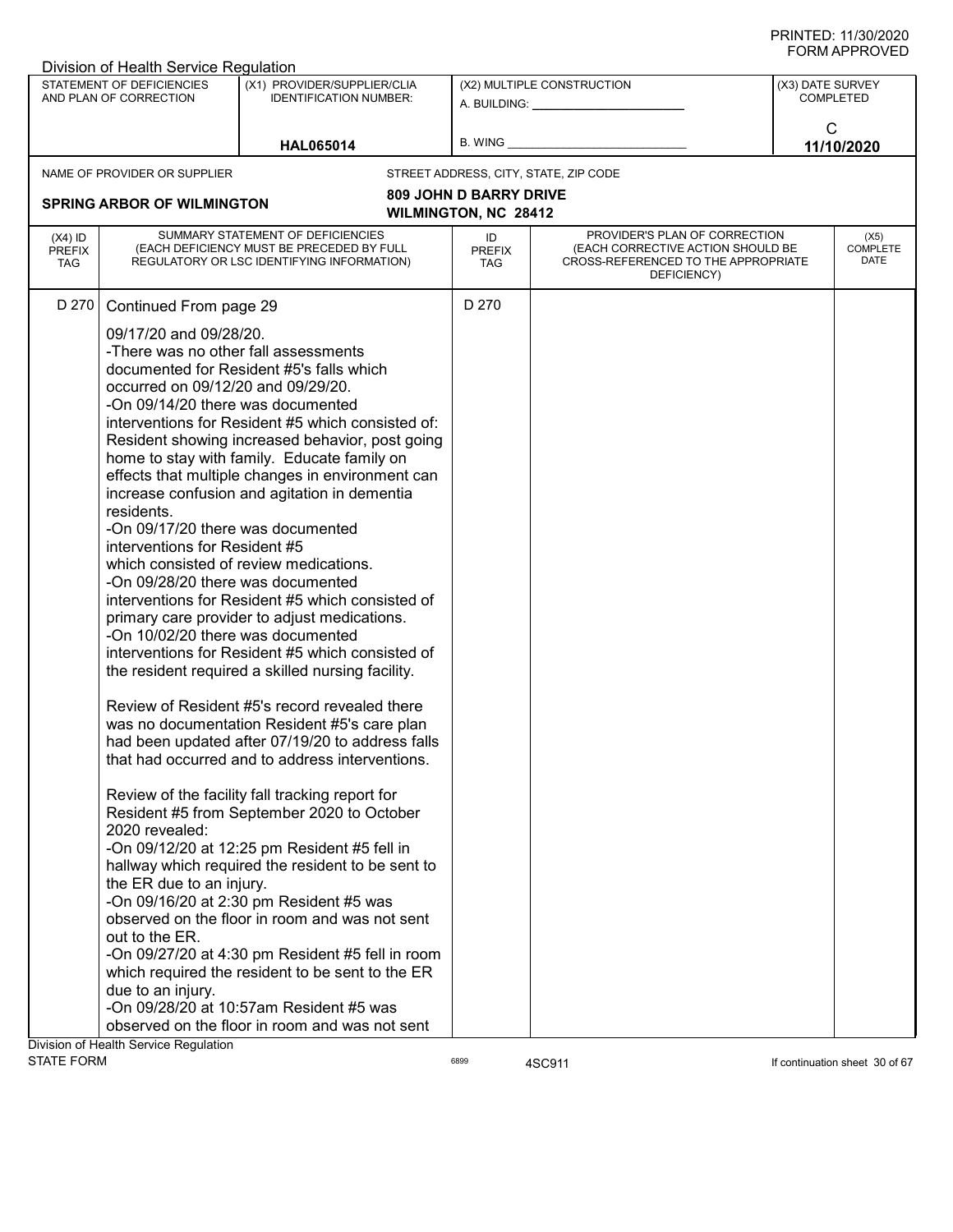Division of Health Service Regulation

| STATEMENT OF DEFICIENCIES AND PLAN OF CORRECTION | (X1) PROVIDER/SUPPLIER/CLIA IDENTIFICATION NUMBER: | (X2) MULTIPLE CONSTRUCTION | (X3) DATE SURVEY COMPLETED |
|---|---|---|---|
| | HAL065014 | A. BUILDING: ______ B. WING ______ | C 11/10/2020 |

NAME OF PROVIDER OR SUPPLIER: **SPRING ARBOR OF WILMINGTON**

STREET ADDRESS, CITY, STATE, ZIP CODE: **809 JOHN D BARRY DRIVE WILMINGTON, NC 28412**

| (X4) ID PREFIX TAG | SUMMARY STATEMENT OF DEFICIENCIES (EACH DEFICIENCY MUST BE PRECEDED BY FULL REGULATORY OR LSC IDENTIFYING INFORMATION) | ID PREFIX TAG | PROVIDER'S PLAN OF CORRECTION (EACH CORRECTIVE ACTION SHOULD BE CROSS-REFERENCED TO THE APPROPRIATE DEFICIENCY) | (X5) COMPLETE DATE |
|---|---|---|---|---|
| D 270 | Continued From page 29<br><br>09/17/20 and 09/28/20.<br>-There was no other fall assessments documented for Resident #5's falls which occurred on 09/12/20 and 09/29/20.<br>-On 09/14/20 there was documented interventions for Resident #5 which consisted of: Resident showing increased behavior, post going home to stay with family. Educate family on effects that multiple changes in environment can increase confusion and agitation in dementia residents.<br>-On 09/17/20 there was documented interventions for Resident #5 which consisted of review medications.<br>-On 09/28/20 there was documented interventions for Resident #5 which consisted of primary care provider to adjust medications.<br>-On 10/02/20 there was documented interventions for Resident #5 which consisted of the resident required a skilled nursing facility.<br><br>Review of Resident #5's record revealed there was no documentation Resident #5's care plan had been updated after 07/19/20 to address falls that had occurred and to address interventions.<br><br>Review of the facility fall tracking report for Resident #5 from September 2020 to October 2020 revealed:<br>-On 09/12/20 at 12:25 pm Resident #5 fell in hallway which required the resident to be sent to the ER due to an injury.<br>-On 09/16/20 at 2:30 pm Resident #5 was observed on the floor in room and was not sent out to the ER.<br>-On 09/27/20 at 4:30 pm Resident #5 fell in room which required the resident to be sent to the ER due to an injury.<br>-On 09/28/20 at 10:57am Resident #5 was observed on the floor in room and was not sent | D 270 | | |

Division of Health Service Regulation
STATE FORM 6899 4SC911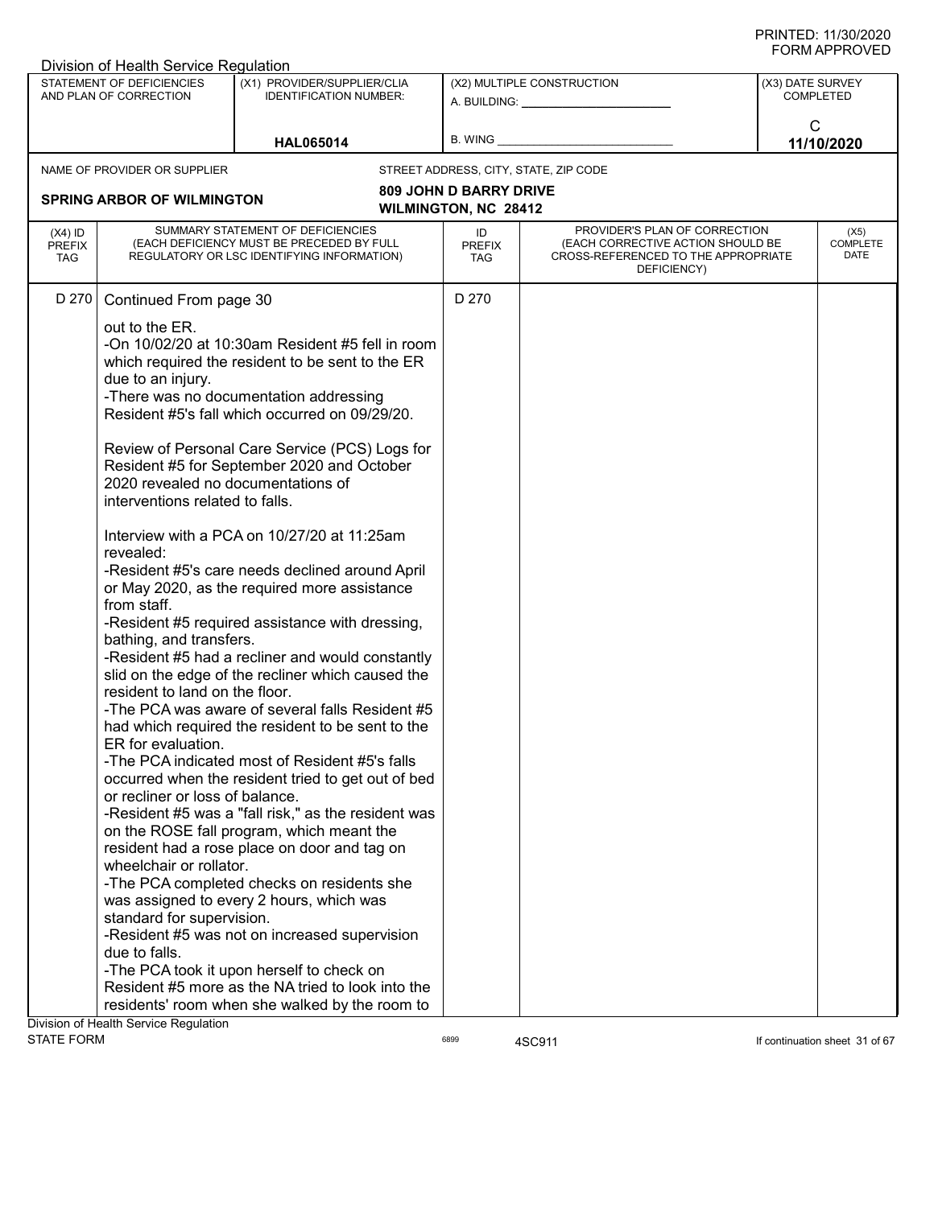Division of Health Service Regulation

| STATEMENT OF DEFICIENCIES AND PLAN OF CORRECTION | (X1) PROVIDER/SUPPLIER/CLIA IDENTIFICATION NUMBER: | (X2) MULTIPLE CONSTRUCTION | (X3) DATE SURVEY COMPLETED |
|---|---|---|---|
| | HAL065014 | A. BUILDING: ______ B. WING ______ | C 11/10/2020 |

NAME OF PROVIDER OR SUPPLIER: **SPRING ARBOR OF WILMINGTON**

STREET ADDRESS, CITY, STATE, ZIP CODE: **809 JOHN D BARRY DRIVE, WILMINGTON, NC 28412**

| (X4) ID PREFIX TAG | SUMMARY STATEMENT OF DEFICIENCIES (EACH DEFICIENCY MUST BE PRECEDED BY FULL REGULATORY OR LSC IDENTIFYING INFORMATION) | ID PREFIX TAG | PROVIDER'S PLAN OF CORRECTION (EACH CORRECTIVE ACTION SHOULD BE CROSS-REFERENCED TO THE APPROPRIATE DEFICIENCY) | (X5) COMPLETE DATE |
|---|---|---|---|---|
| D 270 | Continued From page 30<br><br>out to the ER.<br>-On 10/02/20 at 10:30am Resident #5 fell in room which required the resident to be sent to the ER due to an injury.<br>-There was no documentation addressing Resident #5's fall which occurred on 09/29/20.<br><br>Review of Personal Care Service (PCS) Logs for Resident #5 for September 2020 and October 2020 revealed no documentations of interventions related to falls.<br><br>Interview with a PCA on 10/27/20 at 11:25am revealed:<br>-Resident #5's care needs declined around April or May 2020, as the required more assistance from staff.<br>-Resident #5 required assistance with dressing, bathing, and transfers.<br>-Resident #5 had a recliner and would constantly slid on the edge of the recliner which caused the resident to land on the floor.<br>-The PCA was aware of several falls Resident #5 had which required the resident to be sent to the ER for evaluation.<br>-The PCA indicated most of Resident #5's falls occurred when the resident tried to get out of bed or recliner or loss of balance.<br>-Resident #5 was a "fall risk," as the resident was on the ROSE fall program, which meant the resident had a rose place on door and tag on wheelchair or rollator.<br>-The PCA completed checks on residents she was assigned to every 2 hours, which was standard for supervision.<br>-Resident #5 was not on increased supervision due to falls.<br>-The PCA took it upon herself to check on Resident #5 more as the NA tried to look into the residents' room when she walked by the room to | D 270 | | |

Division of Health Service Regulation
STATE FORM 6899 4SC911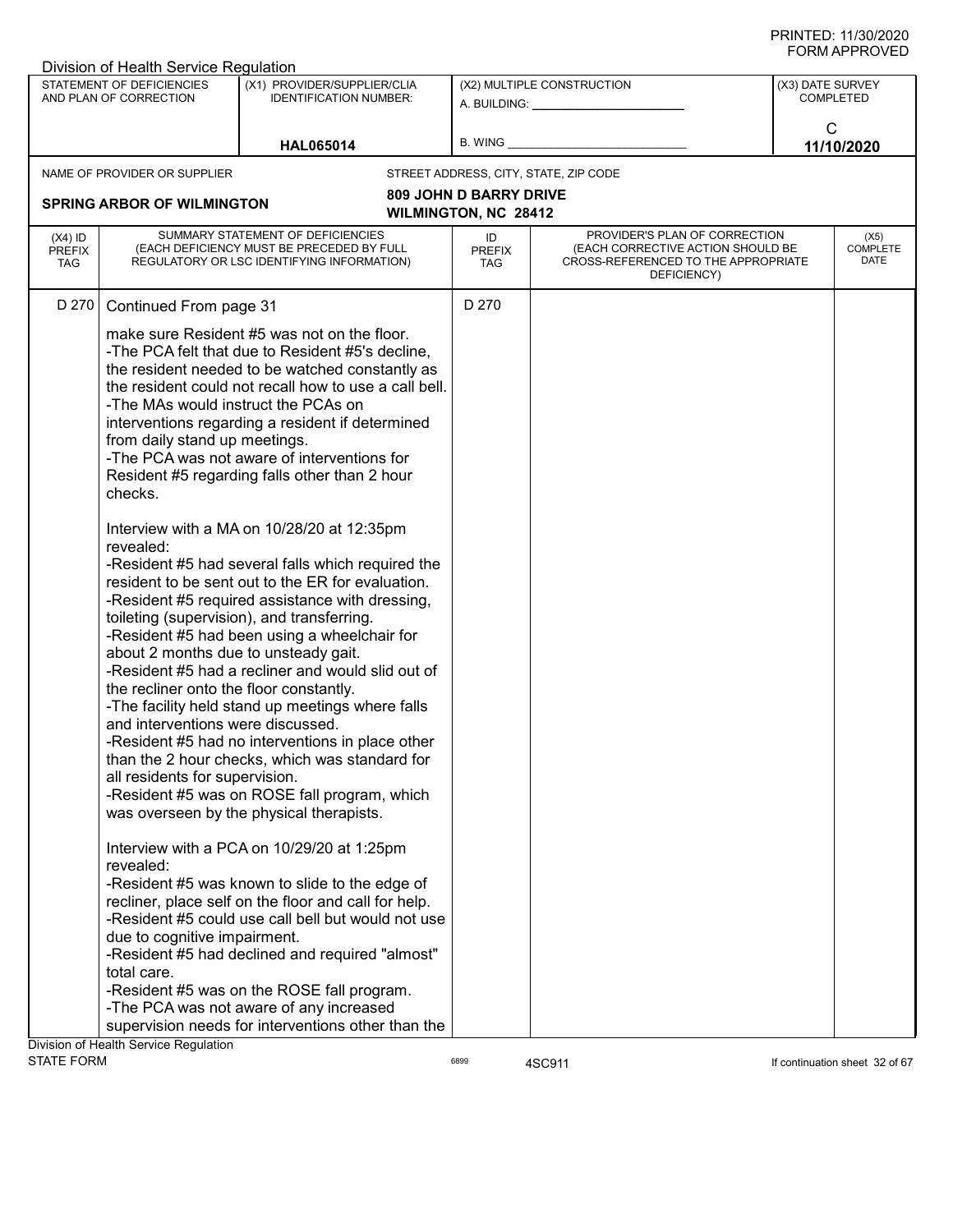Division of Health Service Regulation

| STATEMENT OF DEFICIENCIES AND PLAN OF CORRECTION | (X1) PROVIDER/SUPPLIER/CLIA IDENTIFICATION NUMBER: | (X2) MULTIPLE CONSTRUCTION | (X3) DATE SURVEY COMPLETED |
|---|---|---|---|
| | HAL065014 | A. BUILDING: ______ B. WING ______ | C 11/10/2020 |

NAME OF PROVIDER OR SUPPLIER: **SPRING ARBOR OF WILMINGTON**

STREET ADDRESS, CITY, STATE, ZIP CODE: **809 JOHN D BARRY DRIVE, WILMINGTON, NC 28412**

| (X4) ID PREFIX TAG | SUMMARY STATEMENT OF DEFICIENCIES (EACH DEFICIENCY MUST BE PRECEDED BY FULL REGULATORY OR LSC IDENTIFYING INFORMATION) | ID PREFIX TAG | PROVIDER'S PLAN OF CORRECTION (EACH CORRECTIVE ACTION SHOULD BE CROSS-REFERENCED TO THE APPROPRIATE DEFICIENCY) | (X5) COMPLETE DATE |
|---|---|---|---|---|
| D 270 | Continued From page 31 | D 270 | | |

make sure Resident #5 was not on the floor.
-The PCA felt that due to Resident #5's decline, the resident needed to be watched constantly as the resident could not recall how to use a call bell.
-The MAs would instruct the PCAs on interventions regarding a resident if determined from daily stand up meetings.
-The PCA was not aware of interventions for Resident #5 regarding falls other than 2 hour checks.

Interview with a MA on 10/28/20 at 12:35pm revealed:
-Resident #5 had several falls which required the resident to be sent out to the ER for evaluation.
-Resident #5 required assistance with dressing, toileting (supervision), and transferring.
-Resident #5 had been using a wheelchair for about 2 months due to unsteady gait.
-Resident #5 had a recliner and would slid out of the recliner onto the floor constantly.
-The facility held stand up meetings where falls and interventions were discussed.
-Resident #5 had no interventions in place other than the 2 hour checks, which was standard for all residents for supervision.
-Resident #5 was on ROSE fall program, which was overseen by the physical therapists.

Interview with a PCA on 10/29/20 at 1:25pm revealed:
-Resident #5 was known to slide to the edge of recliner, place self on the floor and call for help.
-Resident #5 could use call bell but would not use due to cognitive impairment.
-Resident #5 had declined and required "almost" total care.
-Resident #5 was on the ROSE fall program.
-The PCA was not aware of any increased supervision needs for interventions other than the

Division of Health Service Regulation
STATE FORM 6899 4SC911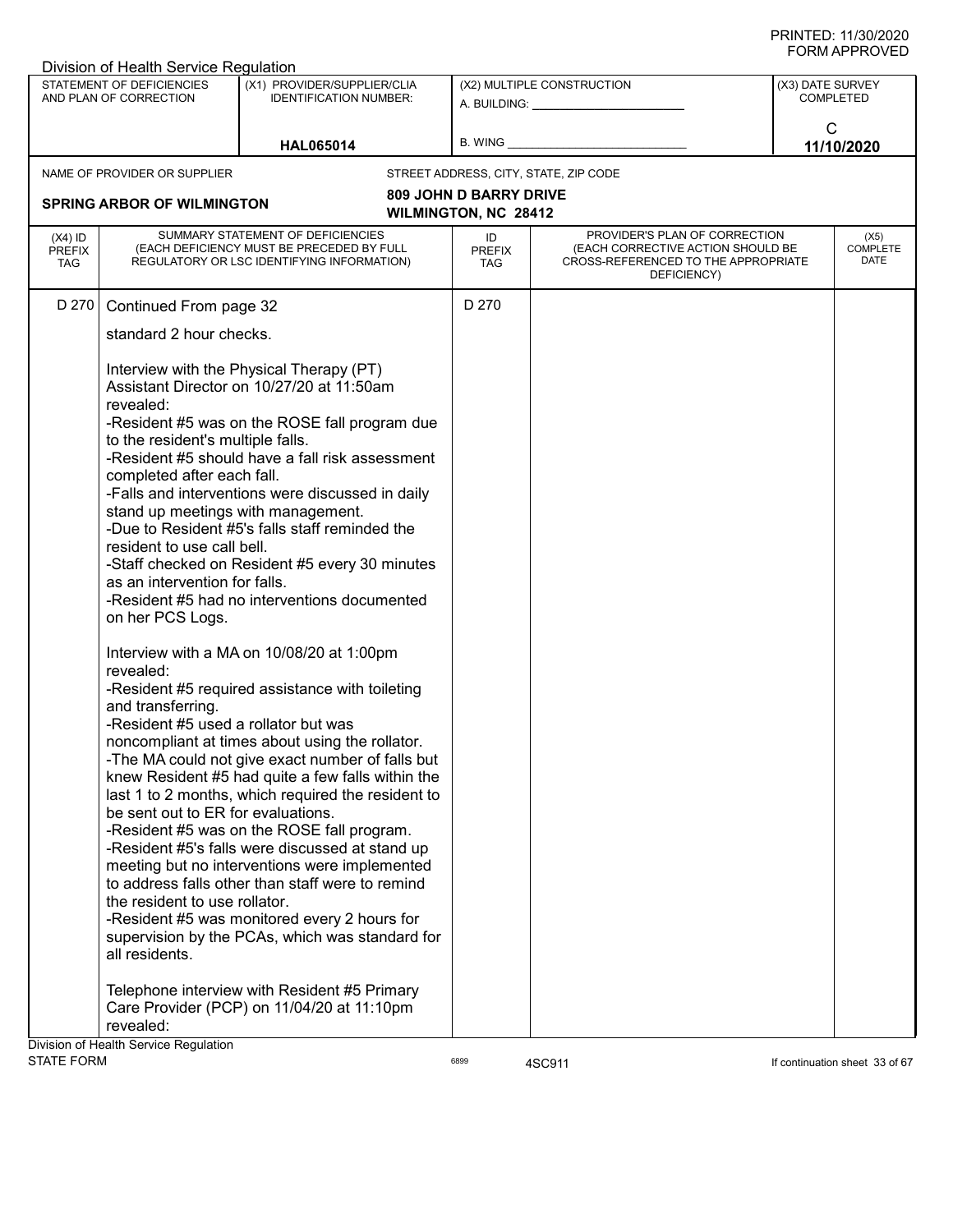Division of Health Service Regulation

| STATEMENT OF DEFICIENCIES AND PLAN OF CORRECTION | (X1) PROVIDER/SUPPLIER/CLIA IDENTIFICATION NUMBER: | (X2) MULTIPLE CONSTRUCTION | (X3) DATE SURVEY COMPLETED |
|---|---|---|---|
| | HAL065014 | A. BUILDING: ___ B. WING ___ | C 11/10/2020 |

NAME OF PROVIDER OR SUPPLIER: **SPRING ARBOR OF WILMINGTON**

STREET ADDRESS, CITY, STATE, ZIP CODE: **809 JOHN D BARRY DRIVE, WILMINGTON, NC 28412**

| (X4) ID PREFIX TAG | SUMMARY STATEMENT OF DEFICIENCIES (EACH DEFICIENCY MUST BE PRECEDED BY FULL REGULATORY OR LSC IDENTIFYING INFORMATION) | ID PREFIX TAG | PROVIDER'S PLAN OF CORRECTION (EACH CORRECTIVE ACTION SHOULD BE CROSS-REFERENCED TO THE APPROPRIATE DEFICIENCY) | (X5) COMPLETE DATE |
|---|---|---|---|---|
| D 270 | Continued From page 32 | D 270 | | |

standard 2 hour checks.

Interview with the Physical Therapy (PT) Assistant Director on 10/27/20 at 11:50am revealed:
-Resident #5 was on the ROSE fall program due to the resident's multiple falls.
-Resident #5 should have a fall risk assessment completed after each fall.
-Falls and interventions were discussed in daily stand up meetings with management.
-Due to Resident #5's falls staff reminded the resident to use call bell.
-Staff checked on Resident #5 every 30 minutes as an intervention for falls.
-Resident #5 had no interventions documented on her PCS Logs.

Interview with a MA on 10/08/20 at 1:00pm revealed:
-Resident #5 required assistance with toileting and transferring.
-Resident #5 used a rollator but was noncompliant at times about using the rollator.
-The MA could not give exact number of falls but knew Resident #5 had quite a few falls within the last 1 to 2 months, which required the resident to be sent out to ER for evaluations.
-Resident #5 was on the ROSE fall program.
-Resident #5's falls were discussed at stand up meeting but no interventions were implemented to address falls other than staff were to remind the resident to use rollator.
-Resident #5 was monitored every 2 hours for supervision by the PCAs, which was standard for all residents.

Telephone interview with Resident #5 Primary Care Provider (PCP) on 11/04/20 at 11:10pm revealed:

Division of Health Service Regulation
STATE FORM 6899 4SC911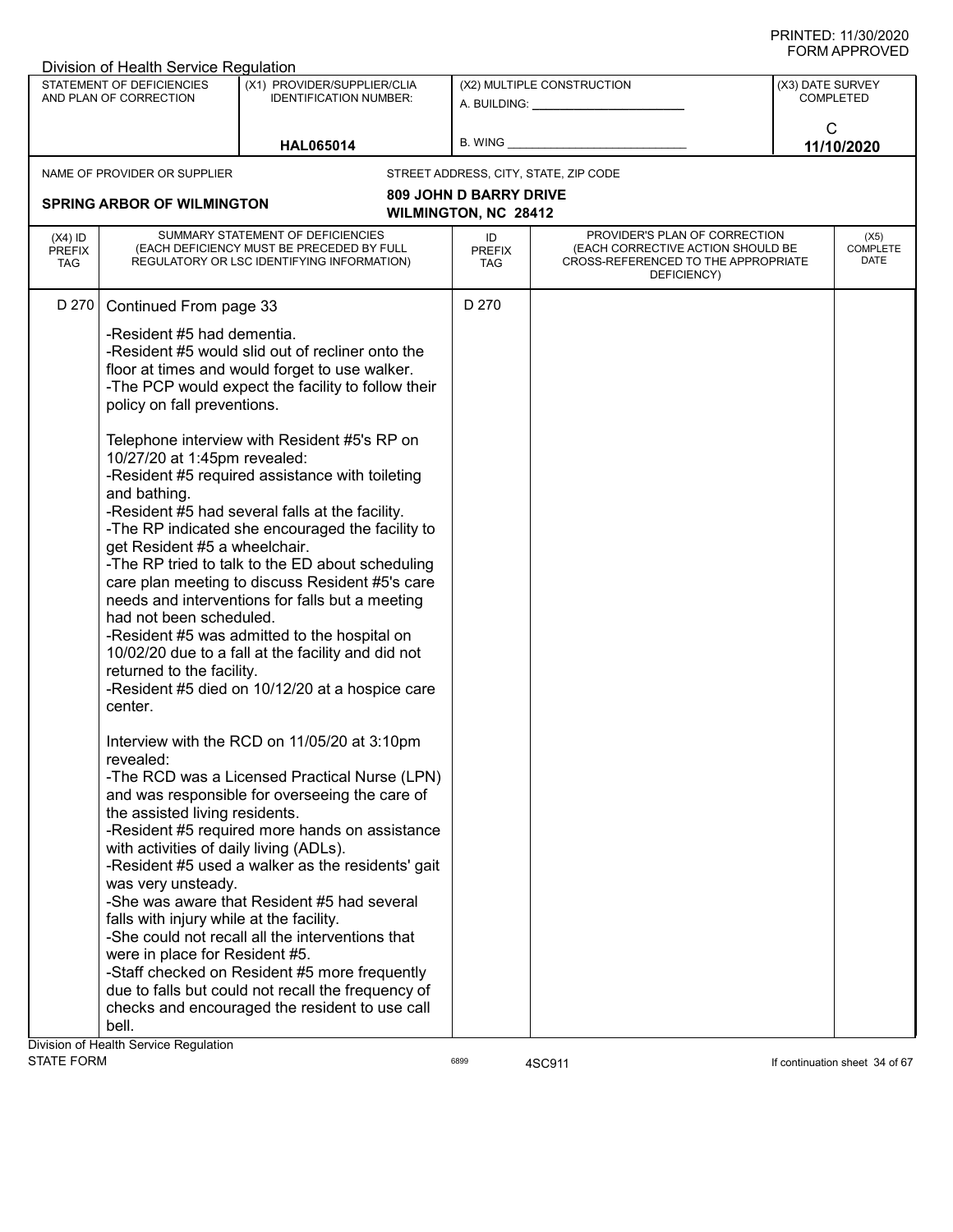Division of Health Service Regulation

| STATEMENT OF DEFICIENCIES AND PLAN OF CORRECTION | (X1) PROVIDER/SUPPLIER/CLIA IDENTIFICATION NUMBER: | (X2) MULTIPLE CONSTRUCTION | (X3) DATE SURVEY COMPLETED |
|---|---|---|---|
| | HAL065014 | A. BUILDING: ______ B. WING ______ | C 11/10/2020 |

NAME OF PROVIDER OR SUPPLIER: **SPRING ARBOR OF WILMINGTON**

STREET ADDRESS, CITY, STATE, ZIP CODE: **809 JOHN D BARRY DRIVE, WILMINGTON, NC 28412**

| (X4) ID PREFIX TAG | SUMMARY STATEMENT OF DEFICIENCIES (EACH DEFICIENCY MUST BE PRECEDED BY FULL REGULATORY OR LSC IDENTIFYING INFORMATION) | ID PREFIX TAG | PROVIDER'S PLAN OF CORRECTION (EACH CORRECTIVE ACTION SHOULD BE CROSS-REFERENCED TO THE APPROPRIATE DEFICIENCY) | (X5) COMPLETE DATE |
|---|---|---|---|---|
| D 270 | Continued From page 33 | D 270 | | |

-Resident #5 had dementia.
-Resident #5 would slid out of recliner onto the floor at times and would forget to use walker.
-The PCP would expect the facility to follow their policy on fall preventions.

Telephone interview with Resident #5's RP on 10/27/20 at 1:45pm revealed:
-Resident #5 required assistance with toileting and bathing.
-Resident #5 had several falls at the facility.
-The RP indicated she encouraged the facility to get Resident #5 a wheelchair.
-The RP tried to talk to the ED about scheduling care plan meeting to discuss Resident #5's care needs and interventions for falls but a meeting had not been scheduled.
-Resident #5 was admitted to the hospital on 10/02/20 due to a fall at the facility and did not returned to the facility.
-Resident #5 died on 10/12/20 at a hospice care center.

Interview with the RCD on 11/05/20 at 3:10pm revealed:
-The RCD was a Licensed Practical Nurse (LPN) and was responsible for overseeing the care of the assisted living residents.
-Resident #5 required more hands on assistance with activities of daily living (ADLs).
-Resident #5 used a walker as the residents' gait was very unsteady.
-She was aware that Resident #5 had several falls with injury while at the facility.
-She could not recall all the interventions that were in place for Resident #5.
-Staff checked on Resident #5 more frequently due to falls but could not recall the frequency of checks and encouraged the resident to use call bell.

Division of Health Service Regulation
STATE FORM 6899 4SC911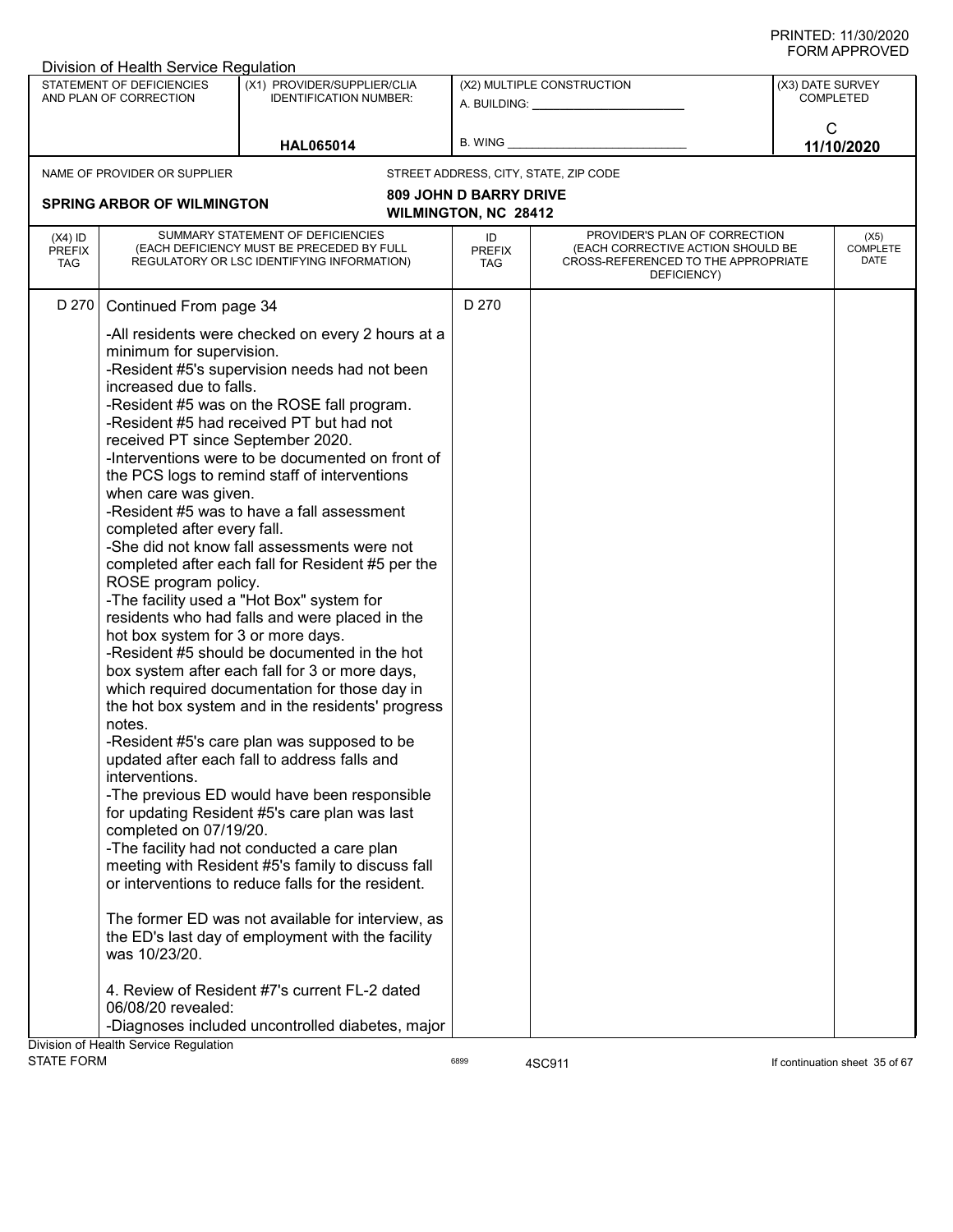Division of Health Service Regulation

| STATEMENT OF DEFICIENCIES AND PLAN OF CORRECTION | (X1) PROVIDER/SUPPLIER/CLIA IDENTIFICATION NUMBER: | (X2) MULTIPLE CONSTRUCTION | (X3) DATE SURVEY COMPLETED |
|---|---|---|---|
| | HAL065014 | A. BUILDING: ______ B. WING ______ | C 11/10/2020 |

NAME OF PROVIDER OR SUPPLIER: **SPRING ARBOR OF WILMINGTON**

STREET ADDRESS, CITY, STATE, ZIP CODE: **809 JOHN D BARRY DRIVE WILMINGTON, NC 28412**

| (X4) ID PREFIX TAG | SUMMARY STATEMENT OF DEFICIENCIES (EACH DEFICIENCY MUST BE PRECEDED BY FULL REGULATORY OR LSC IDENTIFYING INFORMATION) | ID PREFIX TAG | PROVIDER'S PLAN OF CORRECTION (EACH CORRECTIVE ACTION SHOULD BE CROSS-REFERENCED TO THE APPROPRIATE DEFICIENCY) | (X5) COMPLETE DATE |
|---|---|---|---|---|
| D 270 | Continued From page 34<br><br>-All residents were checked on every 2 hours at a minimum for supervision.<br>-Resident #5's supervision needs had not been increased due to falls.<br>-Resident #5 was on the ROSE fall program.<br>-Resident #5 had received PT but had not received PT since September 2020.<br>-Interventions were to be documented on front of the PCS logs to remind staff of interventions when care was given.<br>-Resident #5 was to have a fall assessment completed after every fall.<br>-She did not know fall assessments were not completed after each fall for Resident #5 per the ROSE program policy.<br>-The facility used a "Hot Box" system for residents who had falls and were placed in the hot box system for 3 or more days.<br>-Resident #5 should be documented in the hot box system after each fall for 3 or more days, which required documentation for those day in the hot box system and in the residents' progress notes.<br>-Resident #5's care plan was supposed to be updated after each fall to address falls and interventions.<br>-The previous ED would have been responsible for updating Resident #5's care plan was last completed on 07/19/20.<br>-The facility had not conducted a care plan meeting with Resident #5's family to discuss fall or interventions to reduce falls for the resident.<br><br>The former ED was not available for interview, as the ED's last day of employment with the facility was 10/23/20.<br><br>4. Review of Resident #7's current FL-2 dated 06/08/20 revealed:<br>-Diagnoses included uncontrolled diabetes, major | D 270 | | |

Division of Health Service Regulation
STATE FORM 6899 4SC911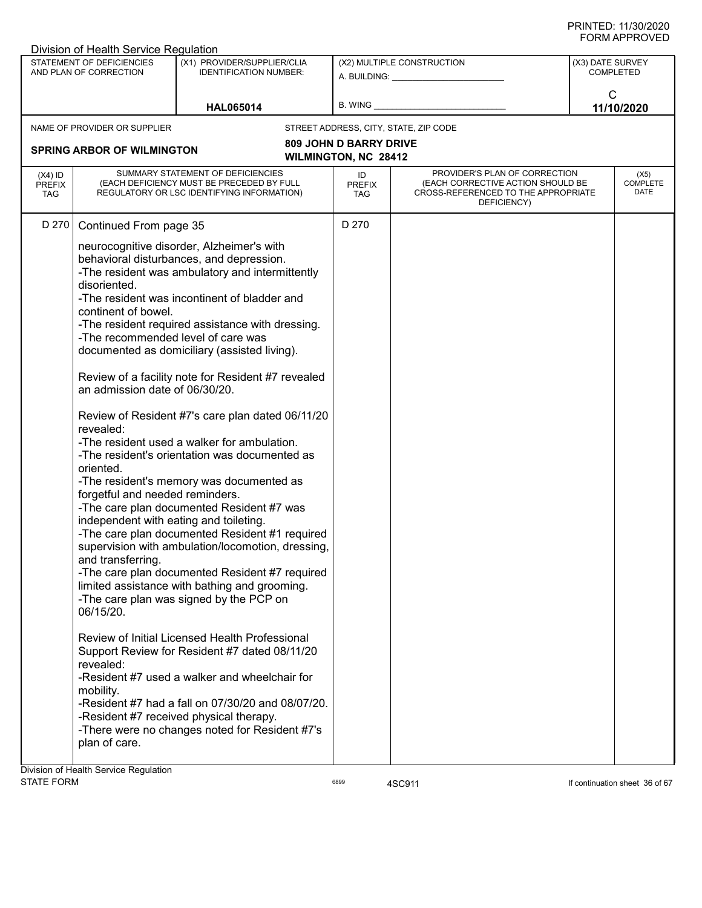Division of Health Service Regulation

| STATEMENT OF DEFICIENCIES AND PLAN OF CORRECTION | (X1) PROVIDER/SUPPLIER/CLIA IDENTIFICATION NUMBER: | (X2) MULTIPLE CONSTRUCTION | (X3) DATE SURVEY COMPLETED |
|---|---|---|---|
| | HAL065014 | A. BUILDING: ______ B. WING ______ | C 11/10/2020 |

NAME OF PROVIDER OR SUPPLIER: **SPRING ARBOR OF WILMINGTON**

STREET ADDRESS, CITY, STATE, ZIP CODE: **809 JOHN D BARRY DRIVE, WILMINGTON, NC 28412**

| (X4) ID PREFIX TAG | SUMMARY STATEMENT OF DEFICIENCIES (EACH DEFICIENCY MUST BE PRECEDED BY FULL REGULATORY OR LSC IDENTIFYING INFORMATION) | ID PREFIX TAG | PROVIDER'S PLAN OF CORRECTION (EACH CORRECTIVE ACTION SHOULD BE CROSS-REFERENCED TO THE APPROPRIATE DEFICIENCY) | (X5) COMPLETE DATE |
|---|---|---|---|---|
| D 270 | Continued From page 35 | D 270 | | |

neurocognitive disorder, Alzheimer's with behavioral disturbances, and depression.
-The resident was ambulatory and intermittently disoriented.
-The resident was incontinent of bladder and continent of bowel.
-The resident required assistance with dressing.
-The recommended level of care was documented as domiciliary (assisted living).

Review of a facility note for Resident #7 revealed an admission date of 06/30/20.

Review of Resident #7's care plan dated 06/11/20 revealed:
-The resident used a walker for ambulation.
-The resident's orientation was documented as oriented.
-The resident's memory was documented as forgetful and needed reminders.
-The care plan documented Resident #7 was independent with eating and toileting.
-The care plan documented Resident #1 required supervision with ambulation/locomotion, dressing, and transferring.
-The care plan documented Resident #7 required limited assistance with bathing and grooming.
-The care plan was signed by the PCP on 06/15/20.

Review of Initial Licensed Health Professional Support Review for Resident #7 dated 08/11/20 revealed:
-Resident #7 used a walker and wheelchair for mobility.
-Resident #7 had a fall on 07/30/20 and 08/07/20.
-Resident #7 received physical therapy.
-There were no changes noted for Resident #7's plan of care.

Division of Health Service Regulation
STATE FORM 6899 4SC911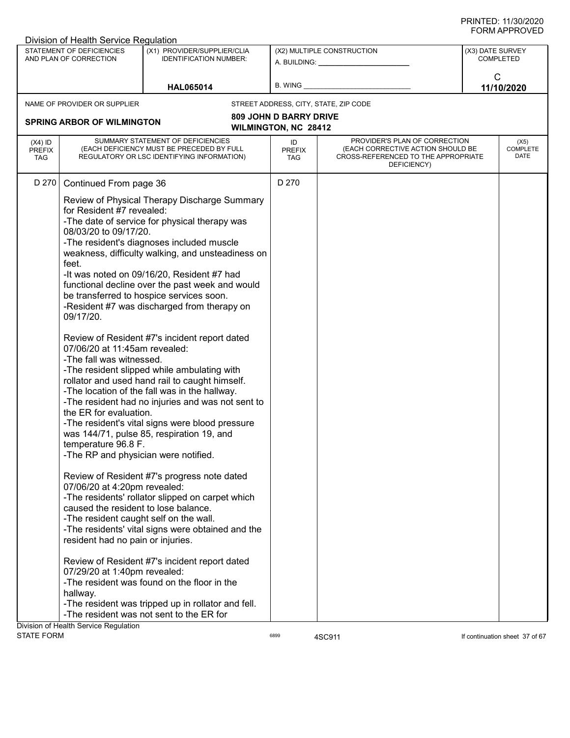PRINTED: 11/30/2020
FORM APPROVED

Division of Health Service Regulation

| STATEMENT OF DEFICIENCIES AND PLAN OF CORRECTION | (X1) PROVIDER/SUPPLIER/CLIA IDENTIFICATION NUMBER: | (X2) MULTIPLE CONSTRUCTION | (X3) DATE SURVEY COMPLETED |
|---|---|---|---|
| | HAL065014 | A. BUILDING: ______ B. WING ______ | C 11/10/2020 |

NAME OF PROVIDER OR SUPPLIER: **SPRING ARBOR OF WILMINGTON**

STREET ADDRESS, CITY, STATE, ZIP CODE: **809 JOHN D BARRY DRIVE WILMINGTON, NC 28412**

| (X4) ID PREFIX TAG | SUMMARY STATEMENT OF DEFICIENCIES (EACH DEFICIENCY MUST BE PRECEDED BY FULL REGULATORY OR LSC IDENTIFYING INFORMATION) | ID PREFIX TAG | PROVIDER'S PLAN OF CORRECTION (EACH CORRECTIVE ACTION SHOULD BE CROSS-REFERENCED TO THE APPROPRIATE DEFICIENCY) | (X5) COMPLETE DATE |
|---|---|---|---|---|
| D 270 | Continued From page 36<br><br>Review of Physical Therapy Discharge Summary for Resident #7 revealed:<br>-The date of service for physical therapy was 08/03/20 to 09/17/20.<br>-The resident's diagnoses included muscle weakness, difficulty walking, and unsteadiness on feet.<br>-It was noted on 09/16/20, Resident #7 had functional decline over the past week and would be transferred to hospice services soon.<br>-Resident #7 was discharged from therapy on 09/17/20.<br><br>Review of Resident #7's incident report dated 07/06/20 at 11:45am revealed:<br>-The fall was witnessed.<br>-The resident slipped while ambulating with rollator and used hand rail to caught himself.<br>-The location of the fall was in the hallway.<br>-The resident had no injuries and was not sent to the ER for evaluation.<br>-The resident's vital signs were blood pressure was 144/71, pulse 85, respiration 19, and temperature 96.8 F.<br>-The RP and physician were notified.<br><br>Review of Resident #7's progress note dated 07/06/20 at 4:20pm revealed:<br>-The residents' rollator slipped on carpet which caused the resident to lose balance.<br>-The resident caught self on the wall.<br>-The residents' vital signs were obtained and the resident had no pain or injuries.<br><br>Review of Resident #7's incident report dated 07/29/20 at 1:40pm revealed:<br>-The resident was found on the floor in the hallway.<br>-The resident was tripped up in rollator and fell.<br>-The resident was not sent to the ER for | D 270 | | |

Division of Health Service Regulation
STATE FORM 6899 4SC911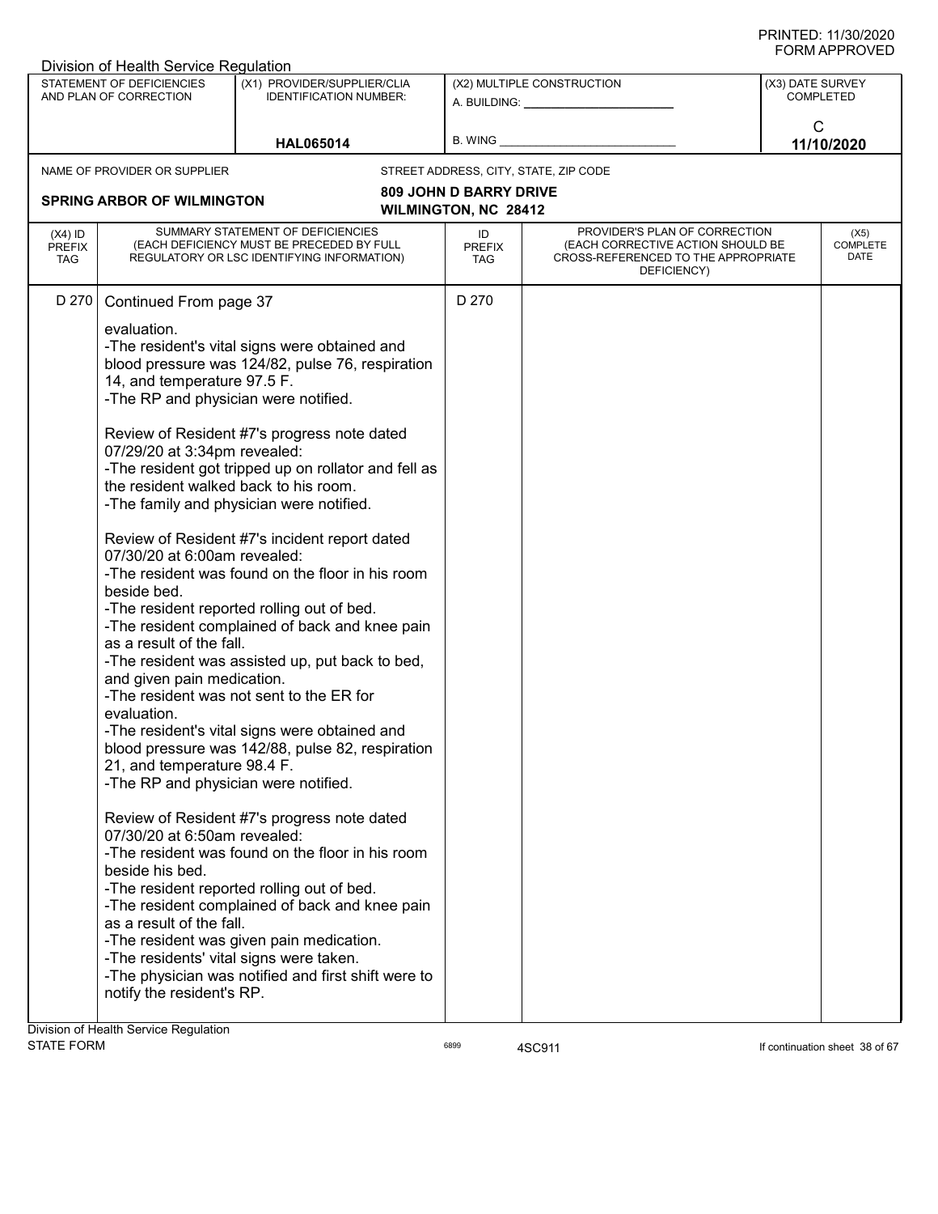Division of Health Service Regulation

| STATEMENT OF DEFICIENCIES AND PLAN OF CORRECTION | (X1) PROVIDER/SUPPLIER/CLIA IDENTIFICATION NUMBER: | (X2) MULTIPLE CONSTRUCTION | (X3) DATE SURVEY COMPLETED |
|---|---|---|---|
| | HAL065014 | A. BUILDING: ___ B. WING ___ | C 11/10/2020 |

NAME OF PROVIDER OR SUPPLIER: **SPRING ARBOR OF WILMINGTON**

STREET ADDRESS, CITY, STATE, ZIP CODE: **809 JOHN D BARRY DRIVE WILMINGTON, NC 28412**

| (X4) ID PREFIX TAG | SUMMARY STATEMENT OF DEFICIENCIES (EACH DEFICIENCY MUST BE PRECEDED BY FULL REGULATORY OR LSC IDENTIFYING INFORMATION) | ID PREFIX TAG | PROVIDER'S PLAN OF CORRECTION (EACH CORRECTIVE ACTION SHOULD BE CROSS-REFERENCED TO THE APPROPRIATE DEFICIENCY) | (X5) COMPLETE DATE |
|---|---|---|---|---|
| D 270 | Continued From page 37 | D 270 | | |

evaluation.
-The resident's vital signs were obtained and blood pressure was 124/82, pulse 76, respiration 14, and temperature 97.5 F.
-The RP and physician were notified.

Review of Resident #7's progress note dated 07/29/20 at 3:34pm revealed:
-The resident got tripped up on rollator and fell as the resident walked back to his room.
-The family and physician were notified.

Review of Resident #7's incident report dated 07/30/20 at 6:00am revealed:
-The resident was found on the floor in his room beside bed.
-The resident reported rolling out of bed.
-The resident complained of back and knee pain as a result of the fall.
-The resident was assisted up, put back to bed, and given pain medication.
-The resident was not sent to the ER for evaluation.
-The resident's vital signs were obtained and blood pressure was 142/88, pulse 82, respiration 21, and temperature 98.4 F.
-The RP and physician were notified.

Review of Resident #7's progress note dated 07/30/20 at 6:50am revealed:
-The resident was found on the floor in his room beside his bed.
-The resident reported rolling out of bed.
-The resident complained of back and knee pain as a result of the fall.
-The resident was given pain medication.
-The residents' vital signs were taken.
-The physician was notified and first shift were to notify the resident's RP.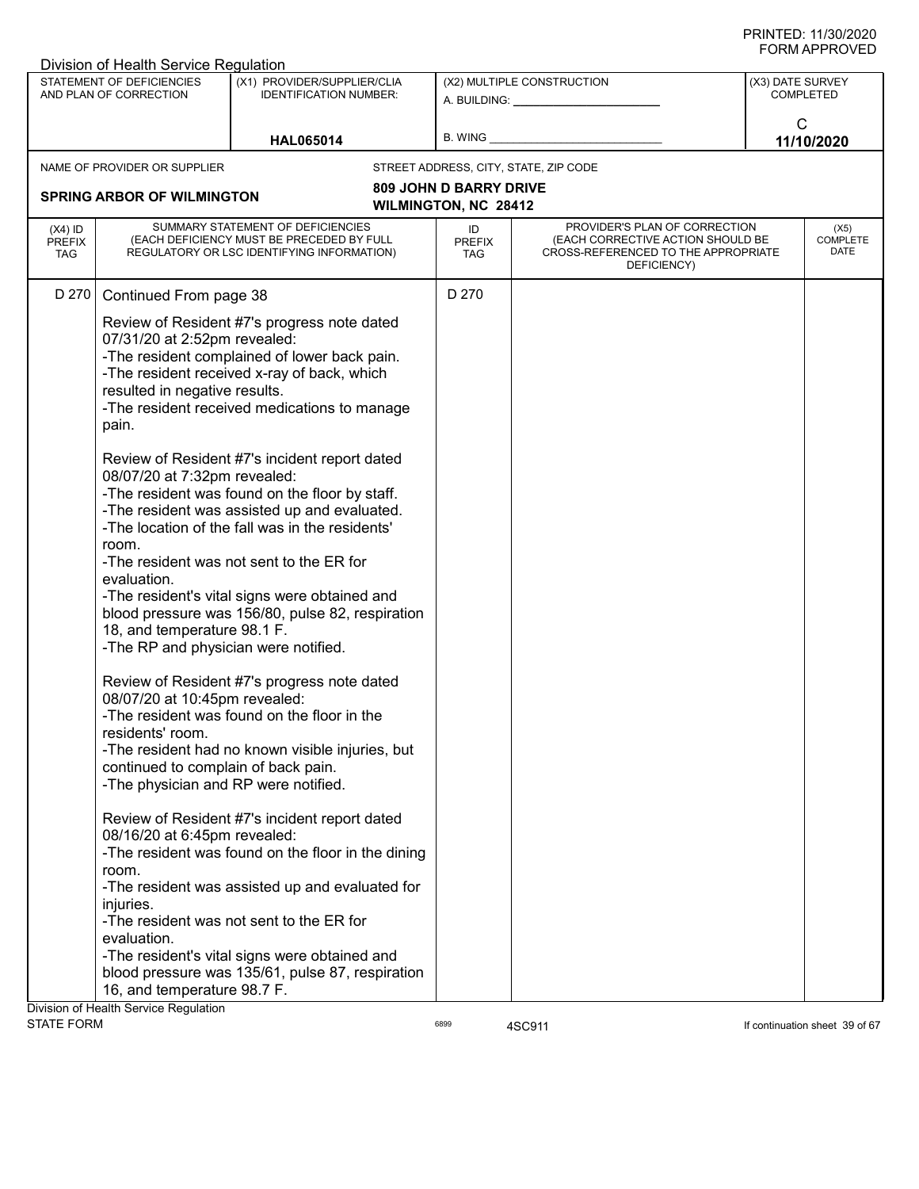Division of Health Service Regulation

| STATEMENT OF DEFICIENCIES AND PLAN OF CORRECTION | (X1) PROVIDER/SUPPLIER/CLIA IDENTIFICATION NUMBER: | (X2) MULTIPLE CONSTRUCTION | (X3) DATE SURVEY COMPLETED |
|---|---|---|---|
| | HAL065014 | A. BUILDING: ___ B. WING ___ | C 11/10/2020 |

NAME OF PROVIDER OR SUPPLIER: **SPRING ARBOR OF WILMINGTON**

STREET ADDRESS, CITY, STATE, ZIP CODE: **809 JOHN D BARRY DRIVE, WILMINGTON, NC 28412**

| (X4) ID PREFIX TAG | SUMMARY STATEMENT OF DEFICIENCIES (EACH DEFICIENCY MUST BE PRECEDED BY FULL REGULATORY OR LSC IDENTIFYING INFORMATION) | ID PREFIX TAG | PROVIDER'S PLAN OF CORRECTION (EACH CORRECTIVE ACTION SHOULD BE CROSS-REFERENCED TO THE APPROPRIATE DEFICIENCY) | (X5) COMPLETE DATE |
|---|---|---|---|---|
| D 270 | Continued From page 38 | D 270 | | |

Review of Resident #7's progress note dated 07/31/20 at 2:52pm revealed:
-The resident complained of lower back pain.
-The resident received x-ray of back, which resulted in negative results.
-The resident received medications to manage pain.

Review of Resident #7's incident report dated 08/07/20 at 7:32pm revealed:
-The resident was found on the floor by staff.
-The resident was assisted up and evaluated.
-The location of the fall was in the residents' room.
-The resident was not sent to the ER for evaluation.
-The resident's vital signs were obtained and blood pressure was 156/80, pulse 82, respiration 18, and temperature 98.1 F.
-The RP and physician were notified.

Review of Resident #7's progress note dated 08/07/20 at 10:45pm revealed:
-The resident was found on the floor in the residents' room.
-The resident had no known visible injuries, but continued to complain of back pain.
-The physician and RP were notified.

Review of Resident #7's incident report dated 08/16/20 at 6:45pm revealed:
-The resident was found on the floor in the dining room.
-The resident was assisted up and evaluated for injuries.
-The resident was not sent to the ER for evaluation.
-The resident's vital signs were obtained and blood pressure was 135/61, pulse 87, respiration 16, and temperature 98.7 F.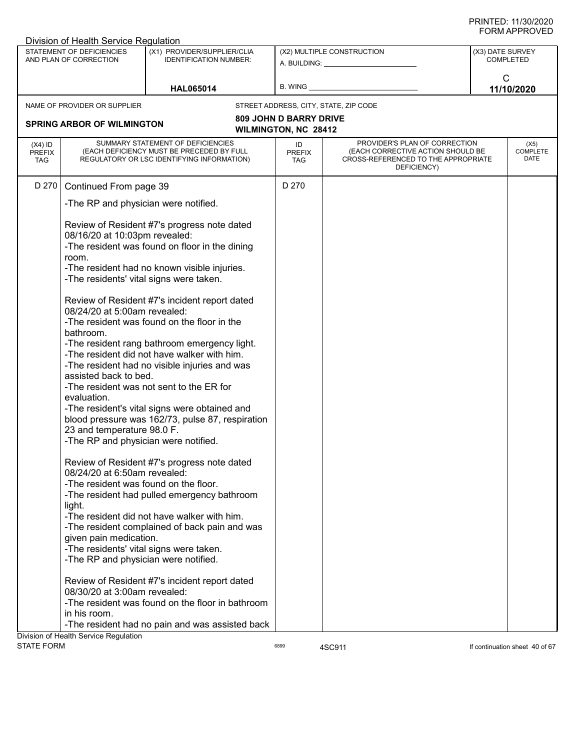Division of Health Service Regulation

| STATEMENT OF DEFICIENCIES AND PLAN OF CORRECTION | (X1) PROVIDER/SUPPLIER/CLIA IDENTIFICATION NUMBER: | (X2) MULTIPLE CONSTRUCTION | (X3) DATE SURVEY COMPLETED |
|---|---|---|---|
| | HAL065014 | A. BUILDING: ______ B. WING ______ | C 11/10/2020 |

NAME OF PROVIDER OR SUPPLIER: **SPRING ARBOR OF WILMINGTON**

STREET ADDRESS, CITY, STATE, ZIP CODE: **809 JOHN D BARRY DRIVE, WILMINGTON, NC 28412**

| (X4) ID PREFIX TAG | SUMMARY STATEMENT OF DEFICIENCIES (EACH DEFICIENCY MUST BE PRECEDED BY FULL REGULATORY OR LSC IDENTIFYING INFORMATION) | ID PREFIX TAG | PROVIDER'S PLAN OF CORRECTION (EACH CORRECTIVE ACTION SHOULD BE CROSS-REFERENCED TO THE APPROPRIATE DEFICIENCY) | (X5) COMPLETE DATE |
|---|---|---|---|---|
| D 270 | Continued From page 39 | D 270 | | |

-The RP and physician were notified.

Review of Resident #7's progress note dated 08/16/20 at 10:03pm revealed:
-The resident was found on floor in the dining room.
-The resident had no known visible injuries.
-The residents' vital signs were taken.

Review of Resident #7's incident report dated 08/24/20 at 5:00am revealed:
-The resident was found on the floor in the bathroom.
-The resident rang bathroom emergency light.
-The resident did not have walker with him.
-The resident had no visible injuries and was assisted back to bed.
-The resident was not sent to the ER for evaluation.
-The resident's vital signs were obtained and blood pressure was 162/73, pulse 87, respiration 23 and temperature 98.0 F.
-The RP and physician were notified.

Review of Resident #7's progress note dated 08/24/20 at 6:50am revealed:
-The resident was found on the floor.
-The resident had pulled emergency bathroom light.
-The resident did not have walker with him.
-The resident complained of back pain and was given pain medication.
-The residents' vital signs were taken.
-The RP and physician were notified.

Review of Resident #7's incident report dated 08/30/20 at 3:00am revealed:
-The resident was found on the floor in bathroom in his room.
-The resident had no pain and was assisted back

Division of Health Service Regulation
STATE FORM 6899 4SC911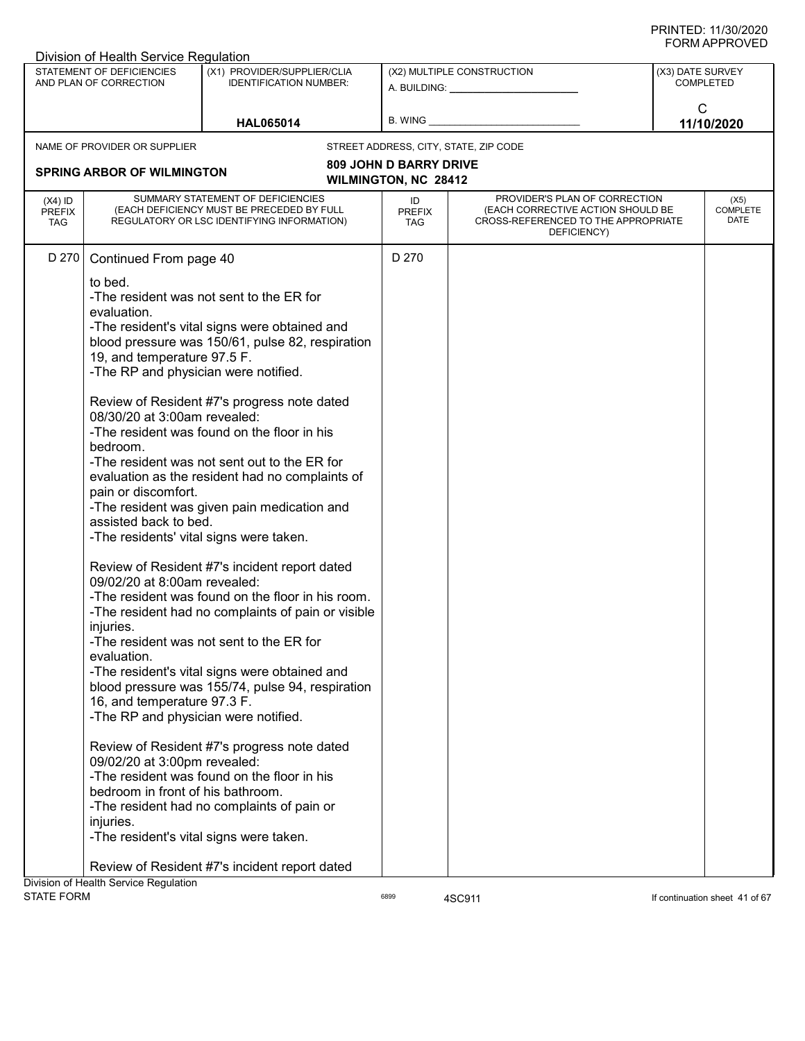| (X4) ID PREFIX TAG | SUMMARY STATEMENT OF DEFICIENCIES (EACH DEFICIENCY MUST BE PRECEDED BY FULL REGULATORY OR LSC IDENTIFYING INFORMATION) | ID PREFIX TAG | PROVIDER'S PLAN OF CORRECTION (EACH CORRECTIVE ACTION SHOULD BE CROSS-REFERENCED TO THE APPROPRIATE DEFICIENCY) | (X5) COMPLETE DATE |
|---|---|---|---|---|
| D 270 | Continued From page 40 | D 270 | | |

to bed.
-The resident was not sent to the ER for evaluation.
-The resident's vital signs were obtained and blood pressure was 150/61, pulse 82, respiration 19, and temperature 97.5 F.
-The RP and physician were notified.

Review of Resident #7's progress note dated 08/30/20 at 3:00am revealed:
-The resident was found on the floor in his bedroom.
-The resident was not sent out to the ER for evaluation as the resident had no complaints of pain or discomfort.
-The resident was given pain medication and assisted back to bed.
-The residents' vital signs were taken.

Review of Resident #7's incident report dated 09/02/20 at 8:00am revealed:
-The resident was found on the floor in his room.
-The resident had no complaints of pain or visible injuries.
-The resident was not sent to the ER for evaluation.
-The resident's vital signs were obtained and blood pressure was 155/74, pulse 94, respiration 16, and temperature 97.3 F.
-The RP and physician were notified.

Review of Resident #7's progress note dated 09/02/20 at 3:00pm revealed:
-The resident was found on the floor in his bedroom in front of his bathroom.
-The resident had no complaints of pain or injuries.
-The resident's vital signs were taken.

Review of Resident #7's incident report dated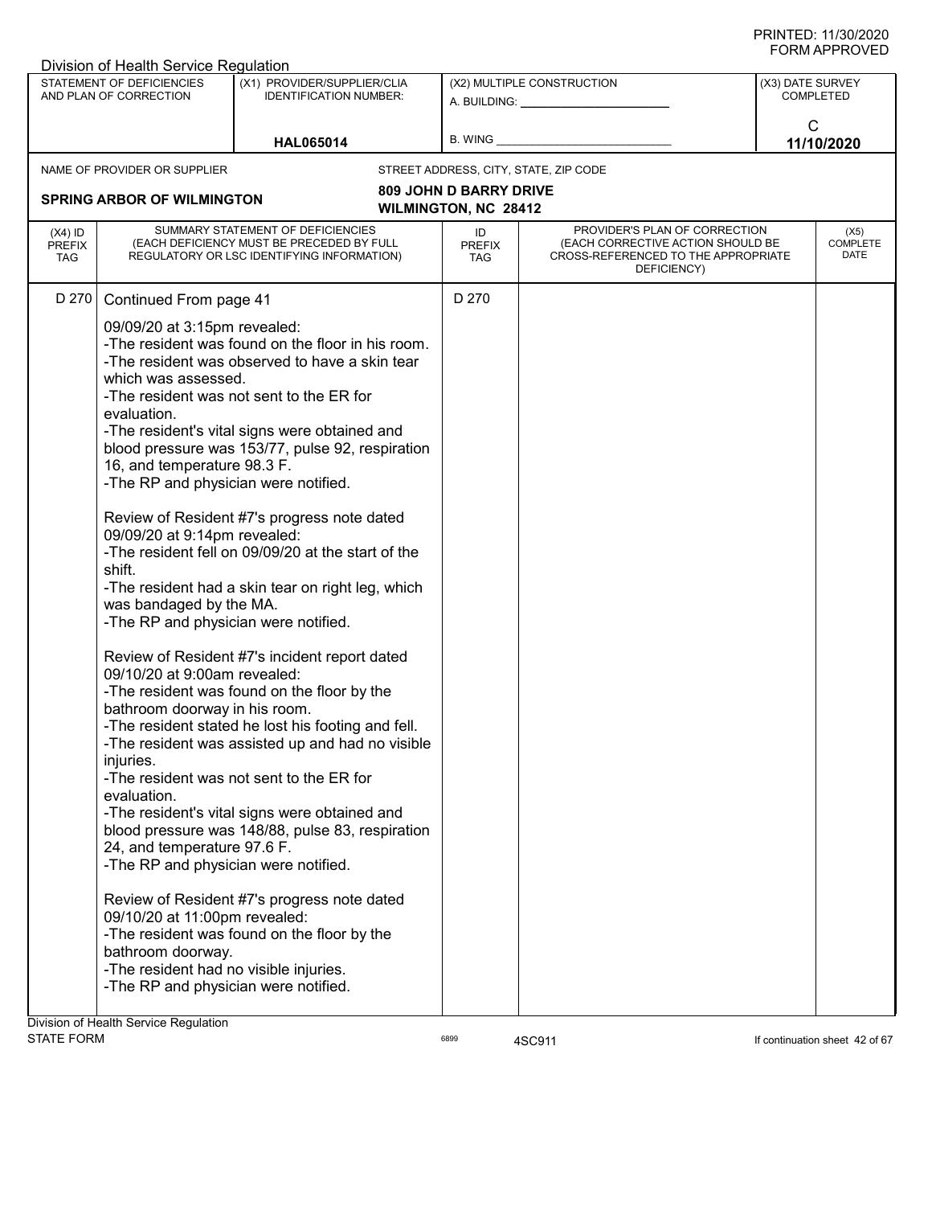Division of Health Service Regulation

| STATEMENT OF DEFICIENCIES AND PLAN OF CORRECTION | (X1) PROVIDER/SUPPLIER/CLIA IDENTIFICATION NUMBER: | (X2) MULTIPLE CONSTRUCTION | (X3) DATE SURVEY COMPLETED |
|---|---|---|---|
| | HAL065014 | A. BUILDING: ______ B. WING ______ | C 11/10/2020 |

NAME OF PROVIDER OR SUPPLIER: **SPRING ARBOR OF WILMINGTON**

STREET ADDRESS, CITY, STATE, ZIP CODE: **809 JOHN D BARRY DRIVE, WILMINGTON, NC 28412**

| (X4) ID PREFIX TAG | SUMMARY STATEMENT OF DEFICIENCIES (EACH DEFICIENCY MUST BE PRECEDED BY FULL REGULATORY OR LSC IDENTIFYING INFORMATION) | ID PREFIX TAG | PROVIDER'S PLAN OF CORRECTION (EACH CORRECTIVE ACTION SHOULD BE CROSS-REFERENCED TO THE APPROPRIATE DEFICIENCY) | (X5) COMPLETE DATE |
|---|---|---|---|---|
| D 270 | Continued From page 41 | D 270 | | |

09/09/20 at 3:15pm revealed:
-The resident was found on the floor in his room.
-The resident was observed to have a skin tear which was assessed.
-The resident was not sent to the ER for evaluation.
-The resident's vital signs were obtained and blood pressure was 153/77, pulse 92, respiration 16, and temperature 98.3 F.
-The RP and physician were notified.

Review of Resident #7's progress note dated 09/09/20 at 9:14pm revealed:
-The resident fell on 09/09/20 at the start of the shift.
-The resident had a skin tear on right leg, which was bandaged by the MA.
-The RP and physician were notified.

Review of Resident #7's incident report dated 09/10/20 at 9:00am revealed:
-The resident was found on the floor by the bathroom doorway in his room.
-The resident stated he lost his footing and fell.
-The resident was assisted up and had no visible injuries.
-The resident was not sent to the ER for evaluation.
-The resident's vital signs were obtained and blood pressure was 148/88, pulse 83, respiration 24, and temperature 97.6 F.
-The RP and physician were notified.

Review of Resident #7's progress note dated 09/10/20 at 11:00pm revealed:
-The resident was found on the floor by the bathroom doorway.
-The resident had no visible injuries.
-The RP and physician were notified.

Division of Health Service Regulation
STATE FORM 6899 4SC911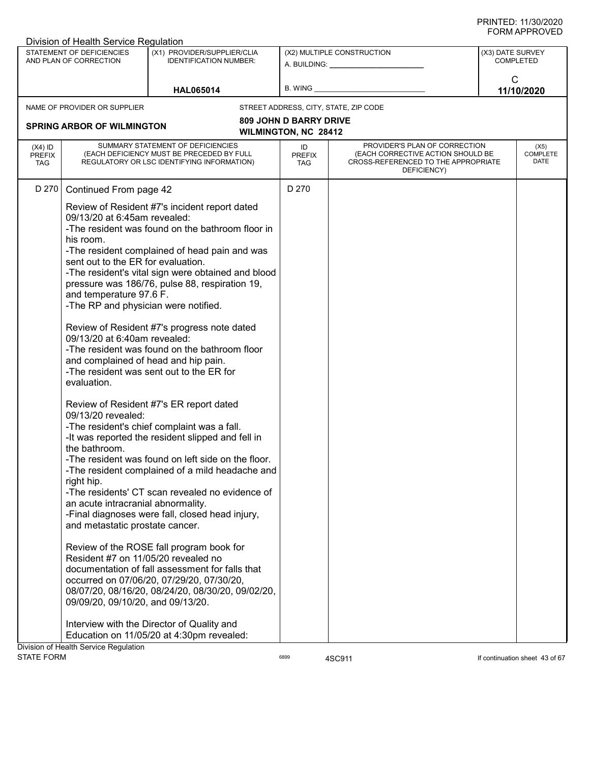Division of Health Service Regulation

| STATEMENT OF DEFICIENCIES AND PLAN OF CORRECTION | (X1) PROVIDER/SUPPLIER/CLIA IDENTIFICATION NUMBER: | (X2) MULTIPLE CONSTRUCTION | (X3) DATE SURVEY COMPLETED |
|---|---|---|---|
| | HAL065014 | A. BUILDING: ______ B. WING ______ | C 11/10/2020 |

NAME OF PROVIDER OR SUPPLIER: **SPRING ARBOR OF WILMINGTON**

STREET ADDRESS, CITY, STATE, ZIP CODE: **809 JOHN D BARRY DRIVE WILMINGTON, NC 28412**

| (X4) ID PREFIX TAG | SUMMARY STATEMENT OF DEFICIENCIES (EACH DEFICIENCY MUST BE PRECEDED BY FULL REGULATORY OR LSC IDENTIFYING INFORMATION) | ID PREFIX TAG | PROVIDER'S PLAN OF CORRECTION (EACH CORRECTIVE ACTION SHOULD BE CROSS-REFERENCED TO THE APPROPRIATE DEFICIENCY) | (X5) COMPLETE DATE |
|---|---|---|---|---|
| D 270 | Continued From page 42 | D 270 | | |

Review of Resident #7's incident report dated 09/13/20 at 6:45am revealed:
-The resident was found on the bathroom floor in his room.
-The resident complained of head pain and was sent out to the ER for evaluation.
-The resident's vital sign were obtained and blood pressure was 186/76, pulse 88, respiration 19, and temperature 97.6 F.
-The RP and physician were notified.

Review of Resident #7's progress note dated 09/13/20 at 6:40am revealed:
-The resident was found on the bathroom floor and complained of head and hip pain.
-The resident was sent out to the ER for evaluation.

Review of Resident #7's ER report dated 09/13/20 revealed:
-The resident's chief complaint was a fall.
-It was reported the resident slipped and fell in the bathroom.
-The resident was found on left side on the floor.
-The resident complained of a mild headache and right hip.
-The residents' CT scan revealed no evidence of an acute intracranial abnormality.
-Final diagnoses were fall, closed head injury, and metastatic prostate cancer.

Review of the ROSE fall program book for Resident #7 on 11/05/20 revealed no documentation of fall assessment for falls that occurred on 07/06/20, 07/29/20, 07/30/20, 08/07/20, 08/16/20, 08/24/20, 08/30/20, 09/02/20, 09/09/20, 09/10/20, and 09/13/20.

Interview with the Director of Quality and Education on 11/05/20 at 4:30pm revealed:

Division of Health Service Regulation
STATE FORM 6899 4SC911 If continuation sheet 43 of 67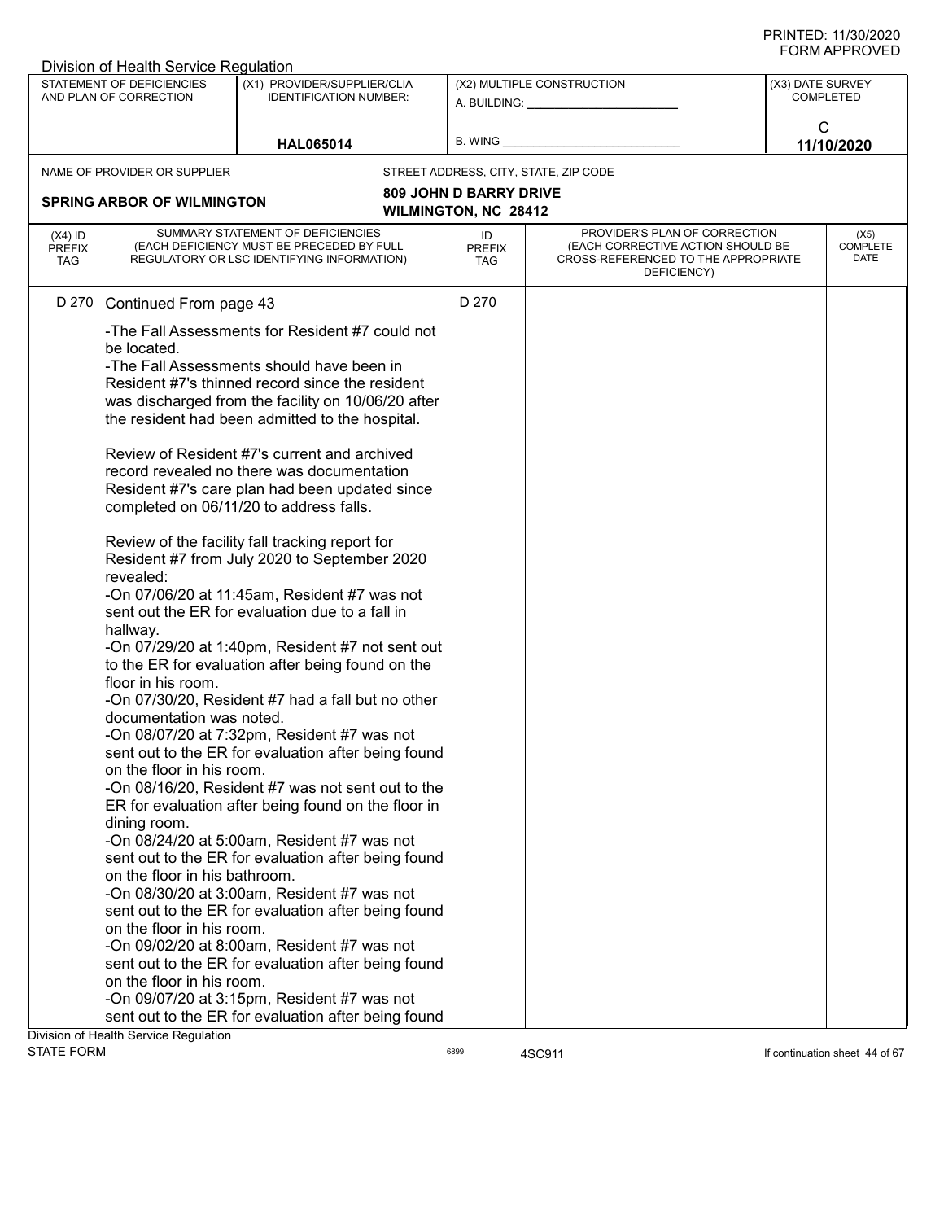PRINTED: 11/30/2020
FORM APPROVED

Division of Health Service Regulation

| STATEMENT OF DEFICIENCIES AND PLAN OF CORRECTION | (X1) PROVIDER/SUPPLIER/CLIA IDENTIFICATION NUMBER: | (X2) MULTIPLE CONSTRUCTION | (X3) DATE SURVEY COMPLETED |
|---|---|---|---|
| | HAL065014 | A. BUILDING: ______ B. WING ______ | C 11/10/2020 |

NAME OF PROVIDER OR SUPPLIER: **SPRING ARBOR OF WILMINGTON**

STREET ADDRESS, CITY, STATE, ZIP CODE: **809 JOHN D BARRY DRIVE, WILMINGTON, NC 28412**

| (X4) ID PREFIX TAG | SUMMARY STATEMENT OF DEFICIENCIES (EACH DEFICIENCY MUST BE PRECEDED BY FULL REGULATORY OR LSC IDENTIFYING INFORMATION) | ID PREFIX TAG | PROVIDER'S PLAN OF CORRECTION (EACH CORRECTIVE ACTION SHOULD BE CROSS-REFERENCED TO THE APPROPRIATE DEFICIENCY) | (X5) COMPLETE DATE |
|---|---|---|---|---|
| D 270 | Continued From page 43<br><br>-The Fall Assessments for Resident #7 could not be located.<br>-The Fall Assessments should have been in Resident #7's thinned record since the resident was discharged from the facility on 10/06/20 after the resident had been admitted to the hospital.<br><br>Review of Resident #7's current and archived record revealed no there was documentation Resident #7's care plan had been updated since completed on 06/11/20 to address falls.<br><br>Review of the facility fall tracking report for Resident #7 from July 2020 to September 2020 revealed:<br>-On 07/06/20 at 11:45am, Resident #7 was not sent out the ER for evaluation due to a fall in hallway.<br>-On 07/29/20 at 1:40pm, Resident #7 not sent out to the ER for evaluation after being found on the floor in his room.<br>-On 07/30/20, Resident #7 had a fall but no other documentation was noted.<br>-On 08/07/20 at 7:32pm, Resident #7 was not sent out to the ER for evaluation after being found on the floor in his room.<br>-On 08/16/20, Resident #7 was not sent out to the ER for evaluation after being found on the floor in dining room.<br>-On 08/24/20 at 5:00am, Resident #7 was not sent out to the ER for evaluation after being found on the floor in his bathroom.<br>-On 08/30/20 at 3:00am, Resident #7 was not sent out to the ER for evaluation after being found on the floor in his room.<br>-On 09/02/20 at 8:00am, Resident #7 was not sent out to the ER for evaluation after being found on the floor in his room.<br>-On 09/07/20 at 3:15pm, Resident #7 was not sent out to the ER for evaluation after being found | D 270 | | |

Division of Health Service Regulation
STATE FORM 6899 4SC911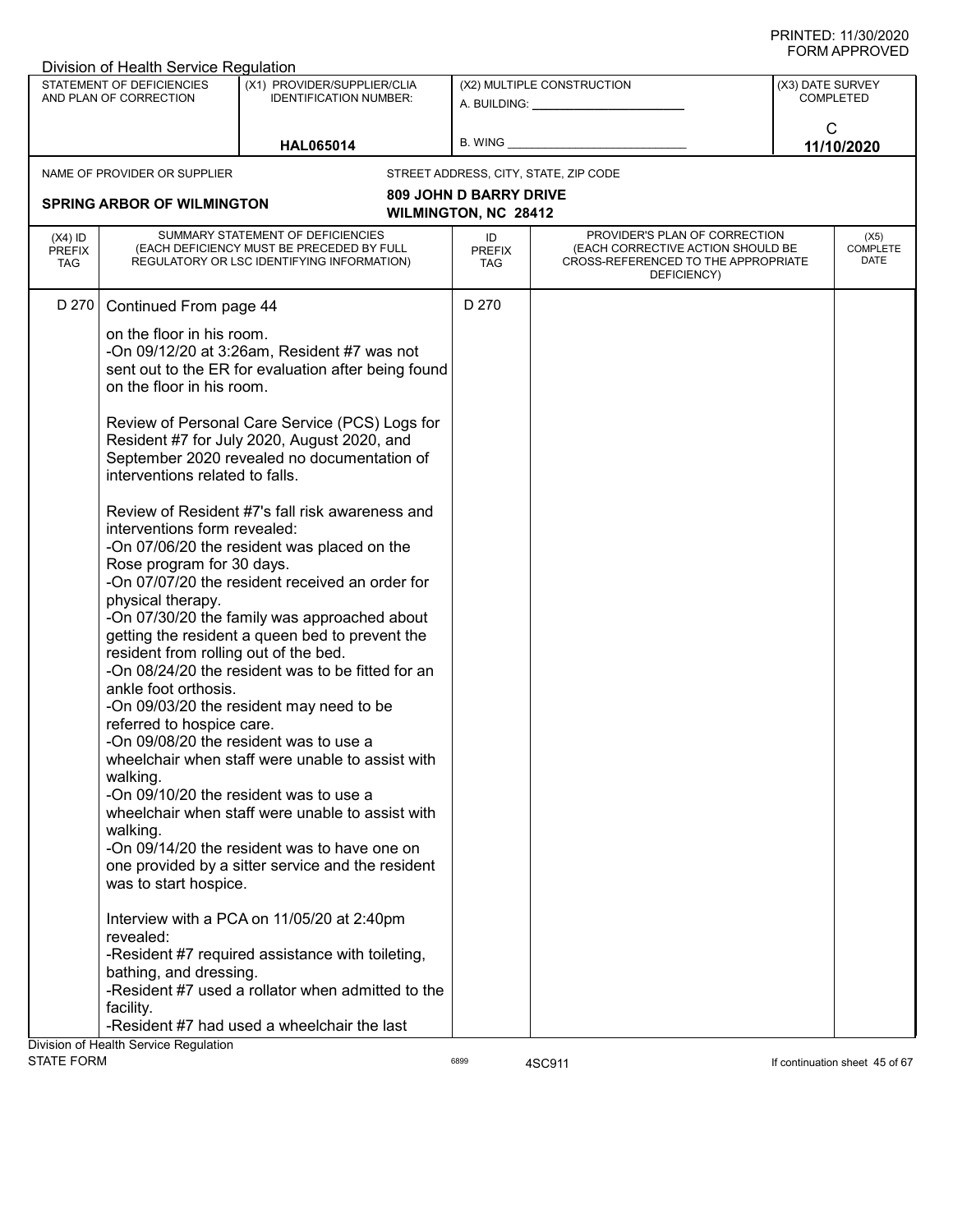| (X4) ID PREFIX TAG | SUMMARY STATEMENT OF DEFICIENCIES (EACH DEFICIENCY MUST BE PRECEDED BY FULL REGULATORY OR LSC IDENTIFYING INFORMATION) | ID PREFIX TAG | PROVIDER'S PLAN OF CORRECTION (EACH CORRECTIVE ACTION SHOULD BE CROSS-REFERENCED TO THE APPROPRIATE DEFICIENCY) | (X5) COMPLETE DATE |
|---|---|---|---|---|
| D 270 | Continued From page 44 | D 270 | | |

on the floor in his room.
-On 09/12/20 at 3:26am, Resident #7 was not sent out to the ER for evaluation after being found on the floor in his room.

Review of Personal Care Service (PCS) Logs for Resident #7 for July 2020, August 2020, and September 2020 revealed no documentation of interventions related to falls.

Review of Resident #7's fall risk awareness and interventions form revealed:
-On 07/06/20 the resident was placed on the Rose program for 30 days.
-On 07/07/20 the resident received an order for physical therapy.
-On 07/30/20 the family was approached about getting the resident a queen bed to prevent the resident from rolling out of the bed.
-On 08/24/20 the resident was to be fitted for an ankle foot orthosis.
-On 09/03/20 the resident may need to be referred to hospice care.
-On 09/08/20 the resident was to use a wheelchair when staff were unable to assist with walking.
-On 09/10/20 the resident was to use a wheelchair when staff were unable to assist with walking.
-On 09/14/20 the resident was to have one on one provided by a sitter service and the resident was to start hospice.

Interview with a PCA on 11/05/20 at 2:40pm revealed:
-Resident #7 required assistance with toileting, bathing, and dressing.
-Resident #7 used a rollator when admitted to the facility.
-Resident #7 had used a wheelchair the last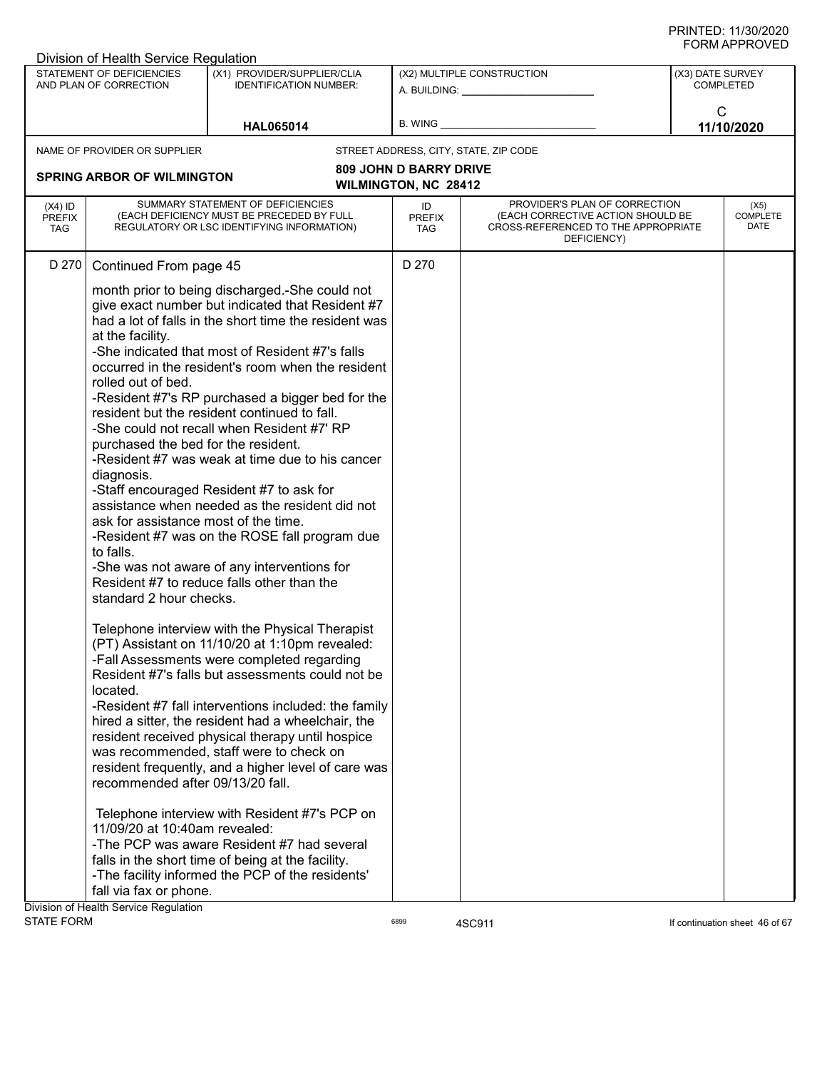PRINTED: 11/30/2020
FORM APPROVED

Division of Health Service Regulation

| STATEMENT OF DEFICIENCIES AND PLAN OF CORRECTION | (X1) PROVIDER/SUPPLIER/CLIA IDENTIFICATION NUMBER: | (X2) MULTIPLE CONSTRUCTION | (X3) DATE SURVEY COMPLETED |
|---|---|---|---|
| | HAL065014 | A. BUILDING: ______ B. WING ______ | C 11/10/2020 |

NAME OF PROVIDER OR SUPPLIER: **SPRING ARBOR OF WILMINGTON**

STREET ADDRESS, CITY, STATE, ZIP CODE: **809 JOHN D BARRY DRIVE WILMINGTON, NC 28412**

| (X4) ID PREFIX TAG | SUMMARY STATEMENT OF DEFICIENCIES (EACH DEFICIENCY MUST BE PRECEDED BY FULL REGULATORY OR LSC IDENTIFYING INFORMATION) | ID PREFIX TAG | PROVIDER'S PLAN OF CORRECTION (EACH CORRECTIVE ACTION SHOULD BE CROSS-REFERENCED TO THE APPROPRIATE DEFICIENCY) | (X5) COMPLETE DATE |
|---|---|---|---|---|
| D 270 | Continued From page 45 | D 270 | | |

month prior to being discharged.-She could not give exact number but indicated that Resident #7 had a lot of falls in the short time the resident was at the facility.
-She indicated that most of Resident #7's falls occurred in the resident's room when the resident rolled out of bed.
-Resident #7's RP purchased a bigger bed for the resident but the resident continued to fall.
-She could not recall when Resident #7' RP purchased the bed for the resident.
-Resident #7 was weak at time due to his cancer diagnosis.
-Staff encouraged Resident #7 to ask for assistance when needed as the resident did not ask for assistance most of the time.
-Resident #7 was on the ROSE fall program due to falls.
-She was not aware of any interventions for Resident #7 to reduce falls other than the standard 2 hour checks.

Telephone interview with the Physical Therapist (PT) Assistant on 11/10/20 at 1:10pm revealed:
-Fall Assessments were completed regarding Resident #7's falls but assessments could not be located.
-Resident #7 fall interventions included: the family hired a sitter, the resident had a wheelchair, the resident received physical therapy until hospice was recommended, staff were to check on resident frequently, and a higher level of care was recommended after 09/13/20 fall.

Telephone interview with Resident #7's PCP on 11/09/20 at 10:40am revealed:
-The PCP was aware Resident #7 had several falls in the short time of being at the facility.
-The facility informed the PCP of the residents' fall via fax or phone.

Division of Health Service Regulation
STATE FORM 6899 4SC911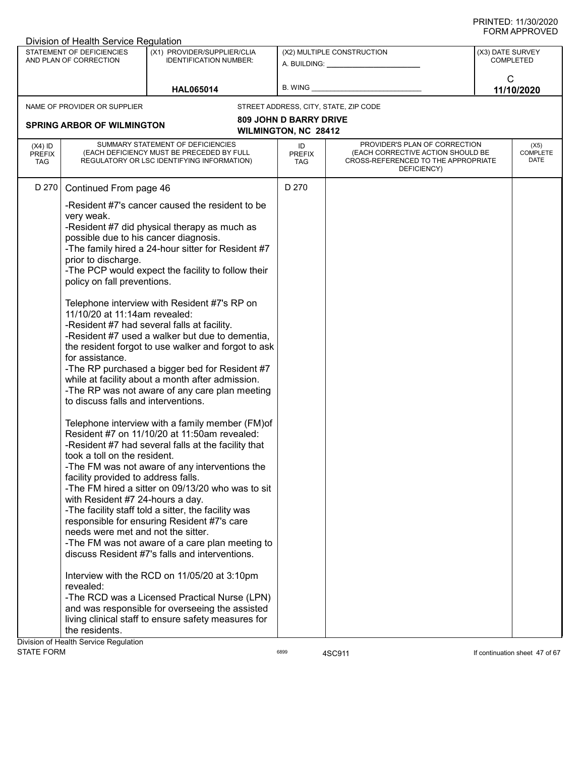Division of Health Service Regulation

| STATEMENT OF DEFICIENCIES AND PLAN OF CORRECTION | (X1) PROVIDER/SUPPLIER/CLIA IDENTIFICATION NUMBER: | (X2) MULTIPLE CONSTRUCTION | (X3) DATE SURVEY COMPLETED |
|---|---|---|---|
| | HAL065014 | A. BUILDING: ______ B. WING ______ | C 11/10/2020 |

NAME OF PROVIDER OR SUPPLIER: **SPRING ARBOR OF WILMINGTON**

STREET ADDRESS, CITY, STATE, ZIP CODE: **809 JOHN D BARRY DRIVE WILMINGTON, NC 28412**

| (X4) ID PREFIX TAG | SUMMARY STATEMENT OF DEFICIENCIES (EACH DEFICIENCY MUST BE PRECEDED BY FULL REGULATORY OR LSC IDENTIFYING INFORMATION) | ID PREFIX TAG | PROVIDER'S PLAN OF CORRECTION (EACH CORRECTIVE ACTION SHOULD BE CROSS-REFERENCED TO THE APPROPRIATE DEFICIENCY) | (X5) COMPLETE DATE |
|---|---|---|---|---|
| D 270 | Continued From page 46 | D 270 | | |

-Resident #7's cancer caused the resident to be very weak.
-Resident #7 did physical therapy as much as possible due to his cancer diagnosis.
-The family hired a 24-hour sitter for Resident #7 prior to discharge.
-The PCP would expect the facility to follow their policy on fall preventions.

Telephone interview with Resident #7's RP on 11/10/20 at 11:14am revealed:
-Resident #7 had several falls at facility.
-Resident #7 used a walker but due to dementia, the resident forgot to use walker and forgot to ask for assistance.
-The RP purchased a bigger bed for Resident #7 while at facility about a month after admission.
-The RP was not aware of any care plan meeting to discuss falls and interventions.

Telephone interview with a family member (FM)of Resident #7 on 11/10/20 at 11:50am revealed:
-Resident #7 had several falls at the facility that took a toll on the resident.
-The FM was not aware of any interventions the facility provided to address falls.
-The FM hired a sitter on 09/13/20 who was to sit with Resident #7 24-hours a day.
-The facility staff told a sitter, the facility was responsible for ensuring Resident #7's care needs were met and not the sitter.
-The FM was not aware of a care plan meeting to discuss Resident #7's falls and interventions.

Interview with the RCD on 11/05/20 at 3:10pm revealed:
-The RCD was a Licensed Practical Nurse (LPN) and was responsible for overseeing the assisted living clinical staff to ensure safety measures for the residents.

Division of Health Service Regulation
STATE FORM 6899 4SC911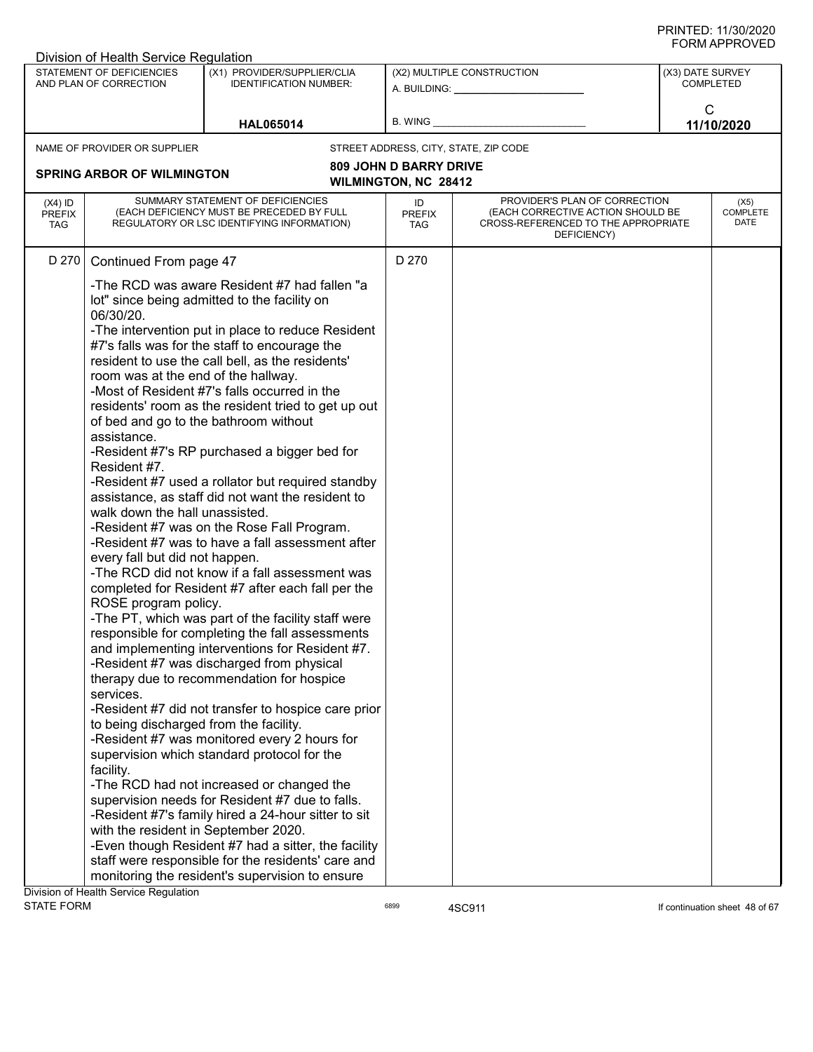Division of Health Service Regulation

| STATEMENT OF DEFICIENCIES AND PLAN OF CORRECTION | (X1) PROVIDER/SUPPLIER/CLIA IDENTIFICATION NUMBER: | (X2) MULTIPLE CONSTRUCTION | (X3) DATE SURVEY COMPLETED |
|---|---|---|---|
| | HAL065014 | A. BUILDING: ______ B. WING ______ | C 11/10/2020 |

| NAME OF PROVIDER OR SUPPLIER | STREET ADDRESS, CITY, STATE, ZIP CODE |
|---|---|
| SPRING ARBOR OF WILMINGTON | 809 JOHN D BARRY DRIVE WILMINGTON, NC 28412 |

| (X4) ID PREFIX TAG | SUMMARY STATEMENT OF DEFICIENCIES (EACH DEFICIENCY MUST BE PRECEDED BY FULL REGULATORY OR LSC IDENTIFYING INFORMATION) | ID PREFIX TAG | PROVIDER'S PLAN OF CORRECTION (EACH CORRECTIVE ACTION SHOULD BE CROSS-REFERENCED TO THE APPROPRIATE DEFICIENCY) | (X5) COMPLETE DATE |
|---|---|---|---|---|
| D 270 | Continued From page 47 | D 270 | | |

-The RCD was aware Resident #7 had fallen "a lot" since being admitted to the facility on 06/30/20.
-The intervention put in place to reduce Resident #7's falls was for the staff to encourage the resident to use the call bell, as the residents' room was at the end of the hallway.
-Most of Resident #7's falls occurred in the residents' room as the resident tried to get up out of bed and go to the bathroom without assistance.
-Resident #7's RP purchased a bigger bed for Resident #7.
-Resident #7 used a rollator but required standby assistance, as staff did not want the resident to walk down the hall unassisted.
-Resident #7 was on the Rose Fall Program.
-Resident #7 was to have a fall assessment after every fall but did not happen.
-The RCD did not know if a fall assessment was completed for Resident #7 after each fall per the ROSE program policy.
-The PT, which was part of the facility staff were responsible for completing the fall assessments and implementing interventions for Resident #7.
-Resident #7 was discharged from physical therapy due to recommendation for hospice services.
-Resident #7 did not transfer to hospice care prior to being discharged from the facility.
-Resident #7 was monitored every 2 hours for supervision which standard protocol for the facility.
-The RCD had not increased or changed the supervision needs for Resident #7 due to falls.
-Resident #7's family hired a 24-hour sitter to sit with the resident in September 2020.
-Even though Resident #7 had a sitter, the facility staff were responsible for the residents' care and monitoring the resident's supervision to ensure

Division of Health Service Regulation
STATE FORM 6899 4SC911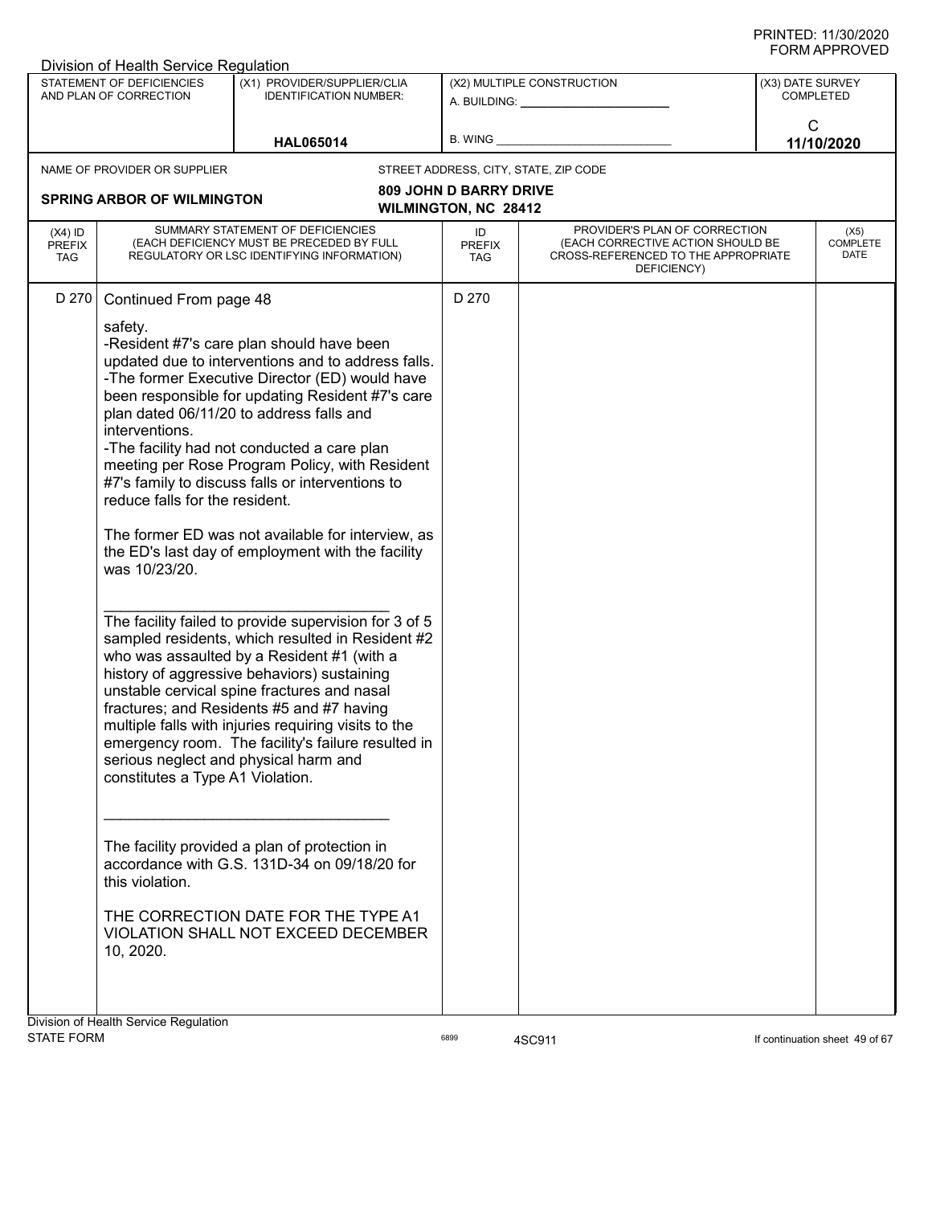PRINTED: 11/30/2020
FORM APPROVED

Division of Health Service Regulation

| STATEMENT OF DEFICIENCIES AND PLAN OF CORRECTION | (X1) PROVIDER/SUPPLIER/CLIA IDENTIFICATION NUMBER: | (X2) MULTIPLE CONSTRUCTION | (X3) DATE SURVEY COMPLETED |
|---|---|---|---|
| | HAL065014 | A. BUILDING: ______ B. WING ______ | C 11/10/2020 |

NAME OF PROVIDER OR SUPPLIER: **SPRING ARBOR OF WILMINGTON**

STREET ADDRESS, CITY, STATE, ZIP CODE: **809 JOHN D BARRY DRIVE, WILMINGTON, NC 28412**

| (X4) ID PREFIX TAG | SUMMARY STATEMENT OF DEFICIENCIES (EACH DEFICIENCY MUST BE PRECEDED BY FULL REGULATORY OR LSC IDENTIFYING INFORMATION) | ID PREFIX TAG | PROVIDER'S PLAN OF CORRECTION (EACH CORRECTIVE ACTION SHOULD BE CROSS-REFERENCED TO THE APPROPRIATE DEFICIENCY) | (X5) COMPLETE DATE |
|---|---|---|---|---|
| D 270 | Continued From page 48 | D 270 | | |

safety.
-Resident #7's care plan should have been updated due to interventions and to address falls.
-The former Executive Director (ED) would have been responsible for updating Resident #7's care plan dated 06/11/20 to address falls and interventions.
-The facility had not conducted a care plan meeting per Rose Program Policy, with Resident #7's family to discuss falls or interventions to reduce falls for the resident.

The former ED was not available for interview, as the ED's last day of employment with the facility was 10/23/20.

_________________________________

The facility failed to provide supervision for 3 of 5 sampled residents, which resulted in Resident #2 who was assaulted by a Resident #1 (with a history of aggressive behaviors) sustaining unstable cervical spine fractures and nasal fractures; and Residents #5 and #7 having multiple falls with injuries requiring visits to the emergency room. The facility's failure resulted in serious neglect and physical harm and constitutes a Type A1 Violation.

_________________________________

The facility provided a plan of protection in accordance with G.S. 131D-34 on 09/18/20 for this violation.

THE CORRECTION DATE FOR THE TYPE A1 VIOLATION SHALL NOT EXCEED DECEMBER 10, 2020.

Division of Health Service Regulation
STATE FORM 6899 4SC911 If continuation sheet 49 of 67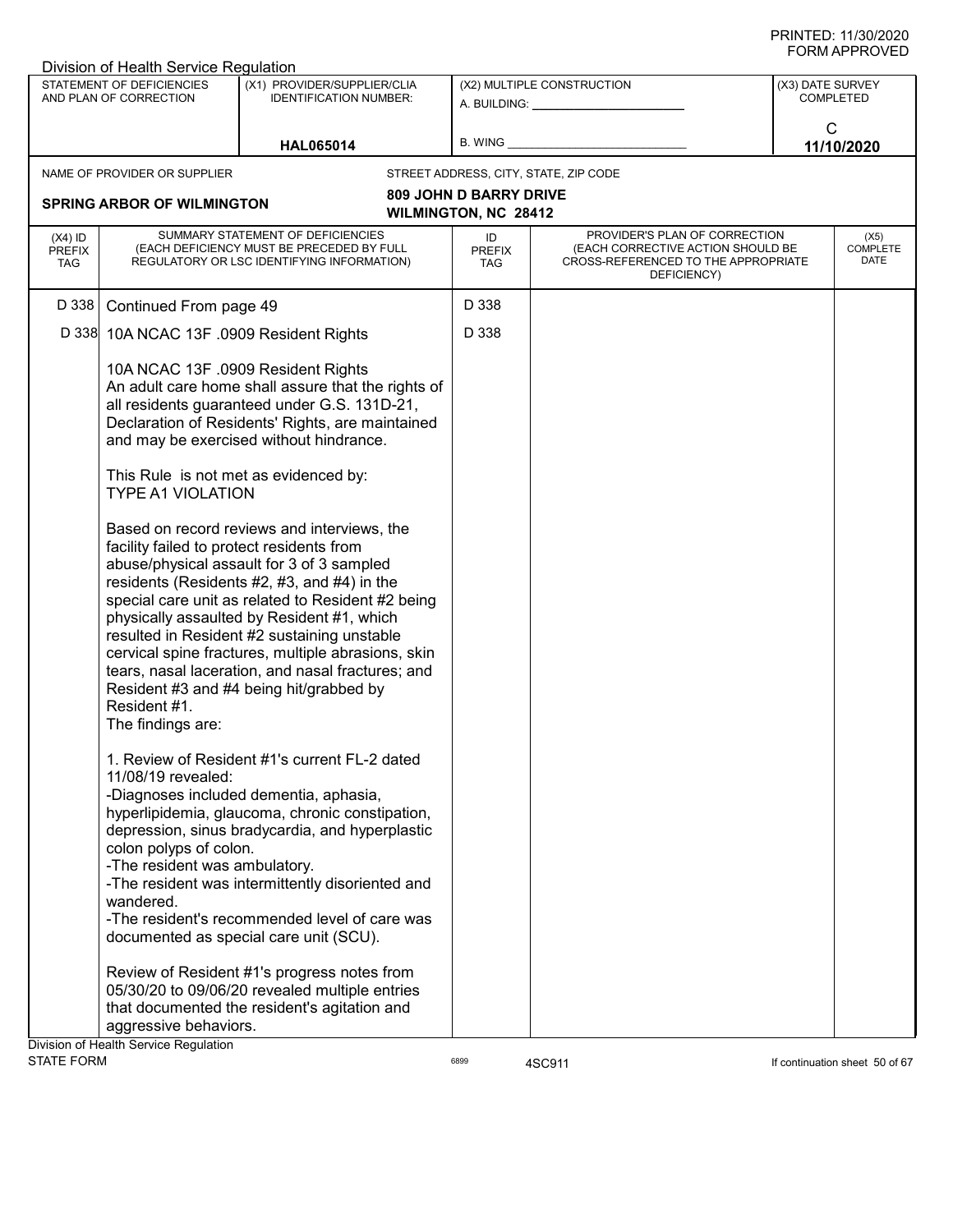PRINTED: 11/30/2020
FORM APPROVED

Division of Health Service Regulation

| STATEMENT OF DEFICIENCIES AND PLAN OF CORRECTION | (X1) PROVIDER/SUPPLIER/CLIA IDENTIFICATION NUMBER: | (X2) MULTIPLE CONSTRUCTION | (X3) DATE SURVEY COMPLETED |
|---|---|---|---|
| | HAL065014 | A. BUILDING: ______ B. WING ______ | C 11/10/2020 |

NAME OF PROVIDER OR SUPPLIER: **SPRING ARBOR OF WILMINGTON**

STREET ADDRESS, CITY, STATE, ZIP CODE: **809 JOHN D BARRY DRIVE, WILMINGTON, NC 28412**

| (X4) ID PREFIX TAG | SUMMARY STATEMENT OF DEFICIENCIES (EACH DEFICIENCY MUST BE PRECEDED BY FULL REGULATORY OR LSC IDENTIFYING INFORMATION) | ID PREFIX TAG | PROVIDER'S PLAN OF CORRECTION (EACH CORRECTIVE ACTION SHOULD BE CROSS-REFERENCED TO THE APPROPRIATE DEFICIENCY) | (X5) COMPLETE DATE |
|---|---|---|---|---|
| D 338 | Continued From page 49 | D 338 | | |
| D 338 | 10A NCAC 13F .0909 Resident Rights | D 338 | | |

10A NCAC 13F .0909 Resident Rights
An adult care home shall assure that the rights of all residents guaranteed under G.S. 131D-21, Declaration of Residents' Rights, are maintained and may be exercised without hindrance.

This Rule is not met as evidenced by:
TYPE A1 VIOLATION

Based on record reviews and interviews, the facility failed to protect residents from abuse/physical assault for 3 of 3 sampled residents (Residents #2, #3, and #4) in the special care unit as related to Resident #2 being physically assaulted by Resident #1, which resulted in Resident #2 sustaining unstable cervical spine fractures, multiple abrasions, skin tears, nasal laceration, and nasal fractures; and Resident #3 and #4 being hit/grabbed by Resident #1.
The findings are:

1. Review of Resident #1's current FL-2 dated 11/08/19 revealed:
-Diagnoses included dementia, aphasia, hyperlipidemia, glaucoma, chronic constipation, depression, sinus bradycardia, and hyperplastic colon polyps of colon.
-The resident was ambulatory.
-The resident was intermittently disoriented and wandered.
-The resident's recommended level of care was documented as special care unit (SCU).

Review of Resident #1's progress notes from 05/30/20 to 09/06/20 revealed multiple entries that documented the resident's agitation and aggressive behaviors.

Division of Health Service Regulation
STATE FORM 6899 4SC911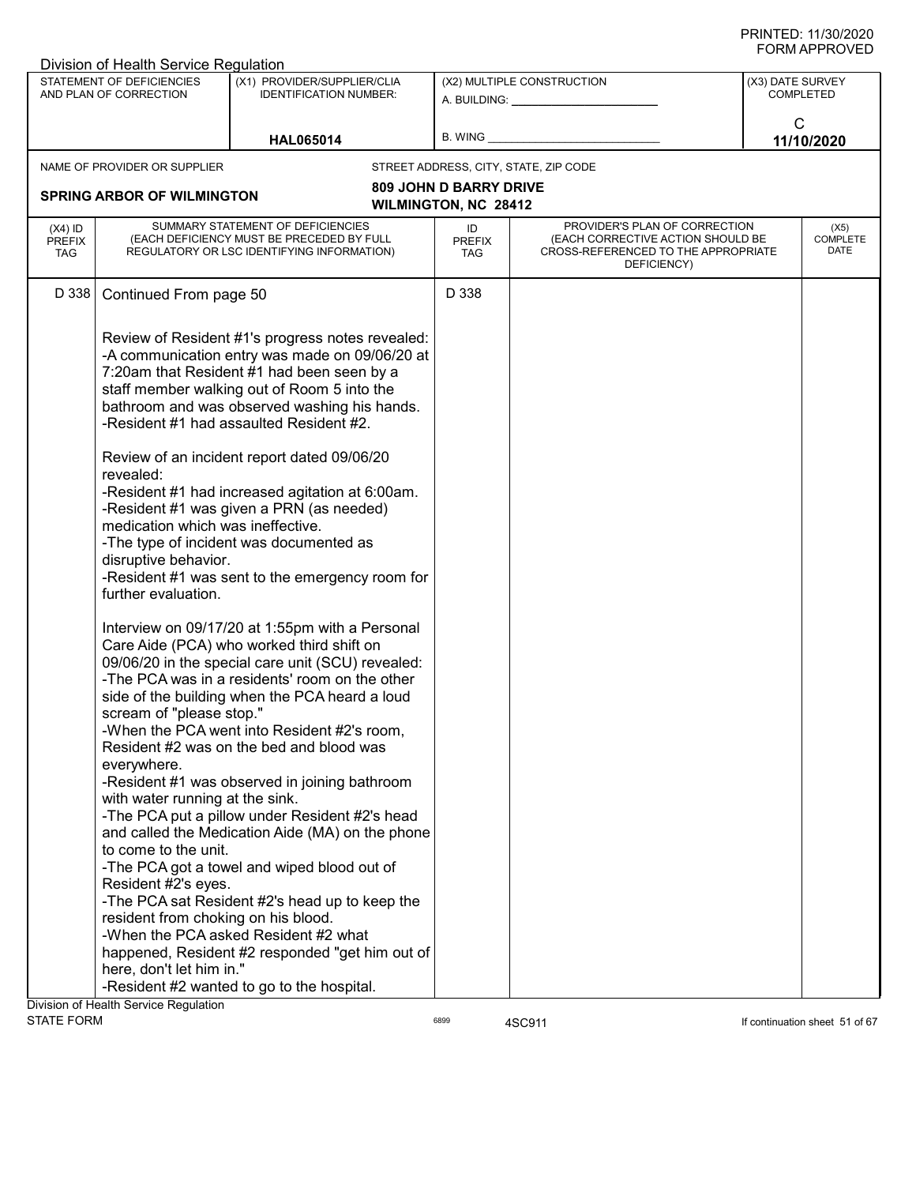PRINTED: 11/30/2020
FORM APPROVED

Division of Health Service Regulation

| STATEMENT OF DEFICIENCIES AND PLAN OF CORRECTION | (X1) PROVIDER/SUPPLIER/CLIA IDENTIFICATION NUMBER: | (X2) MULTIPLE CONSTRUCTION | (X3) DATE SURVEY COMPLETED |
|---|---|---|---|
| | HAL065014 | A. BUILDING: ___ B. WING ___ | C 11/10/2020 |

NAME OF PROVIDER OR SUPPLIER: **SPRING ARBOR OF WILMINGTON**

STREET ADDRESS, CITY, STATE, ZIP CODE: **809 JOHN D BARRY DRIVE, WILMINGTON, NC 28412**

| (X4) ID PREFIX TAG | SUMMARY STATEMENT OF DEFICIENCIES (EACH DEFICIENCY MUST BE PRECEDED BY FULL REGULATORY OR LSC IDENTIFYING INFORMATION) | ID PREFIX TAG | PROVIDER'S PLAN OF CORRECTION (EACH CORRECTIVE ACTION SHOULD BE CROSS-REFERENCED TO THE APPROPRIATE DEFICIENCY) | (X5) COMPLETE DATE |
|---|---|---|---|---|
| D 338 | Continued From page 50 | D 338 | | |

Review of Resident #1's progress notes revealed:
-A communication entry was made on 09/06/20 at 7:20am that Resident #1 had been seen by a staff member walking out of Room 5 into the bathroom and was observed washing his hands.
-Resident #1 had assaulted Resident #2.

Review of an incident report dated 09/06/20 revealed:
-Resident #1 had increased agitation at 6:00am.
-Resident #1 was given a PRN (as needed) medication which was ineffective.
-The type of incident was documented as disruptive behavior.
-Resident #1 was sent to the emergency room for further evaluation.

Interview on 09/17/20 at 1:55pm with a Personal Care Aide (PCA) who worked third shift on 09/06/20 in the special care unit (SCU) revealed:
-The PCA was in a residents' room on the other side of the building when the PCA heard a loud scream of "please stop."
-When the PCA went into Resident #2's room, Resident #2 was on the bed and blood was everywhere.
-Resident #1 was observed in joining bathroom with water running at the sink.
-The PCA put a pillow under Resident #2's head and called the Medication Aide (MA) on the phone to come to the unit.
-The PCA got a towel and wiped blood out of Resident #2's eyes.
-The PCA sat Resident #2's head up to keep the resident from choking on his blood.
-When the PCA asked Resident #2 what happened, Resident #2 responded "get him out of here, don't let him in."
-Resident #2 wanted to go to the hospital.

Division of Health Service Regulation
STATE FORM 6899 4SC911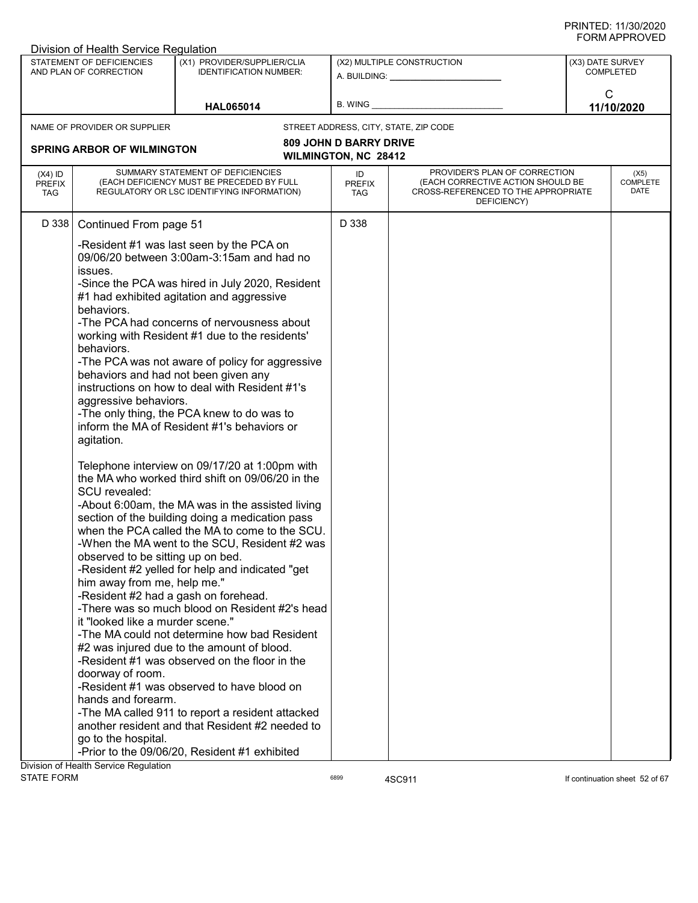Division of Health Service Regulation

| STATEMENT OF DEFICIENCIES AND PLAN OF CORRECTION | (X1) PROVIDER/SUPPLIER/CLIA IDENTIFICATION NUMBER: | (X2) MULTIPLE CONSTRUCTION | (X3) DATE SURVEY COMPLETED |
|---|---|---|---|
| | HAL065014 | A. BUILDING: ______ B. WING ______ | C 11/10/2020 |

NAME OF PROVIDER OR SUPPLIER: **SPRING ARBOR OF WILMINGTON**

STREET ADDRESS, CITY, STATE, ZIP CODE: **809 JOHN D BARRY DRIVE WILMINGTON, NC 28412**

| (X4) ID PREFIX TAG | SUMMARY STATEMENT OF DEFICIENCIES (EACH DEFICIENCY MUST BE PRECEDED BY FULL REGULATORY OR LSC IDENTIFYING INFORMATION) | ID PREFIX TAG | PROVIDER'S PLAN OF CORRECTION (EACH CORRECTIVE ACTION SHOULD BE CROSS-REFERENCED TO THE APPROPRIATE DEFICIENCY) | (X5) COMPLETE DATE |
|---|---|---|---|---|
| D 338 | Continued From page 51 | D 338 | | |

-Resident #1 was last seen by the PCA on 09/06/20 between 3:00am-3:15am and had no issues.
-Since the PCA was hired in July 2020, Resident #1 had exhibited agitation and aggressive behaviors.
-The PCA had concerns of nervousness about working with Resident #1 due to the residents' behaviors.
-The PCA was not aware of policy for aggressive behaviors and had not been given any instructions on how to deal with Resident #1's aggressive behaviors.
-The only thing, the PCA knew to do was to inform the MA of Resident #1's behaviors or agitation.

Telephone interview on 09/17/20 at 1:00pm with the MA who worked third shift on 09/06/20 in the SCU revealed:
-About 6:00am, the MA was in the assisted living section of the building doing a medication pass when the PCA called the MA to come to the SCU.
-When the MA went to the SCU, Resident #2 was observed to be sitting up on bed.
-Resident #2 yelled for help and indicated "get him away from me, help me."
-Resident #2 had a gash on forehead.
-There was so much blood on Resident #2's head it "looked like a murder scene."
-The MA could not determine how bad Resident #2 was injured due to the amount of blood.
-Resident #1 was observed on the floor in the doorway of room.
-Resident #1 was observed to have blood on hands and forearm.
-The MA called 911 to report a resident attacked another resident and that Resident #2 needed to go to the hospital.
-Prior to the 09/06/20, Resident #1 exhibited

Division of Health Service Regulation
STATE FORM 6899 4SC911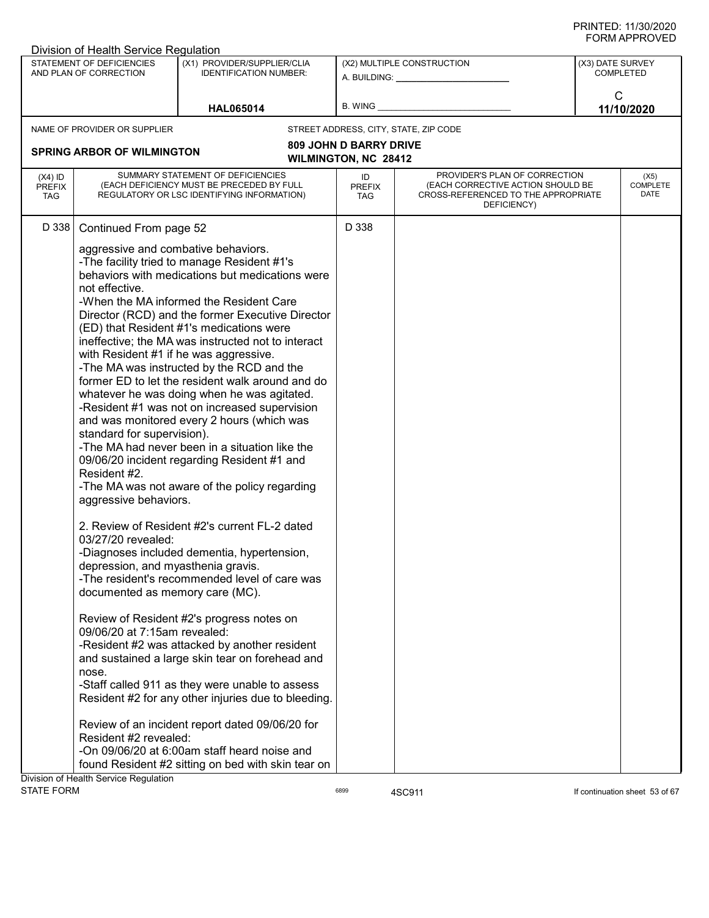PRINTED: 11/30/2020
FORM APPROVED

Division of Health Service Regulation

| STATEMENT OF DEFICIENCIES AND PLAN OF CORRECTION | (X1) PROVIDER/SUPPLIER/CLIA IDENTIFICATION NUMBER: | (X2) MULTIPLE CONSTRUCTION | (X3) DATE SURVEY COMPLETED |
|---|---|---|---|
| | HAL065014 | A. BUILDING: ______ B. WING ______ | C 11/10/2020 |

NAME OF PROVIDER OR SUPPLIER: **SPRING ARBOR OF WILMINGTON**

STREET ADDRESS, CITY, STATE, ZIP CODE: **809 JOHN D BARRY DRIVE, WILMINGTON, NC 28412**

| (X4) ID PREFIX TAG | SUMMARY STATEMENT OF DEFICIENCIES (EACH DEFICIENCY MUST BE PRECEDED BY FULL REGULATORY OR LSC IDENTIFYING INFORMATION) | ID PREFIX TAG | PROVIDER'S PLAN OF CORRECTION (EACH CORRECTIVE ACTION SHOULD BE CROSS-REFERENCED TO THE APPROPRIATE DEFICIENCY) | (X5) COMPLETE DATE |
|---|---|---|---|---|
| D 338 | Continued From page 52 | D 338 | | |

aggressive and combative behaviors.
-The facility tried to manage Resident #1's behaviors with medications but medications were not effective.
-When the MA informed the Resident Care Director (RCD) and the former Executive Director (ED) that Resident #1's medications were ineffective; the MA was instructed not to interact with Resident #1 if he was aggressive.
-The MA was instructed by the RCD and the former ED to let the resident walk around and do whatever he was doing when he was agitated.
-Resident #1 was not on increased supervision and was monitored every 2 hours (which was standard for supervision).
-The MA had never been in a situation like the 09/06/20 incident regarding Resident #1 and Resident #2.
-The MA was not aware of the policy regarding aggressive behaviors.

2. Review of Resident #2's current FL-2 dated 03/27/20 revealed:
-Diagnoses included dementia, hypertension, depression, and myasthenia gravis.
-The resident's recommended level of care was documented as memory care (MC).

Review of Resident #2's progress notes on 09/06/20 at 7:15am revealed:
-Resident #2 was attacked by another resident and sustained a large skin tear on forehead and nose.
-Staff called 911 as they were unable to assess Resident #2 for any other injuries due to bleeding.

Review of an incident report dated 09/06/20 for Resident #2 revealed:
-On 09/06/20 at 6:00am staff heard noise and found Resident #2 sitting on bed with skin tear on

Division of Health Service Regulation
STATE FORM 6899 4SC911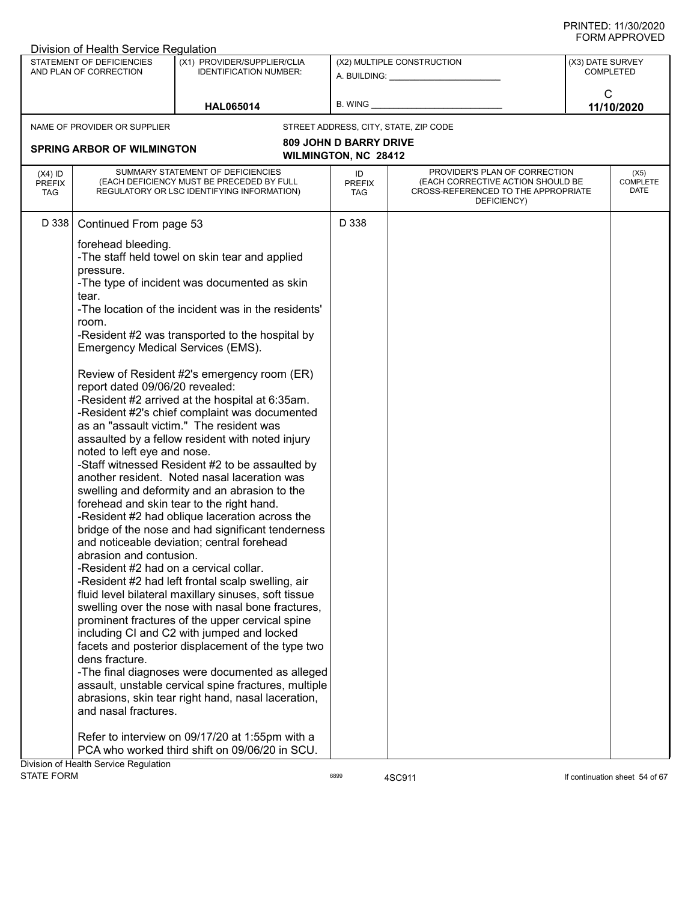Division of Health Service Regulation

| STATEMENT OF DEFICIENCIES AND PLAN OF CORRECTION | (X1) PROVIDER/SUPPLIER/CLIA IDENTIFICATION NUMBER: | (X2) MULTIPLE CONSTRUCTION | (X3) DATE SURVEY COMPLETED |
|---|---|---|---|
| | HAL065014 | A. BUILDING: ______ B. WING ______ | C 11/10/2020 |

NAME OF PROVIDER OR SUPPLIER: **SPRING ARBOR OF WILMINGTON**

STREET ADDRESS, CITY, STATE, ZIP CODE: **809 JOHN D BARRY DRIVE WILMINGTON, NC 28412**

| (X4) ID PREFIX TAG | SUMMARY STATEMENT OF DEFICIENCIES (EACH DEFICIENCY MUST BE PRECEDED BY FULL REGULATORY OR LSC IDENTIFYING INFORMATION) | ID PREFIX TAG | PROVIDER'S PLAN OF CORRECTION (EACH CORRECTIVE ACTION SHOULD BE CROSS-REFERENCED TO THE APPROPRIATE DEFICIENCY) | (X5) COMPLETE DATE |
|---|---|---|---|---|
| D 338 | Continued From page 53 | D 338 | | |

forehead bleeding.
-The staff held towel on skin tear and applied pressure.
-The type of incident was documented as skin tear.
-The location of the incident was in the residents' room.
-Resident #2 was transported to the hospital by Emergency Medical Services (EMS).

Review of Resident #2's emergency room (ER) report dated 09/06/20 revealed:
-Resident #2 arrived at the hospital at 6:35am.
-Resident #2's chief complaint was documented as an "assault victim." The resident was assaulted by a fellow resident with noted injury noted to left eye and nose.
-Staff witnessed Resident #2 to be assaulted by another resident. Noted nasal laceration was swelling and deformity and an abrasion to the forehead and skin tear to the right hand.
-Resident #2 had oblique laceration across the bridge of the nose and had significant tenderness and noticeable deviation; central forehead abrasion and contusion.
-Resident #2 had on a cervical collar.
-Resident #2 had left frontal scalp swelling, air fluid level bilateral maxillary sinuses, soft tissue swelling over the nose with nasal bone fractures, prominent fractures of the upper cervical spine including CI and C2 with jumped and locked facets and posterior displacement of the type two dens fracture.
-The final diagnoses were documented as alleged assault, unstable cervical spine fractures, multiple abrasions, skin tear right hand, nasal laceration, and nasal fractures.

Refer to interview on 09/17/20 at 1:55pm with a PCA who worked third shift on 09/06/20 in SCU.

Division of Health Service Regulation
STATE FORM 6899 4SC911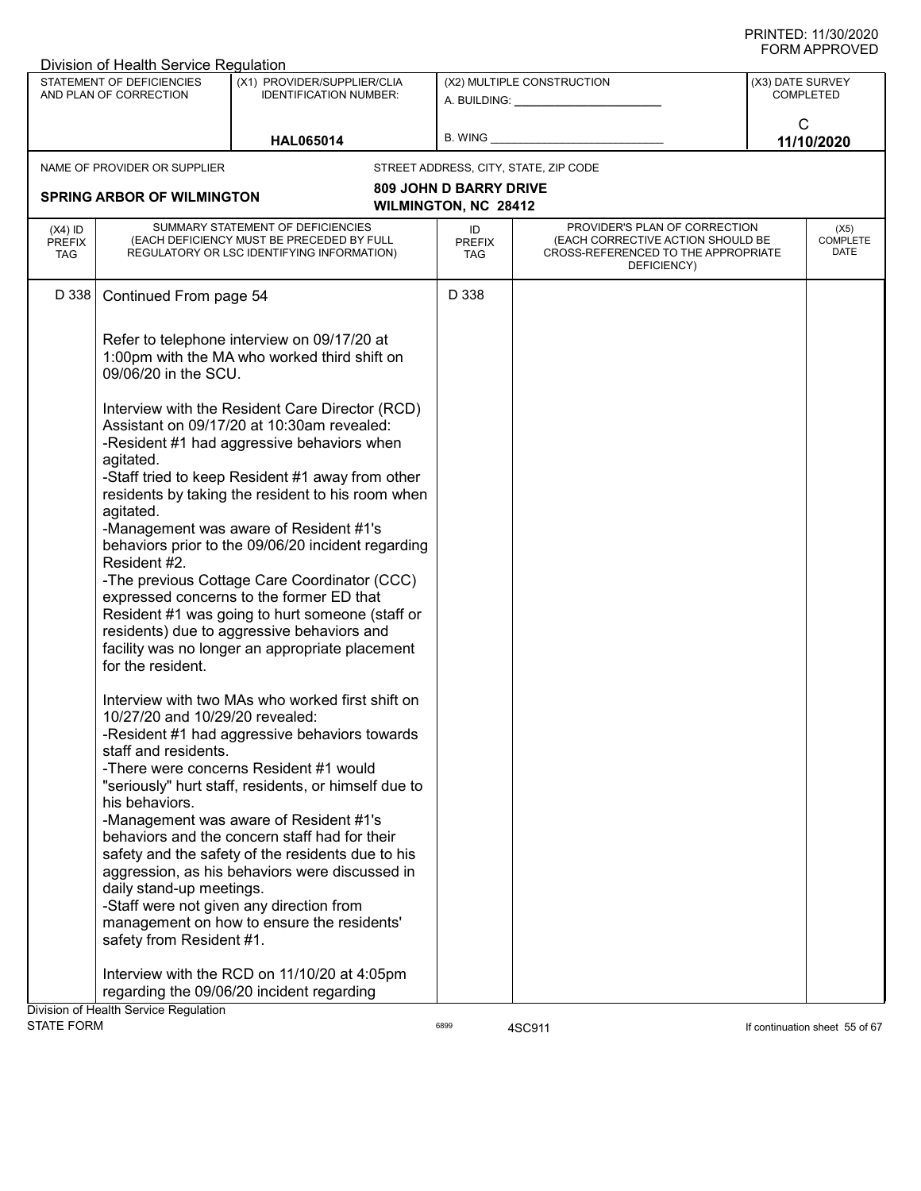PRINTED: 11/30/2020
FORM APPROVED

Division of Health Service Regulation

| STATEMENT OF DEFICIENCIES AND PLAN OF CORRECTION | (X1) PROVIDER/SUPPLIER/CLIA IDENTIFICATION NUMBER: | (X2) MULTIPLE CONSTRUCTION | (X3) DATE SURVEY COMPLETED |
|---|---|---|---|
| | HAL065014 | A. BUILDING: ______ B. WING ______ | C 11/10/2020 |

| NAME OF PROVIDER OR SUPPLIER | STREET ADDRESS, CITY, STATE, ZIP CODE |
|---|---|
| SPRING ARBOR OF WILMINGTON | 809 JOHN D BARRY DRIVE WILMINGTON, NC 28412 |

| (X4) ID PREFIX TAG | SUMMARY STATEMENT OF DEFICIENCIES (EACH DEFICIENCY MUST BE PRECEDED BY FULL REGULATORY OR LSC IDENTIFYING INFORMATION) | ID PREFIX TAG | PROVIDER'S PLAN OF CORRECTION (EACH CORRECTIVE ACTION SHOULD BE CROSS-REFERENCED TO THE APPROPRIATE DEFICIENCY) | (X5) COMPLETE DATE |
|---|---|---|---|---|
| D 338 | Continued From page 54 | D 338 | | |

Refer to telephone interview on 09/17/20 at 1:00pm with the MA who worked third shift on 09/06/20 in the SCU.

Interview with the Resident Care Director (RCD) Assistant on 09/17/20 at 10:30am revealed:
-Resident #1 had aggressive behaviors when agitated.
-Staff tried to keep Resident #1 away from other residents by taking the resident to his room when agitated.
-Management was aware of Resident #1's behaviors prior to the 09/06/20 incident regarding Resident #2.
-The previous Cottage Care Coordinator (CCC) expressed concerns to the former ED that Resident #1 was going to hurt someone (staff or residents) due to aggressive behaviors and facility was no longer an appropriate placement for the resident.

Interview with two MAs who worked first shift on 10/27/20 and 10/29/20 revealed:
-Resident #1 had aggressive behaviors towards staff and residents.
-There were concerns Resident #1 would "seriously" hurt staff, residents, or himself due to his behaviors.
-Management was aware of Resident #1's behaviors and the concern staff had for their safety and the safety of the residents due to his aggression, as his behaviors were discussed in daily stand-up meetings.
-Staff were not given any direction from management on how to ensure the residents' safety from Resident #1.

Interview with the RCD on 11/10/20 at 4:05pm regarding the 09/06/20 incident regarding

Division of Health Service Regulation
STATE FORM 6899 4SC911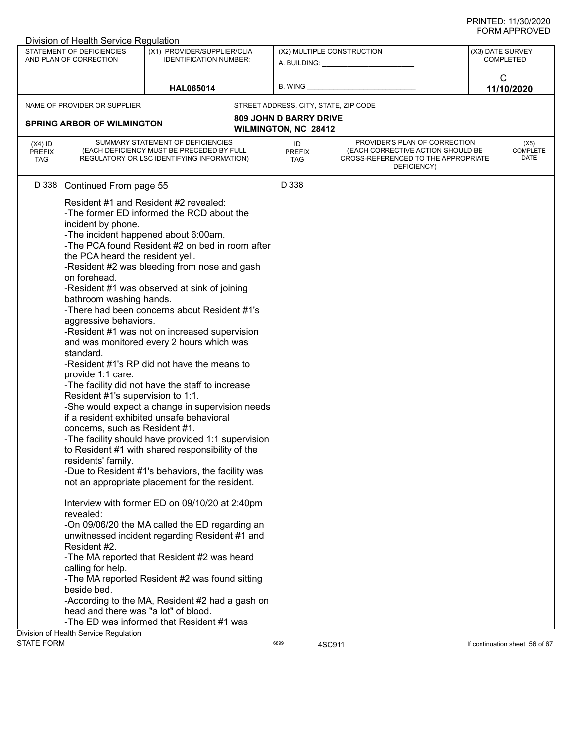Division of Health Service Regulation

| STATEMENT OF DEFICIENCIES AND PLAN OF CORRECTION | (X1) PROVIDER/SUPPLIER/CLIA IDENTIFICATION NUMBER: | (X2) MULTIPLE CONSTRUCTION | (X3) DATE SURVEY COMPLETED |
|---|---|---|---|
| | HAL065014 | A. BUILDING: ______ B. WING ______ | C 11/10/2020 |

NAME OF PROVIDER OR SUPPLIER: **SPRING ARBOR OF WILMINGTON**

STREET ADDRESS, CITY, STATE, ZIP CODE: **809 JOHN D BARRY DRIVE, WILMINGTON, NC 28412**

| (X4) ID PREFIX TAG | SUMMARY STATEMENT OF DEFICIENCIES (EACH DEFICIENCY MUST BE PRECEDED BY FULL REGULATORY OR LSC IDENTIFYING INFORMATION) | ID PREFIX TAG | PROVIDER'S PLAN OF CORRECTION (EACH CORRECTIVE ACTION SHOULD BE CROSS-REFERENCED TO THE APPROPRIATE DEFICIENCY) | (X5) COMPLETE DATE |
|---|---|---|---|---|
| D 338 | Continued From page 55<br><br>Resident #1 and Resident #2 revealed:<br>-The former ED informed the RCD about the incident by phone.<br>-The incident happened about 6:00am.<br>-The PCA found Resident #2 on bed in room after the PCA heard the resident yell.<br>-Resident #2 was bleeding from nose and gash on forehead.<br>-Resident #1 was observed at sink of joining bathroom washing hands.<br>-There had been concerns about Resident #1's aggressive behaviors.<br>-Resident #1 was not on increased supervision and was monitored every 2 hours which was standard.<br>-Resident #1's RP did not have the means to provide 1:1 care.<br>-The facility did not have the staff to increase Resident #1's supervision to 1:1.<br>-She would expect a change in supervision needs if a resident exhibited unsafe behavioral concerns, such as Resident #1.<br>-The facility should have provided 1:1 supervision to Resident #1 with shared responsibility of the residents' family.<br>-Due to Resident #1's behaviors, the facility was not an appropriate placement for the resident.<br><br>Interview with former ED on 09/10/20 at 2:40pm revealed:<br>-On 09/06/20 the MA called the ED regarding an unwitnessed incident regarding Resident #1 and Resident #2.<br>-The MA reported that Resident #2 was heard calling for help.<br>-The MA reported Resident #2 was found sitting beside bed.<br>-According to the MA, Resident #2 had a gash on head and there was "a lot" of blood.<br>-The ED was informed that Resident #1 was | D 338 | | |

Division of Health Service Regulation
STATE FORM 6899 4SC911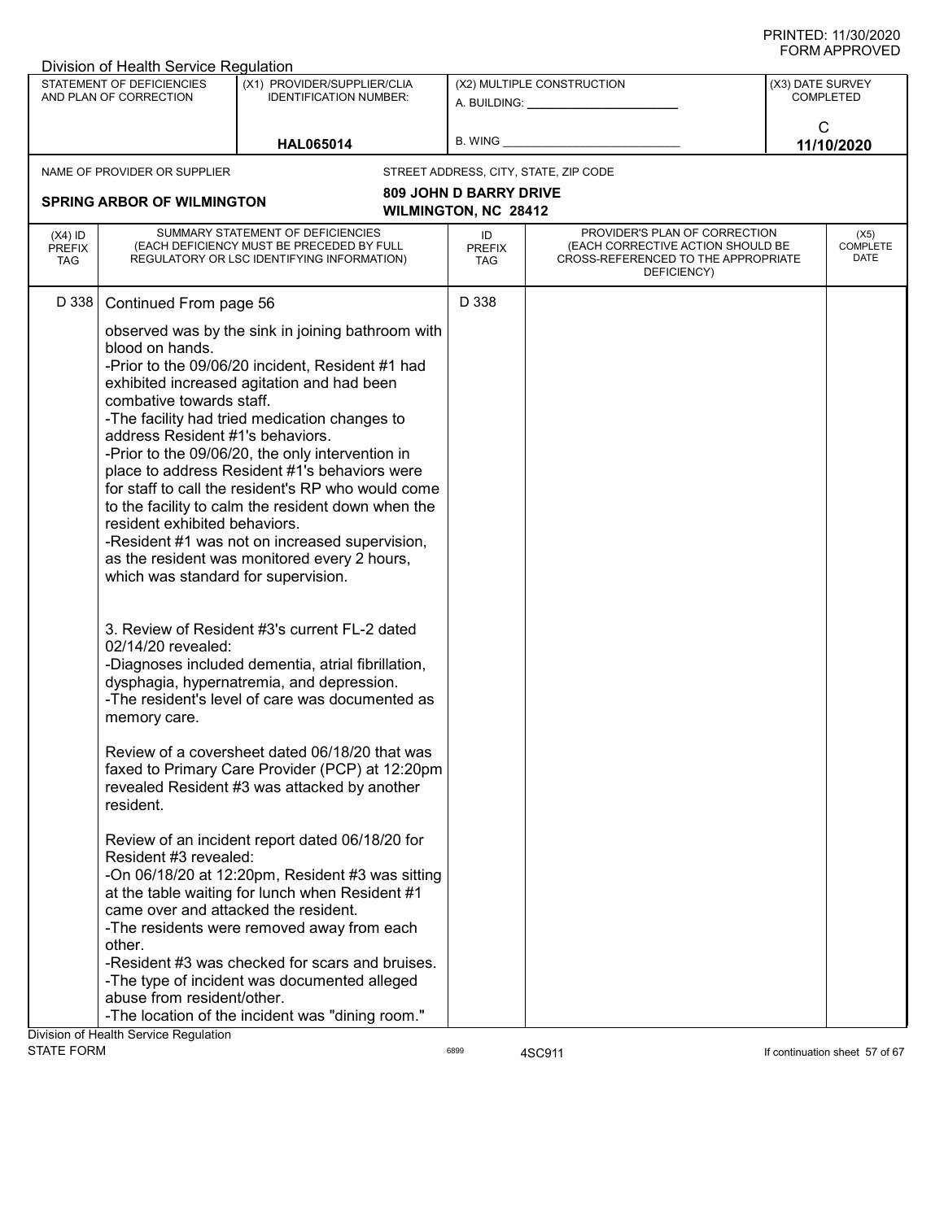PRINTED: 11/30/2020
FORM APPROVED

Division of Health Service Regulation

| STATEMENT OF DEFICIENCIES AND PLAN OF CORRECTION | (X1) PROVIDER/SUPPLIER/CLIA IDENTIFICATION NUMBER: | (X2) MULTIPLE CONSTRUCTION | (X3) DATE SURVEY COMPLETED |
|---|---|---|---|
| | HAL065014 | A. BUILDING: ______ B. WING ______ | C 11/10/2020 |

NAME OF PROVIDER OR SUPPLIER: **SPRING ARBOR OF WILMINGTON**

STREET ADDRESS, CITY, STATE, ZIP CODE: **809 JOHN D BARRY DRIVE, WILMINGTON, NC 28412**

| (X4) ID PREFIX TAG | SUMMARY STATEMENT OF DEFICIENCIES (EACH DEFICIENCY MUST BE PRECEDED BY FULL REGULATORY OR LSC IDENTIFYING INFORMATION) | ID PREFIX TAG | PROVIDER'S PLAN OF CORRECTION (EACH CORRECTIVE ACTION SHOULD BE CROSS-REFERENCED TO THE APPROPRIATE DEFICIENCY) | (X5) COMPLETE DATE |
|---|---|---|---|---|
| D 338 | Continued From page 56 | D 338 | | |

observed was by the sink in joining bathroom with blood on hands.
-Prior to the 09/06/20 incident, Resident #1 had exhibited increased agitation and had been combative towards staff.
-The facility had tried medication changes to address Resident #1's behaviors.
-Prior to the 09/06/20, the only intervention in place to address Resident #1's behaviors were for staff to call the resident's RP who would come to the facility to calm the resident down when the resident exhibited behaviors.
-Resident #1 was not on increased supervision, as the resident was monitored every 2 hours, which was standard for supervision.

3. Review of Resident #3's current FL-2 dated 02/14/20 revealed:
-Diagnoses included dementia, atrial fibrillation, dysphagia, hypernatremia, and depression.
-The resident's level of care was documented as memory care.

Review of a coversheet dated 06/18/20 that was faxed to Primary Care Provider (PCP) at 12:20pm revealed Resident #3 was attacked by another resident.

Review of an incident report dated 06/18/20 for Resident #3 revealed:
-On 06/18/20 at 12:20pm, Resident #3 was sitting at the table waiting for lunch when Resident #1 came over and attacked the resident.
-The residents were removed away from each other.
-Resident #3 was checked for scars and bruises.
-The type of incident was documented alleged abuse from resident/other.
-The location of the incident was "dining room."

Division of Health Service Regulation
STATE FORM 6899 4SC911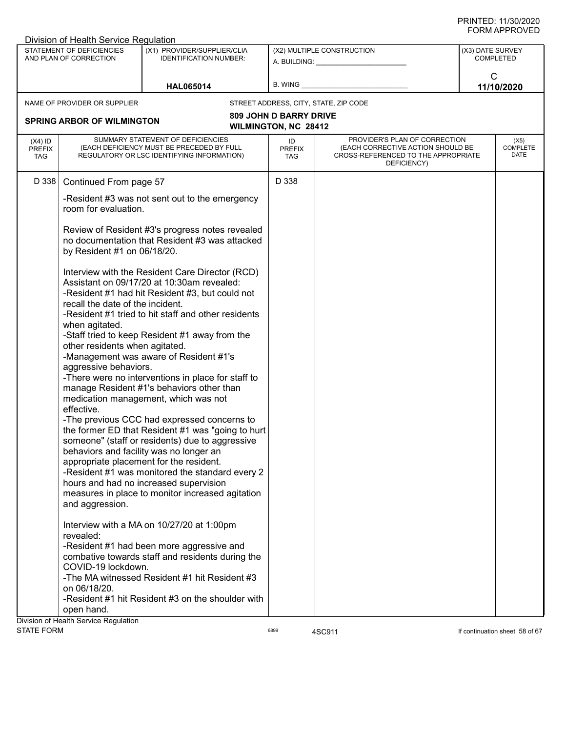Division of Health Service Regulation

| STATEMENT OF DEFICIENCIES AND PLAN OF CORRECTION | (X1) PROVIDER/SUPPLIER/CLIA IDENTIFICATION NUMBER: | (X2) MULTIPLE CONSTRUCTION | (X3) DATE SURVEY COMPLETED |
|---|---|---|---|
| | HAL065014 | A. BUILDING: ______ B. WING ______ | C 11/10/2020 |

| NAME OF PROVIDER OR SUPPLIER | STREET ADDRESS, CITY, STATE, ZIP CODE |
|---|---|
| SPRING ARBOR OF WILMINGTON | 809 JOHN D BARRY DRIVE WILMINGTON, NC 28412 |

| (X4) ID PREFIX TAG | SUMMARY STATEMENT OF DEFICIENCIES (EACH DEFICIENCY MUST BE PRECEDED BY FULL REGULATORY OR LSC IDENTIFYING INFORMATION) | ID PREFIX TAG | PROVIDER'S PLAN OF CORRECTION (EACH CORRECTIVE ACTION SHOULD BE CROSS-REFERENCED TO THE APPROPRIATE DEFICIENCY) | (X5) COMPLETE DATE |
|---|---|---|---|---|
| D 338 | Continued From page 57 | D 338 | | |

-Resident #3 was not sent out to the emergency room for evaluation.

Review of Resident #3's progress notes revealed no documentation that Resident #3 was attacked by Resident #1 on 06/18/20.

Interview with the Resident Care Director (RCD) Assistant on 09/17/20 at 10:30am revealed:
-Resident #1 had hit Resident #3, but could not recall the date of the incident.
-Resident #1 tried to hit staff and other residents when agitated.
-Staff tried to keep Resident #1 away from the other residents when agitated.
-Management was aware of Resident #1's aggressive behaviors.
-There were no interventions in place for staff to manage Resident #1's behaviors other than medication management, which was not effective.
-The previous CCC had expressed concerns to the former ED that Resident #1 was "going to hurt someone" (staff or residents) due to aggressive behaviors and facility was no longer an appropriate placement for the resident.
-Resident #1 was monitored the standard every 2 hours and had no increased supervision measures in place to monitor increased agitation and aggression.

Interview with a MA on 10/27/20 at 1:00pm revealed:
-Resident #1 had been more aggressive and combative towards staff and residents during the COVID-19 lockdown.
-The MA witnessed Resident #1 hit Resident #3 on 06/18/20.
-Resident #1 hit Resident #3 on the shoulder with open hand.

Division of Health Service Regulation
STATE FORM 6899 4SC911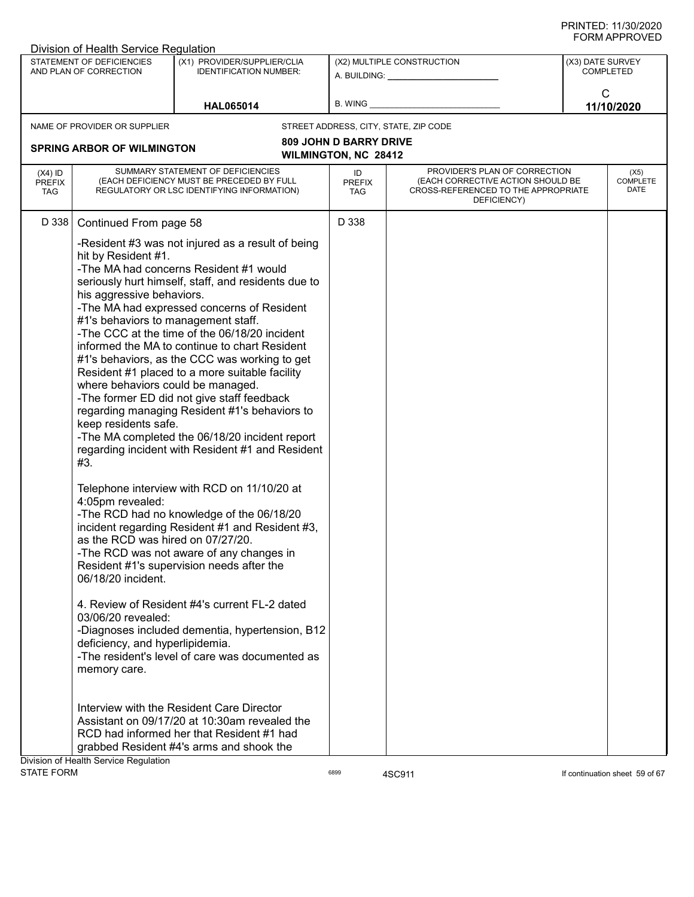| (X4) ID PREFIX TAG | SUMMARY STATEMENT OF DEFICIENCIES (EACH DEFICIENCY MUST BE PRECEDED BY FULL REGULATORY OR LSC IDENTIFYING INFORMATION) | ID PREFIX TAG | PROVIDER'S PLAN OF CORRECTION (EACH CORRECTIVE ACTION SHOULD BE CROSS-REFERENCED TO THE APPROPRIATE DEFICIENCY) | (X5) COMPLETE DATE |
|---|---|---|---|---|
| D 338 | Continued From page 58 | D 338 | | |

-Resident #3 was not injured as a result of being hit by Resident #1.
-The MA had concerns Resident #1 would seriously hurt himself, staff, and residents due to his aggressive behaviors.
-The MA had expressed concerns of Resident #1's behaviors to management staff.
-The CCC at the time of the 06/18/20 incident informed the MA to continue to chart Resident #1's behaviors, as the CCC was working to get Resident #1 placed to a more suitable facility where behaviors could be managed.
-The former ED did not give staff feedback regarding managing Resident #1's behaviors to keep residents safe.
-The MA completed the 06/18/20 incident report regarding incident with Resident #1 and Resident #3.

Telephone interview with RCD on 11/10/20 at 4:05pm revealed:
-The RCD had no knowledge of the 06/18/20 incident regarding Resident #1 and Resident #3, as the RCD was hired on 07/27/20.
-The RCD was not aware of any changes in Resident #1's supervision needs after the 06/18/20 incident.

4. Review of Resident #4's current FL-2 dated 03/06/20 revealed:
-Diagnoses included dementia, hypertension, B12 deficiency, and hyperlipidemia.
-The resident's level of care was documented as memory care.

Interview with the Resident Care Director Assistant on 09/17/20 at 10:30am revealed the RCD had informed her that Resident #1 had grabbed Resident #4's arms and shook the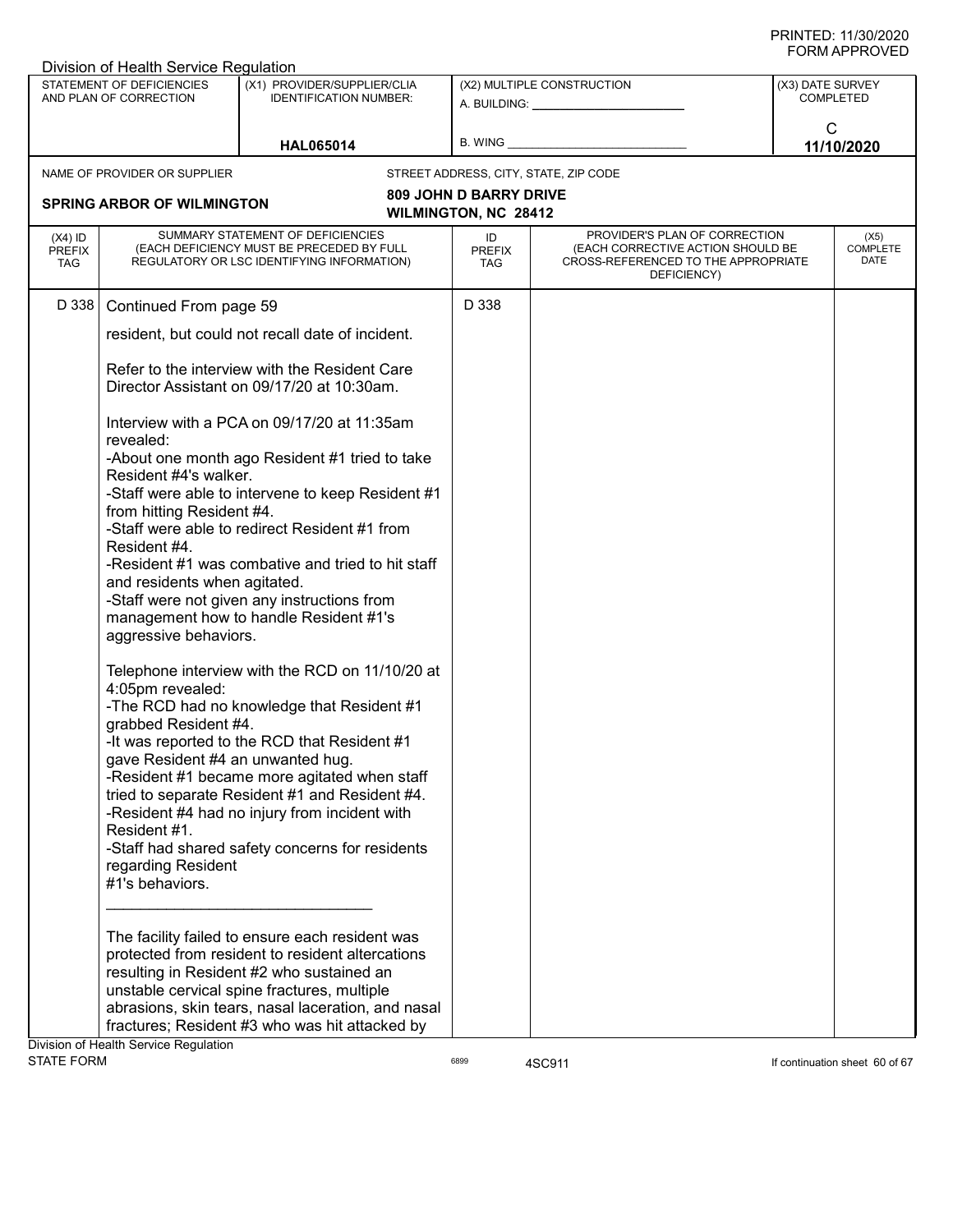Division of Health Service Regulation

| STATEMENT OF DEFICIENCIES AND PLAN OF CORRECTION | (X1) PROVIDER/SUPPLIER/CLIA IDENTIFICATION NUMBER: | (X2) MULTIPLE CONSTRUCTION | (X3) DATE SURVEY COMPLETED |
|---|---|---|---|
| | HAL065014 | A. BUILDING: ______ B. WING ______ | C 11/10/2020 |

NAME OF PROVIDER OR SUPPLIER: **SPRING ARBOR OF WILMINGTON**

STREET ADDRESS, CITY, STATE, ZIP CODE: **809 JOHN D BARRY DRIVE, WILMINGTON, NC 28412**

| (X4) ID PREFIX TAG | SUMMARY STATEMENT OF DEFICIENCIES (EACH DEFICIENCY MUST BE PRECEDED BY FULL REGULATORY OR LSC IDENTIFYING INFORMATION) | ID PREFIX TAG | PROVIDER'S PLAN OF CORRECTION (EACH CORRECTIVE ACTION SHOULD BE CROSS-REFERENCED TO THE APPROPRIATE DEFICIENCY) | (X5) COMPLETE DATE |
|---|---|---|---|---|
| D 338 | Continued From page 59 | D 338 | | |

resident, but could not recall date of incident.

Refer to the interview with the Resident Care Director Assistant on 09/17/20 at 10:30am.

Interview with a PCA on 09/17/20 at 11:35am revealed:
-About one month ago Resident #1 tried to take Resident #4's walker.
-Staff were able to intervene to keep Resident #1 from hitting Resident #4.
-Staff were able to redirect Resident #1 from Resident #4.
-Resident #1 was combative and tried to hit staff and residents when agitated.
-Staff were not given any instructions from management how to handle Resident #1's aggressive behaviors.

Telephone interview with the RCD on 11/10/20 at 4:05pm revealed:
-The RCD had no knowledge that Resident #1 grabbed Resident #4.
-It was reported to the RCD that Resident #1 gave Resident #4 an unwanted hug.
-Resident #1 became more agitated when staff tried to separate Resident #1 and Resident #4.
-Resident #4 had no injury from incident with Resident #1.
-Staff had shared safety concerns for residents regarding Resident #1's behaviors.

_______________________________

The facility failed to ensure each resident was protected from resident to resident altercations resulting in Resident #2 who sustained an unstable cervical spine fractures, multiple abrasions, skin tears, nasal laceration, and nasal fractures; Resident #3 who was hit attacked by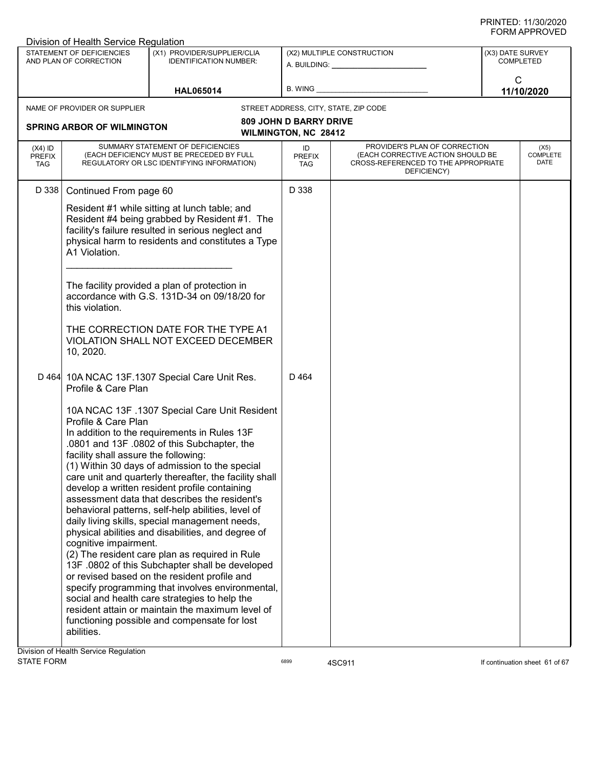Division of Health Service Regulation

| STATEMENT OF DEFICIENCIES AND PLAN OF CORRECTION | (X1) PROVIDER/SUPPLIER/CLIA IDENTIFICATION NUMBER: | (X2) MULTIPLE CONSTRUCTION | (X3) DATE SURVEY COMPLETED |
|---|---|---|---|
| | HAL065014 | A. BUILDING: ___ B. WING ___ | C 11/10/2020 |

NAME OF PROVIDER OR SUPPLIER: **SPRING ARBOR OF WILMINGTON**

STREET ADDRESS, CITY, STATE, ZIP CODE: **809 JOHN D BARRY DRIVE, WILMINGTON, NC 28412**

| (X4) ID PREFIX TAG | SUMMARY STATEMENT OF DEFICIENCIES (EACH DEFICIENCY MUST BE PRECEDED BY FULL REGULATORY OR LSC IDENTIFYING INFORMATION) | ID PREFIX TAG | PROVIDER'S PLAN OF CORRECTION (EACH CORRECTIVE ACTION SHOULD BE CROSS-REFERENCED TO THE APPROPRIATE DEFICIENCY) | (X5) COMPLETE DATE |
|---|---|---|---|---|
| D 338 | Continued From page 60<br><br>Resident #1 while sitting at lunch table; and Resident #4 being grabbed by Resident #1. The facility's failure resulted in serious neglect and physical harm to residents and constitutes a Type A1 Violation.<br><br>________________________________<br><br>The facility provided a plan of protection in accordance with G.S. 131D-34 on 09/18/20 for this violation.<br><br>THE CORRECTION DATE FOR THE TYPE A1 VIOLATION SHALL NOT EXCEED DECEMBER 10, 2020. | D 338 | | |
| D 464 | 10A NCAC 13F.1307 Special Care Unit Res. Profile & Care Plan<br><br>10A NCAC 13F .1307 Special Care Unit Resident Profile & Care Plan<br>In addition to the requirements in Rules 13F .0801 and 13F .0802 of this Subchapter, the facility shall assure the following:<br>(1) Within 30 days of admission to the special care unit and quarterly thereafter, the facility shall develop a written resident profile containing assessment data that describes the resident's behavioral patterns, self-help abilities, level of daily living skills, special management needs, physical abilities and disabilities, and degree of cognitive impairment.<br>(2) The resident care plan as required in Rule 13F .0802 of this Subchapter shall be developed or revised based on the resident profile and specify programming that involves environmental, social and health care strategies to help the resident attain or maintain the maximum level of functioning possible and compensate for lost abilities. | D 464 | | |

Division of Health Service Regulation
STATE FORM 6899 4SC911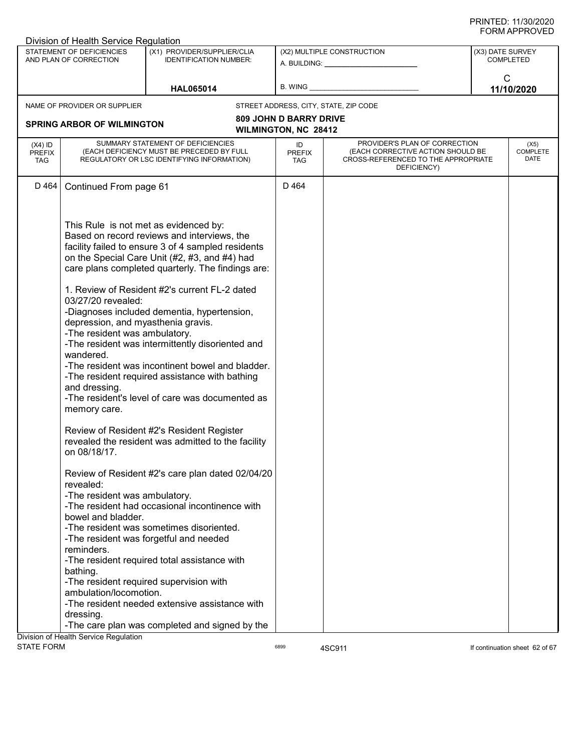Division of Health Service Regulation

| STATEMENT OF DEFICIENCIES AND PLAN OF CORRECTION | (X1) PROVIDER/SUPPLIER/CLIA IDENTIFICATION NUMBER: | (X2) MULTIPLE CONSTRUCTION | (X3) DATE SURVEY COMPLETED |
|---|---|---|---|
| | HAL065014 | A. BUILDING: ______ B. WING ______ | C 11/10/2020 |

NAME OF PROVIDER OR SUPPLIER: **SPRING ARBOR OF WILMINGTON**

STREET ADDRESS, CITY, STATE, ZIP CODE: **809 JOHN D BARRY DRIVE WILMINGTON, NC 28412**

| (X4) ID PREFIX TAG | SUMMARY STATEMENT OF DEFICIENCIES (EACH DEFICIENCY MUST BE PRECEDED BY FULL REGULATORY OR LSC IDENTIFYING INFORMATION) | ID PREFIX TAG | PROVIDER'S PLAN OF CORRECTION (EACH CORRECTIVE ACTION SHOULD BE CROSS-REFERENCED TO THE APPROPRIATE DEFICIENCY) | (X5) COMPLETE DATE |
|---|---|---|---|---|
| D 464 | Continued From page 61 | D 464 | | |

This Rule is not met as evidenced by:
Based on record reviews and interviews, the facility failed to ensure 3 of 4 sampled residents on the Special Care Unit (#2, #3, and #4) had care plans completed quarterly. The findings are:

1. Review of Resident #2's current FL-2 dated 03/27/20 revealed:
-Diagnoses included dementia, hypertension, depression, and myasthenia gravis.
-The resident was ambulatory.
-The resident was intermittently disoriented and wandered.
-The resident was incontinent bowel and bladder.
-The resident required assistance with bathing and dressing.
-The resident's level of care was documented as memory care.

Review of Resident #2's Resident Register revealed the resident was admitted to the facility on 08/18/17.

Review of Resident #2's care plan dated 02/04/20 revealed:
-The resident was ambulatory.
-The resident had occasional incontinence with bowel and bladder.
-The resident was sometimes disoriented.
-The resident was forgetful and needed reminders.
-The resident required total assistance with bathing.
-The resident required supervision with ambulation/locomotion.
-The resident needed extensive assistance with dressing.
-The care plan was completed and signed by the

Division of Health Service Regulation
STATE FORM 6899 4SC911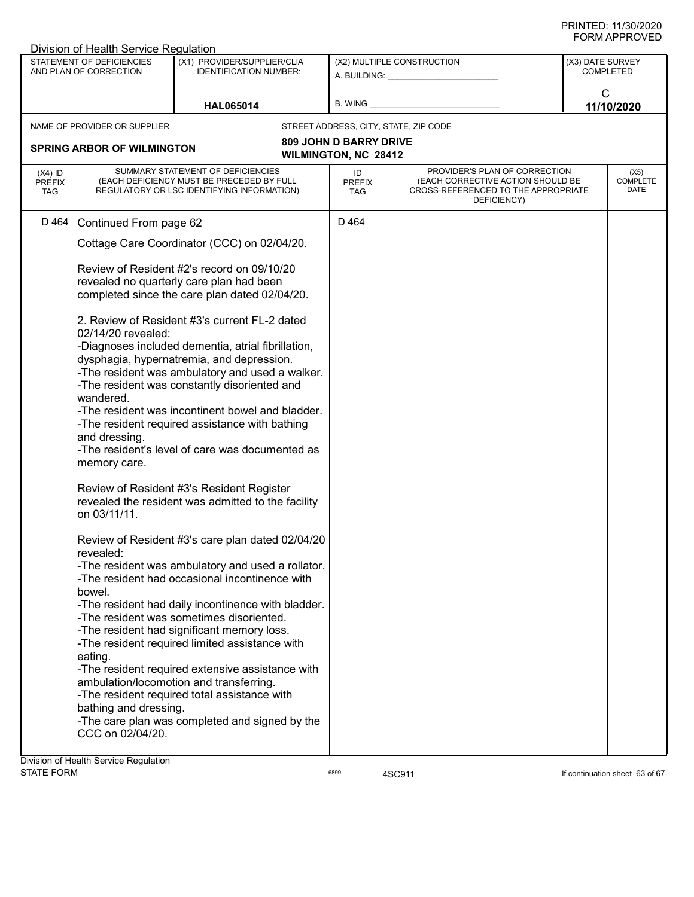PRINTED: 11/30/2020
FORM APPROVED

Division of Health Service Regulation

| STATEMENT OF DEFICIENCIES AND PLAN OF CORRECTION | (X1) PROVIDER/SUPPLIER/CLIA IDENTIFICATION NUMBER: | (X2) MULTIPLE CONSTRUCTION A. BUILDING: B. WING | (X3) DATE SURVEY COMPLETED |
|---|---|---|---|
| | HAL065014 | | C 11/10/2020 |

| NAME OF PROVIDER OR SUPPLIER | STREET ADDRESS, CITY, STATE, ZIP CODE |
|---|---|
| SPRING ARBOR OF WILMINGTON | 809 JOHN D BARRY DRIVE WILMINGTON, NC 28412 |

| (X4) ID PREFIX TAG | SUMMARY STATEMENT OF DEFICIENCIES (EACH DEFICIENCY MUST BE PRECEDED BY FULL REGULATORY OR LSC IDENTIFYING INFORMATION) | ID PREFIX TAG | PROVIDER'S PLAN OF CORRECTION (EACH CORRECTIVE ACTION SHOULD BE CROSS-REFERENCED TO THE APPROPRIATE DEFICIENCY) | (X5) COMPLETE DATE |
|---|---|---|---|---|
| D 464 | Continued From page 62 | D 464 | | |

Cottage Care Coordinator (CCC) on 02/04/20.

Review of Resident #2's record on 09/10/20 revealed no quarterly care plan had been completed since the care plan dated 02/04/20.

2. Review of Resident #3's current FL-2 dated 02/14/20 revealed:
-Diagnoses included dementia, atrial fibrillation, dysphagia, hypernatremia, and depression.
-The resident was ambulatory and used a walker.
-The resident was constantly disoriented and wandered.
-The resident was incontinent bowel and bladder.
-The resident required assistance with bathing and dressing.
-The resident's level of care was documented as memory care.

Review of Resident #3's Resident Register revealed the resident was admitted to the facility on 03/11/11.

Review of Resident #3's care plan dated 02/04/20 revealed:
-The resident was ambulatory and used a rollator.
-The resident had occasional incontinence with bowel.
-The resident had daily incontinence with bladder.
-The resident was sometimes disoriented.
-The resident had significant memory loss.
-The resident required limited assistance with eating.
-The resident required extensive assistance with ambulation/locomotion and transferring.
-The resident required total assistance with bathing and dressing.
-The care plan was completed and signed by the CCC on 02/04/20.

Division of Health Service Regulation
STATE FORM 6899 4SC911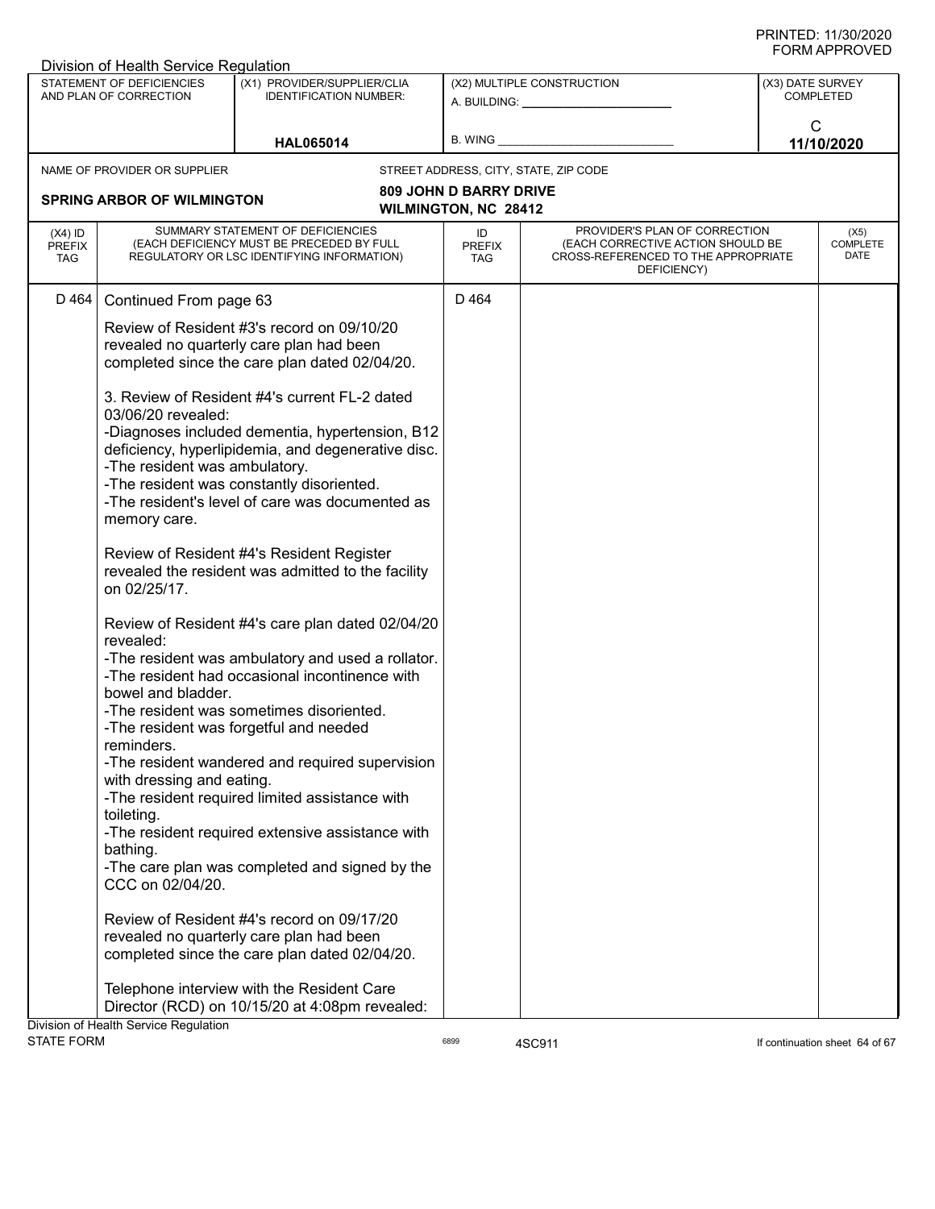Division of Health Service Regulation

| STATEMENT OF DEFICIENCIES AND PLAN OF CORRECTION | (X1) PROVIDER/SUPPLIER/CLIA IDENTIFICATION NUMBER: | (X2) MULTIPLE CONSTRUCTION | (X3) DATE SURVEY COMPLETED |
|---|---|---|---|
| | HAL065014 | A. BUILDING: ______ B. WING ______ | C 11/10/2020 |

| NAME OF PROVIDER OR SUPPLIER | STREET ADDRESS, CITY, STATE, ZIP CODE |
|---|---|
| SPRING ARBOR OF WILMINGTON | 809 JOHN D BARRY DRIVE WILMINGTON, NC 28412 |

| (X4) ID PREFIX TAG | SUMMARY STATEMENT OF DEFICIENCIES (EACH DEFICIENCY MUST BE PRECEDED BY FULL REGULATORY OR LSC IDENTIFYING INFORMATION) | ID PREFIX TAG | PROVIDER'S PLAN OF CORRECTION (EACH CORRECTIVE ACTION SHOULD BE CROSS-REFERENCED TO THE APPROPRIATE DEFICIENCY) | (X5) COMPLETE DATE |
|---|---|---|---|---|
| D 464 | Continued From page 63 | D 464 | | |

Review of Resident #3's record on 09/10/20 revealed no quarterly care plan had been completed since the care plan dated 02/04/20.

3. Review of Resident #4's current FL-2 dated 03/06/20 revealed:
-Diagnoses included dementia, hypertension, B12 deficiency, hyperlipidemia, and degenerative disc.
-The resident was ambulatory.
-The resident was constantly disoriented.
-The resident's level of care was documented as memory care.

Review of Resident #4's Resident Register revealed the resident was admitted to the facility on 02/25/17.

Review of Resident #4's care plan dated 02/04/20 revealed:
-The resident was ambulatory and used a rollator.
-The resident had occasional incontinence with bowel and bladder.
-The resident was sometimes disoriented.
-The resident was forgetful and needed reminders.
-The resident wandered and required supervision with dressing and eating.
-The resident required limited assistance with toileting.
-The resident required extensive assistance with bathing.
-The care plan was completed and signed by the CCC on 02/04/20.

Review of Resident #4's record on 09/17/20 revealed no quarterly care plan had been completed since the care plan dated 02/04/20.

Telephone interview with the Resident Care Director (RCD) on 10/15/20 at 4:08pm revealed:

Division of Health Service Regulation
STATE FORM 6899 4SC911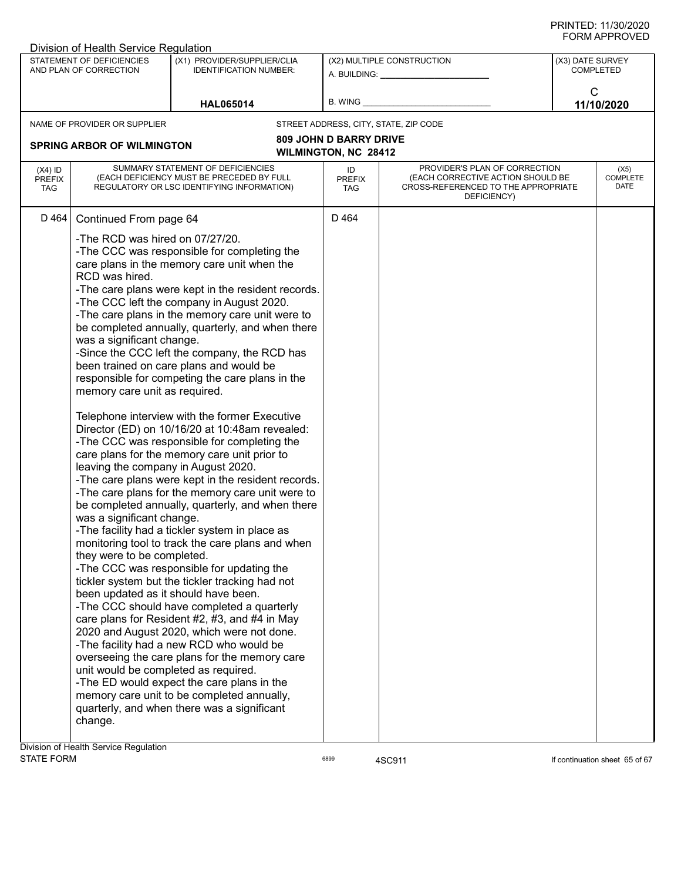PRINTED: 11/30/2020
FORM APPROVED

Division of Health Service Regulation

| STATEMENT OF DEFICIENCIES AND PLAN OF CORRECTION | (X1) PROVIDER/SUPPLIER/CLIA IDENTIFICATION NUMBER: | (X2) MULTIPLE CONSTRUCTION | (X3) DATE SURVEY COMPLETED |
|---|---|---|---|
| | HAL065014 | A. BUILDING: ______ B. WING ______ | C 11/10/2020 |

NAME OF PROVIDER OR SUPPLIER: **SPRING ARBOR OF WILMINGTON**

STREET ADDRESS, CITY, STATE, ZIP CODE: **809 JOHN D BARRY DRIVE, WILMINGTON, NC 28412**

| (X4) ID PREFIX TAG | SUMMARY STATEMENT OF DEFICIENCIES (EACH DEFICIENCY MUST BE PRECEDED BY FULL REGULATORY OR LSC IDENTIFYING INFORMATION) | ID PREFIX TAG | PROVIDER'S PLAN OF CORRECTION (EACH CORRECTIVE ACTION SHOULD BE CROSS-REFERENCED TO THE APPROPRIATE DEFICIENCY) | (X5) COMPLETE DATE |
|---|---|---|---|---|
| D 464 | Continued From page 64 | D 464 | | |

-The RCD was hired on 07/27/20.
-The CCC was responsible for completing the care plans in the memory care unit when the RCD was hired.
-The care plans were kept in the resident records.
-The CCC left the company in August 2020.
-The care plans in the memory care unit were to be completed annually, quarterly, and when there was a significant change.
-Since the CCC left the company, the RCD has been trained on care plans and would be responsible for competing the care plans in the memory care unit as required.

Telephone interview with the former Executive Director (ED) on 10/16/20 at 10:48am revealed:
-The CCC was responsible for completing the care plans for the memory care unit prior to leaving the company in August 2020.
-The care plans were kept in the resident records.
-The care plans for the memory care unit were to be completed annually, quarterly, and when there was a significant change.
-The facility had a tickler system in place as monitoring tool to track the care plans and when they were to be completed.
-The CCC was responsible for updating the tickler system but the tickler tracking had not been updated as it should have been.
-The CCC should have completed a quarterly care plans for Resident #2, #3, and #4 in May 2020 and August 2020, which were not done.
-The facility had a new RCD who would be overseeing the care plans for the memory care unit would be completed as required.
-The ED would expect the care plans in the memory care unit to be completed annually, quarterly, and when there was a significant change.

Division of Health Service Regulation
STATE FORM 6899 4SC911 If continuation sheet 65 of 67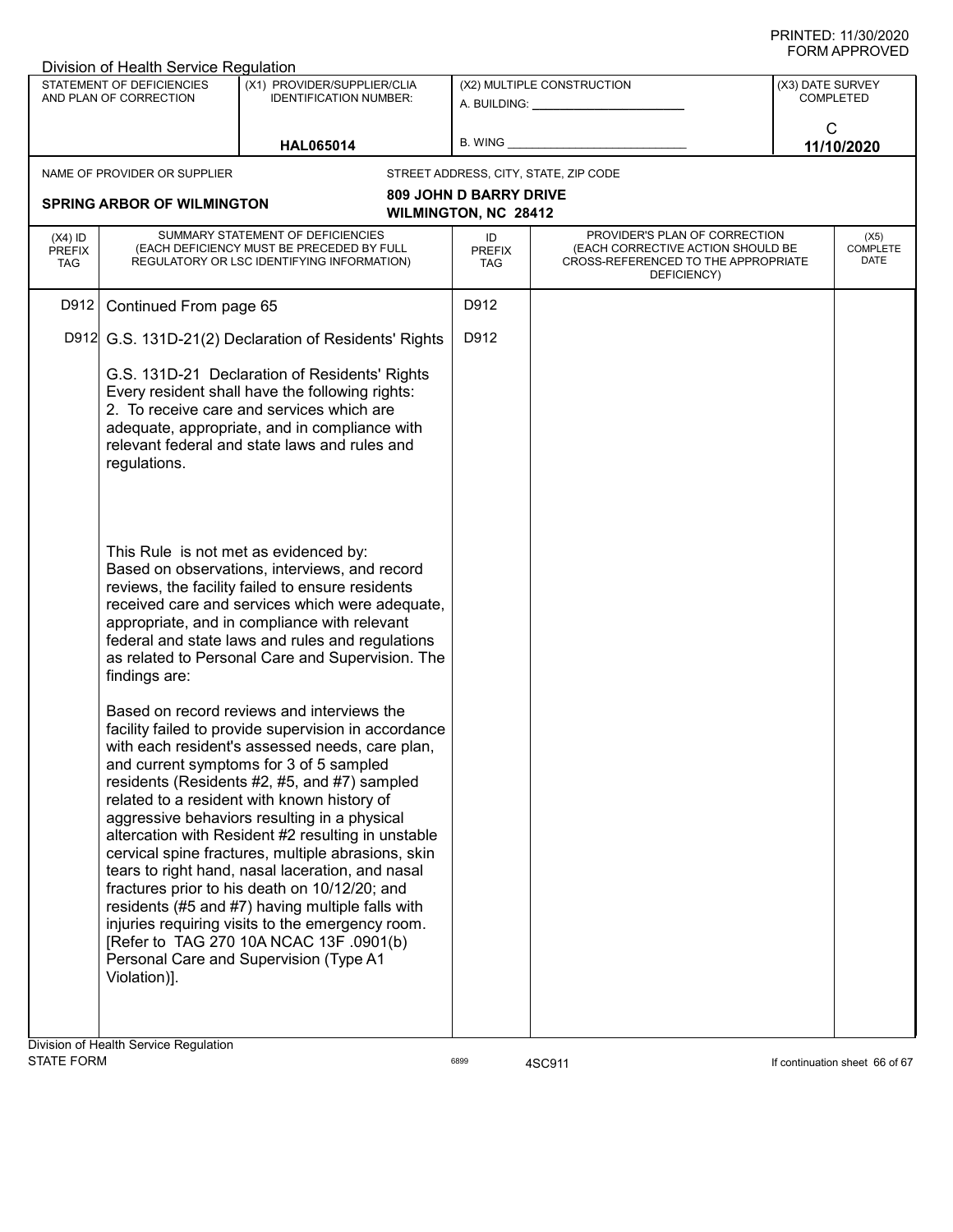PRINTED: 11/30/2020
FORM APPROVED

Division of Health Service Regulation

| STATEMENT OF DEFICIENCIES AND PLAN OF CORRECTION | (X1) PROVIDER/SUPPLIER/CLIA IDENTIFICATION NUMBER: | (X2) MULTIPLE CONSTRUCTION | (X3) DATE SURVEY COMPLETED |
|---|---|---|---|
| | HAL065014 | A. BUILDING: ______ B. WING ______ | C 11/10/2020 |

| NAME OF PROVIDER OR SUPPLIER | STREET ADDRESS, CITY, STATE, ZIP CODE |
|---|---|
| SPRING ARBOR OF WILMINGTON | 809 JOHN D BARRY DRIVE WILMINGTON, NC 28412 |

| (X4) ID PREFIX TAG | SUMMARY STATEMENT OF DEFICIENCIES (EACH DEFICIENCY MUST BE PRECEDED BY FULL REGULATORY OR LSC IDENTIFYING INFORMATION) | ID PREFIX TAG | PROVIDER'S PLAN OF CORRECTION (EACH CORRECTIVE ACTION SHOULD BE CROSS-REFERENCED TO THE APPROPRIATE DEFICIENCY) | (X5) COMPLETE DATE |
|---|---|---|---|---|
| D912 | Continued From page 65 | D912 | | |
| D912 | G.S. 131D-21(2) Declaration of Residents' Rights<br><br>G.S. 131D-21 Declaration of Residents' Rights<br>Every resident shall have the following rights:<br>2. To receive care and services which are adequate, appropriate, and in compliance with relevant federal and state laws and rules and regulations.<br><br>This Rule is not met as evidenced by:<br>Based on observations, interviews, and record reviews, the facility failed to ensure residents received care and services which were adequate, appropriate, and in compliance with relevant federal and state laws and rules and regulations as related to Personal Care and Supervision. The findings are:<br><br>Based on record reviews and interviews the facility failed to provide supervision in accordance with each resident's assessed needs, care plan, and current symptoms for 3 of 5 sampled residents (Residents #2, #5, and #7) sampled related to a resident with known history of aggressive behaviors resulting in a physical altercation with Resident #2 resulting in unstable cervical spine fractures, multiple abrasions, skin tears to right hand, nasal laceration, and nasal fractures prior to his death on 10/12/20; and residents (#5 and #7) having multiple falls with injuries requiring visits to the emergency room. [Refer to TAG 270 10A NCAC 13F .0901(b) Personal Care and Supervision (Type A1 Violation)]. | D912 | | |

Division of Health Service Regulation
STATE FORM 6899 4SC911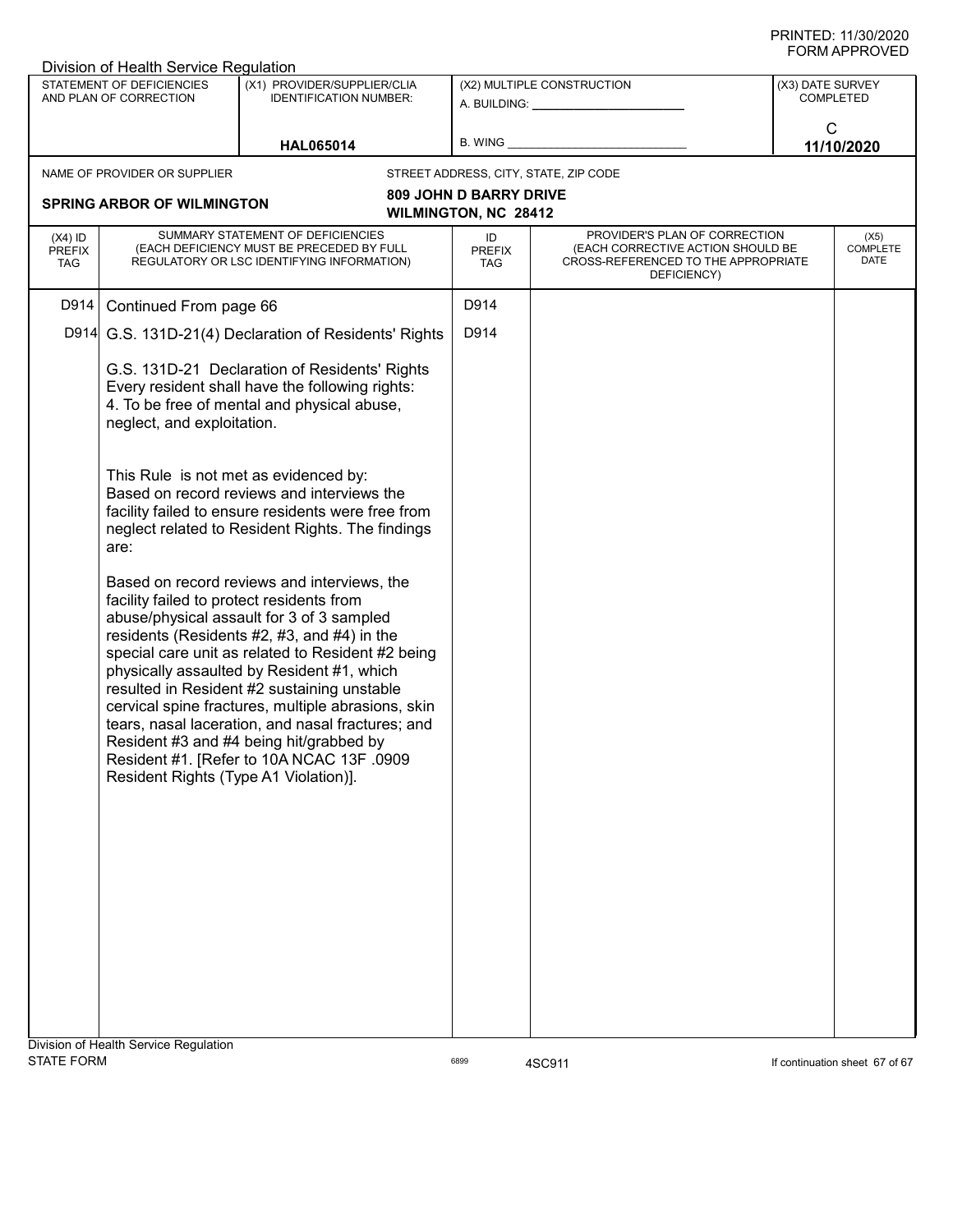PRINTED: 11/30/2020
FORM APPROVED

Division of Health Service Regulation

| STATEMENT OF DEFICIENCIES AND PLAN OF CORRECTION | (X1) PROVIDER/SUPPLIER/CLIA IDENTIFICATION NUMBER: | (X2) MULTIPLE CONSTRUCTION | (X3) DATE SURVEY COMPLETED |
|---|---|---|---|
| | HAL065014 | A. BUILDING: ______ B. WING ______ | C 11/10/2020 |

NAME OF PROVIDER OR SUPPLIER: **SPRING ARBOR OF WILMINGTON**

STREET ADDRESS, CITY, STATE, ZIP CODE: **809 JOHN D BARRY DRIVE, WILMINGTON, NC 28412**

| (X4) ID PREFIX TAG | SUMMARY STATEMENT OF DEFICIENCIES (EACH DEFICIENCY MUST BE PRECEDED BY FULL REGULATORY OR LSC IDENTIFYING INFORMATION) | ID PREFIX TAG | PROVIDER'S PLAN OF CORRECTION (EACH CORRECTIVE ACTION SHOULD BE CROSS-REFERENCED TO THE APPROPRIATE DEFICIENCY) | (X5) COMPLETE DATE |
|---|---|---|---|---|
| D914 | Continued From page 66 | D914 | | |
| D914 | G.S. 131D-21(4) Declaration of Residents' Rights | D914 | | |

G.S. 131D-21 Declaration of Residents' Rights
Every resident shall have the following rights:
4. To be free of mental and physical abuse, neglect, and exploitation.

This Rule is not met as evidenced by:
Based on record reviews and interviews the facility failed to ensure residents were free from neglect related to Resident Rights. The findings are:

Based on record reviews and interviews, the facility failed to protect residents from abuse/physical assault for 3 of 3 sampled residents (Residents #2, #3, and #4) in the special care unit as related to Resident #2 being physically assaulted by Resident #1, which resulted in Resident #2 sustaining unstable cervical spine fractures, multiple abrasions, skin tears, nasal laceration, and nasal fractures; and Resident #3 and #4 being hit/grabbed by Resident #1. [Refer to 10A NCAC 13F .0909 Resident Rights (Type A1 Violation)].

Division of Health Service Regulation
STATE FORM 6899 4SC911